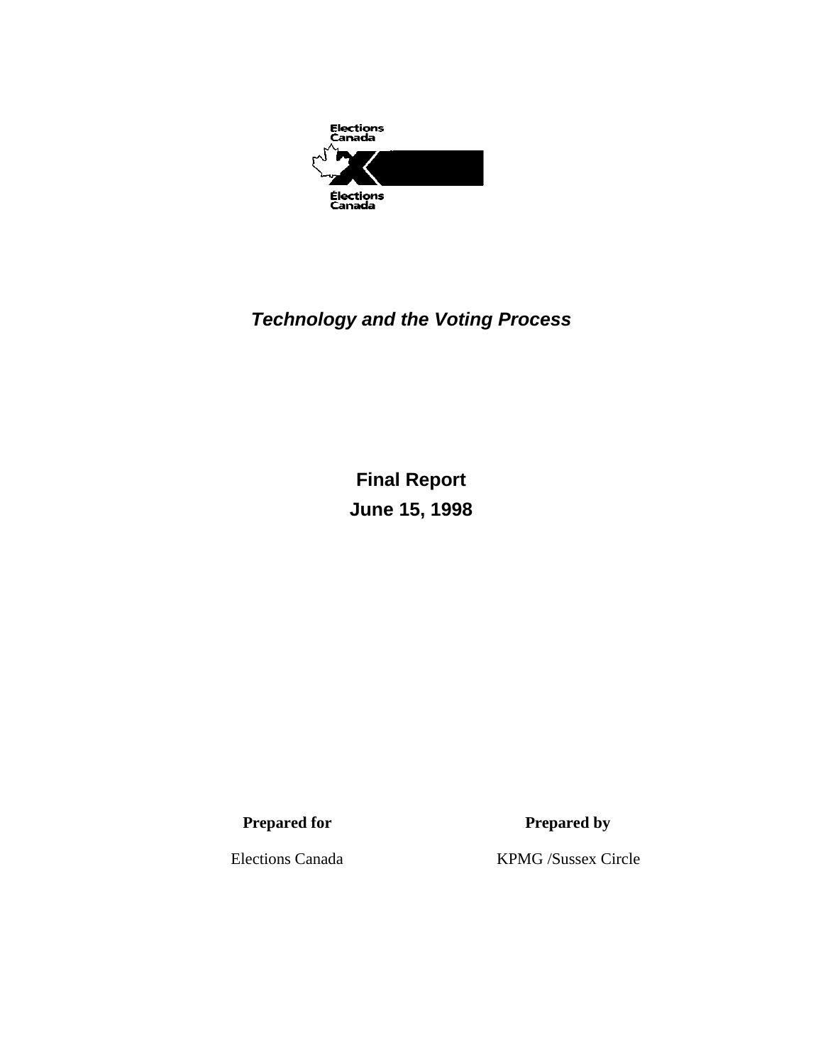Elections Canada

Élections Canada

# *Technology and the Voting Process*

**Final Report**

**June 15, 1998**

| **Prepared for** | **Prepared by** |
| --- | --- |
| Elections Canada | KPMG /Sussex Circle |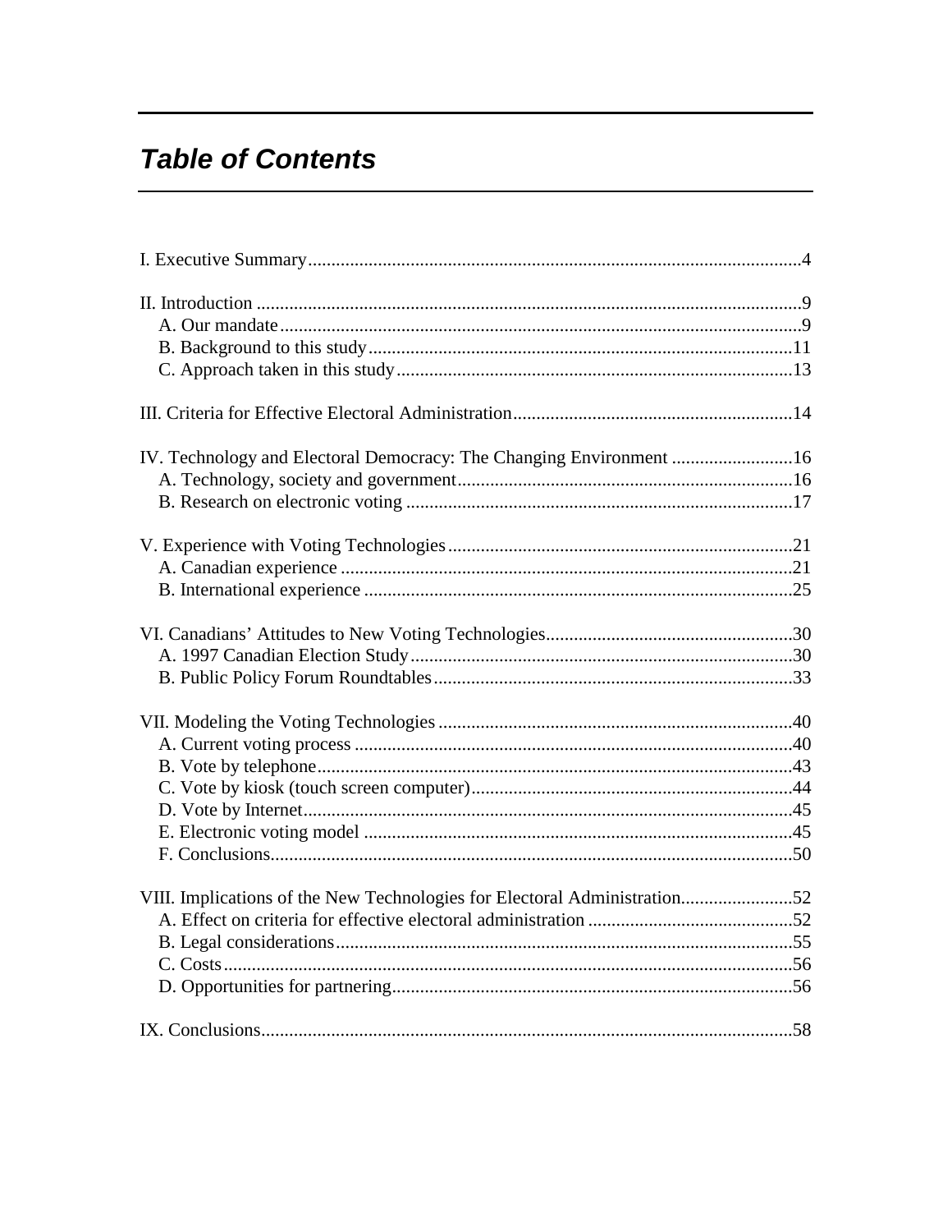# *Table of Contents*

I. Executive Summary.........................................................................................................4

II. Introduction ...................................................................................................................9
- A. Our mandate..............................................................................................................9
- B. Background to this study..........................................................................................11
- C. Approach taken in this study....................................................................................13

III. Criteria for Effective Electoral Administration...........................................................14

IV. Technology and Electoral Democracy: The Changing Environment .........................16
- A. Technology, society and government.......................................................................16
- B. Research on electronic voting ..................................................................................17

V. Experience with Voting Technologies.........................................................................21
- A. Canadian experience ................................................................................................21
- B. International experience ...........................................................................................25

VI. Canadians' Attitudes to New Voting Technologies....................................................30
- A. 1997 Canadian Election Study.................................................................................30
- B. Public Policy Forum Roundtables............................................................................33

VII. Modeling the Voting Technologies ..........................................................................40
- A. Current voting process .............................................................................................40
- B. Vote by telephone.....................................................................................................43
- C. Vote by kiosk (touch screen computer)....................................................................44
- D. Vote by Internet........................................................................................................45
- E. Electronic voting model ...........................................................................................45
- F. Conclusions...............................................................................................................50

VIII. Implications of the New Technologies for Electoral Administration.......................52
- A. Effect on criteria for effective electoral administration ...........................................52
- B. Legal considerations.................................................................................................55
- C. Costs.........................................................................................................................56
- D. Opportunities for partnering.....................................................................................56

IX. Conclusions.................................................................................................................58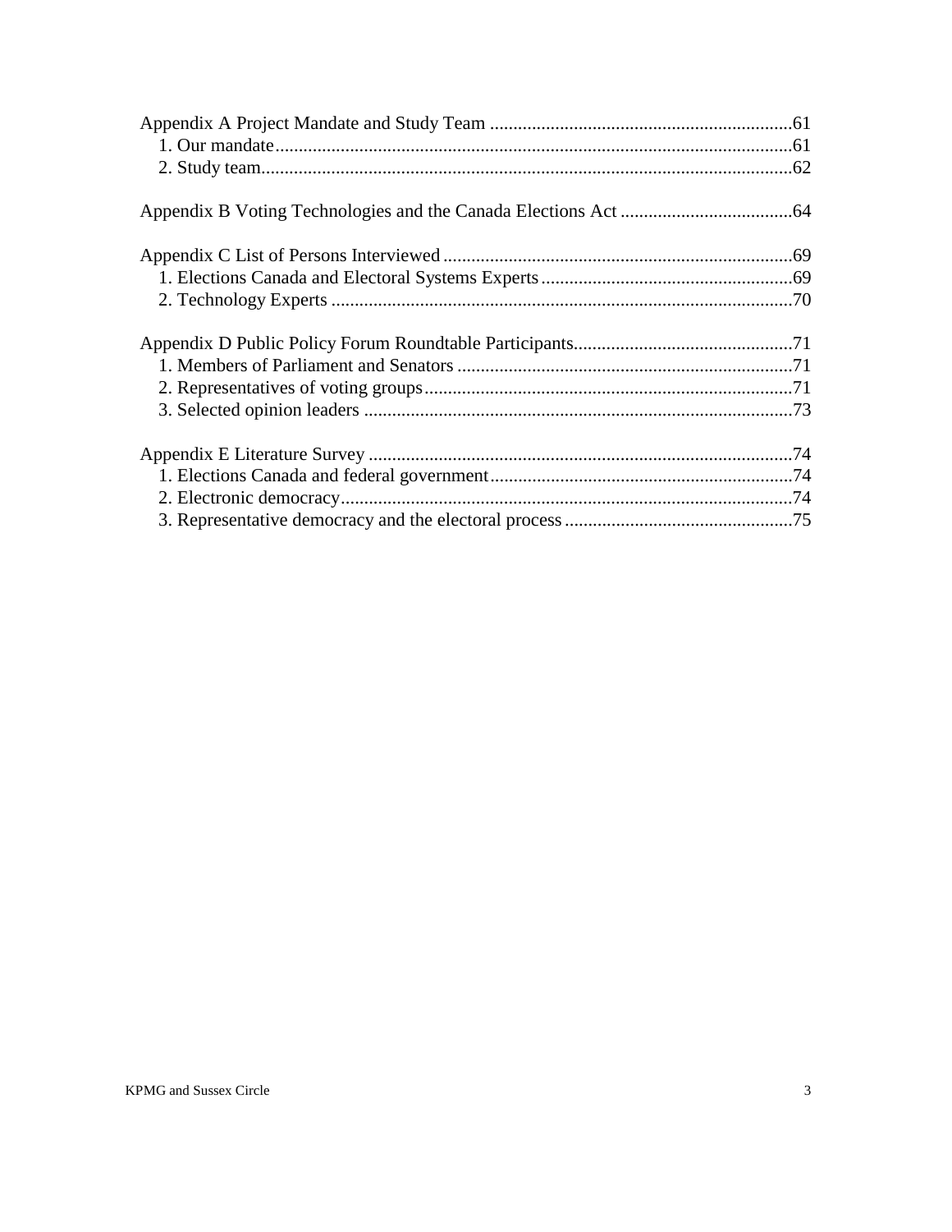Appendix A Project Mandate and Study Team ................................................................61
  1. Our mandate..............................................................................................................61
  2. Study team.................................................................................................................62

Appendix B Voting Technologies and the Canada Elections Act .....................................64

Appendix C List of Persons Interviewed ..........................................................................69
  1. Elections Canada and Electoral Systems Experts .....................................................69
  2. Technology Experts ..................................................................................................70

Appendix D Public Policy Forum Roundtable Participants...............................................71
  1. Members of Parliament and Senators .......................................................................71
  2. Representatives of voting groups..............................................................................71
  3. Selected opinion leaders ...........................................................................................73

Appendix E Literature Survey ..........................................................................................74
  1. Elections Canada and federal government.................................................................74
  2. Electronic democracy................................................................................................74
  3. Representative democracy and the electoral process ................................................75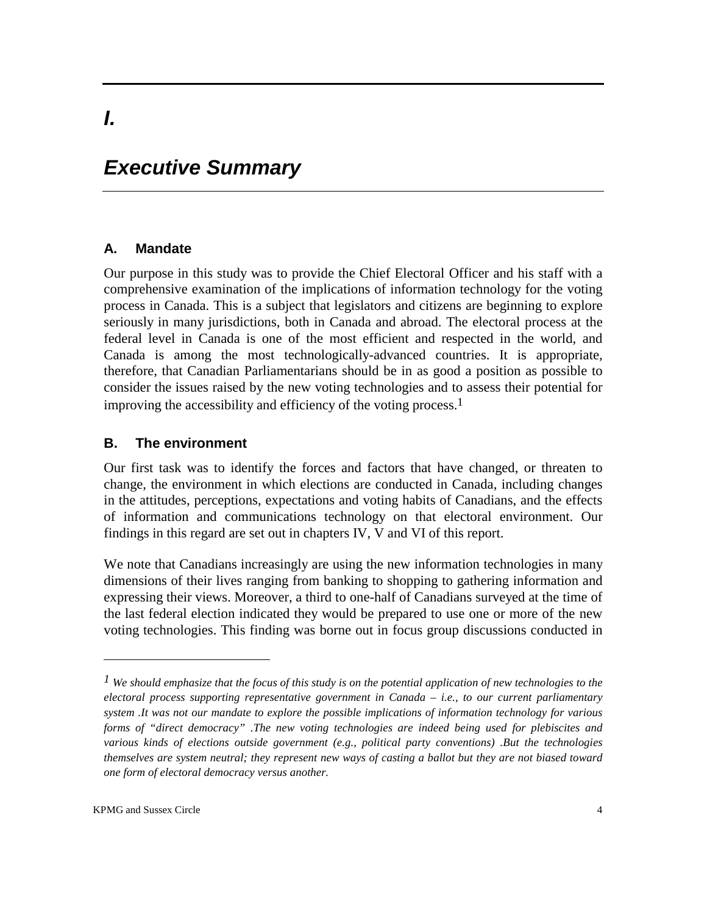# I.

# *Executive Summary*

## A. Mandate

Our purpose in this study was to provide the Chief Electoral Officer and his staff with a comprehensive examination of the implications of information technology for the voting process in Canada. This is a subject that legislators and citizens are beginning to explore seriously in many jurisdictions, both in Canada and abroad. The electoral process at the federal level in Canada is one of the most efficient and respected in the world, and Canada is among the most technologically-advanced countries. It is appropriate, therefore, that Canadian Parliamentarians should be in as good a position as possible to consider the issues raised by the new voting technologies and to assess their potential for improving the accessibility and efficiency of the voting process.[1]

## B. The environment

Our first task was to identify the forces and factors that have changed, or threaten to change, the environment in which elections are conducted in Canada, including changes in the attitudes, perceptions, expectations and voting habits of Canadians, and the effects of information and communications technology on that electoral environment. Our findings in this regard are set out in chapters IV, V and VI of this report.

We note that Canadians increasingly are using the new information technologies in many dimensions of their lives ranging from banking to shopping to gathering information and expressing their views. Moreover, a third to one-half of Canadians surveyed at the time of the last federal election indicated they would be prepared to use one or more of the new voting technologies. This finding was borne out in focus group discussions conducted in

---

*[1] We should emphasize that the focus of this study is on the potential application of new technologies to the electoral process supporting representative government in Canada – i.e., to our current parliamentary system .It was not our mandate to explore the possible implications of information technology for various forms of "direct democracy" .The new voting technologies are indeed being used for plebiscites and various kinds of elections outside government (e.g., political party conventions) .But the technologies themselves are system neutral; they represent new ways of casting a ballot but they are not biased toward one form of electoral democracy versus another.*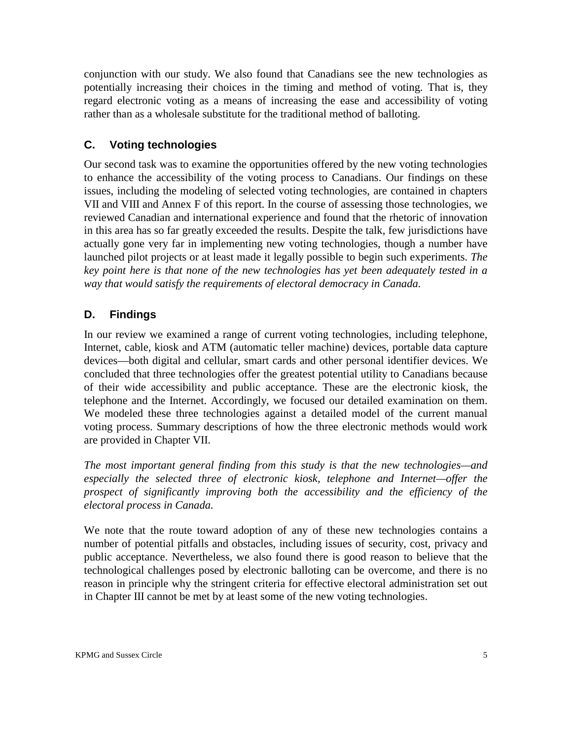conjunction with our study. We also found that Canadians see the new technologies as potentially increasing their choices in the timing and method of voting. That is, they regard electronic voting as a means of increasing the ease and accessibility of voting rather than as a wholesale substitute for the traditional method of balloting.

## C. Voting technologies

Our second task was to examine the opportunities offered by the new voting technologies to enhance the accessibility of the voting process to Canadians. Our findings on these issues, including the modeling of selected voting technologies, are contained in chapters VII and VIII and Annex F of this report. In the course of assessing those technologies, we reviewed Canadian and international experience and found that the rhetoric of innovation in this area has so far greatly exceeded the results. Despite the talk, few jurisdictions have actually gone very far in implementing new voting technologies, though a number have launched pilot projects or at least made it legally possible to begin such experiments. *The key point here is that none of the new technologies has yet been adequately tested in a way that would satisfy the requirements of electoral democracy in Canada.*

## D. Findings

In our review we examined a range of current voting technologies, including telephone, Internet, cable, kiosk and ATM (automatic teller machine) devices, portable data capture devices—both digital and cellular, smart cards and other personal identifier devices. We concluded that three technologies offer the greatest potential utility to Canadians because of their wide accessibility and public acceptance. These are the electronic kiosk, the telephone and the Internet. Accordingly, we focused our detailed examination on them. We modeled these three technologies against a detailed model of the current manual voting process. Summary descriptions of how the three electronic methods would work are provided in Chapter VII.

*The most important general finding from this study is that the new technologies—and especially the selected three of electronic kiosk, telephone and Internet—offer the prospect of significantly improving both the accessibility and the efficiency of the electoral process in Canada.*

We note that the route toward adoption of any of these new technologies contains a number of potential pitfalls and obstacles, including issues of security, cost, privacy and public acceptance. Nevertheless, we also found there is good reason to believe that the technological challenges posed by electronic balloting can be overcome, and there is no reason in principle why the stringent criteria for effective electoral administration set out in Chapter III cannot be met by at least some of the new voting technologies.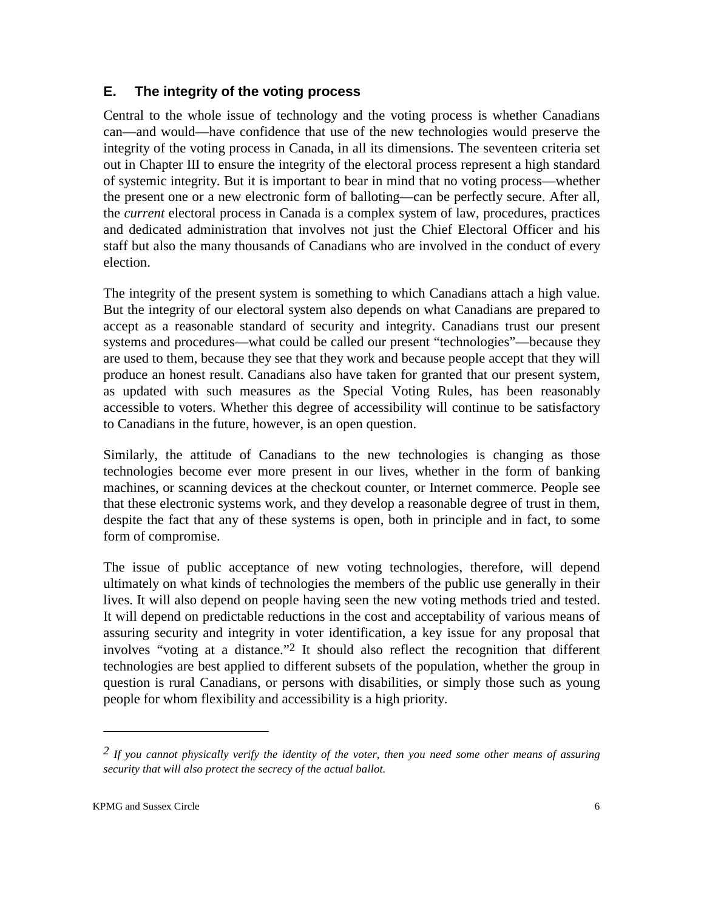## E. The integrity of the voting process

Central to the whole issue of technology and the voting process is whether Canadians can—and would—have confidence that use of the new technologies would preserve the integrity of the voting process in Canada, in all its dimensions. The seventeen criteria set out in Chapter III to ensure the integrity of the electoral process represent a high standard of systemic integrity. But it is important to bear in mind that no voting process—whether the present one or a new electronic form of balloting—can be perfectly secure. After all, the *current* electoral process in Canada is a complex system of law, procedures, practices and dedicated administration that involves not just the Chief Electoral Officer and his staff but also the many thousands of Canadians who are involved in the conduct of every election.

The integrity of the present system is something to which Canadians attach a high value. But the integrity of our electoral system also depends on what Canadians are prepared to accept as a reasonable standard of security and integrity. Canadians trust our present systems and procedures—what could be called our present "technologies"—because they are used to them, because they see that they work and because people accept that they will produce an honest result. Canadians also have taken for granted that our present system, as updated with such measures as the Special Voting Rules, has been reasonably accessible to voters. Whether this degree of accessibility will continue to be satisfactory to Canadians in the future, however, is an open question.

Similarly, the attitude of Canadians to the new technologies is changing as those technologies become ever more present in our lives, whether in the form of banking machines, or scanning devices at the checkout counter, or Internet commerce. People see that these electronic systems work, and they develop a reasonable degree of trust in them, despite the fact that any of these systems is open, both in principle and in fact, to some form of compromise.

The issue of public acceptance of new voting technologies, therefore, will depend ultimately on what kinds of technologies the members of the public use generally in their lives. It will also depend on people having seen the new voting methods tried and tested. It will depend on predictable reductions in the cost and acceptability of various means of assuring security and integrity in voter identification, a key issue for any proposal that involves "voting at a distance."[2] It should also reflect the recognition that different technologies are best applied to different subsets of the population, whether the group in question is rural Canadians, or persons with disabilities, or simply those such as young people for whom flexibility and accessibility is a high priority.

---

[2] *If you cannot physically verify the identity of the voter, then you need some other means of assuring security that will also protect the secrecy of the actual ballot.*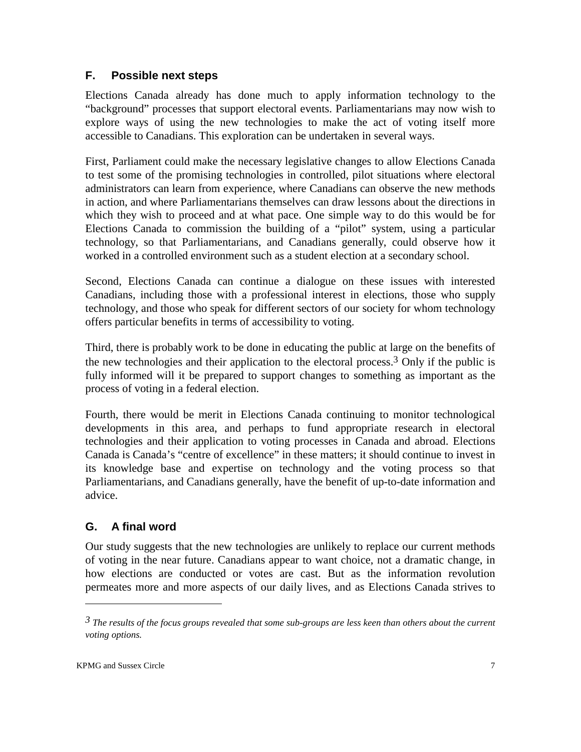## F. Possible next steps

Elections Canada already has done much to apply information technology to the "background" processes that support electoral events. Parliamentarians may now wish to explore ways of using the new technologies to make the act of voting itself more accessible to Canadians. This exploration can be undertaken in several ways.

First, Parliament could make the necessary legislative changes to allow Elections Canada to test some of the promising technologies in controlled, pilot situations where electoral administrators can learn from experience, where Canadians can observe the new methods in action, and where Parliamentarians themselves can draw lessons about the directions in which they wish to proceed and at what pace. One simple way to do this would be for Elections Canada to commission the building of a "pilot" system, using a particular technology, so that Parliamentarians, and Canadians generally, could observe how it worked in a controlled environment such as a student election at a secondary school.

Second, Elections Canada can continue a dialogue on these issues with interested Canadians, including those with a professional interest in elections, those who supply technology, and those who speak for different sectors of our society for whom technology offers particular benefits in terms of accessibility to voting.

Third, there is probably work to be done in educating the public at large on the benefits of the new technologies and their application to the electoral process.[3] Only if the public is fully informed will it be prepared to support changes to something as important as the process of voting in a federal election.

Fourth, there would be merit in Elections Canada continuing to monitor technological developments in this area, and perhaps to fund appropriate research in electoral technologies and their application to voting processes in Canada and abroad. Elections Canada is Canada's "centre of excellence" in these matters; it should continue to invest in its knowledge base and expertise on technology and the voting process so that Parliamentarians, and Canadians generally, have the benefit of up-to-date information and advice.

## G. A final word

Our study suggests that the new technologies are unlikely to replace our current methods of voting in the near future. Canadians appear to want choice, not a dramatic change, in how elections are conducted or votes are cast. But as the information revolution permeates more and more aspects of our daily lives, and as Elections Canada strives to

---

[3] *The results of the focus groups revealed that some sub-groups are less keen than others about the current voting options.*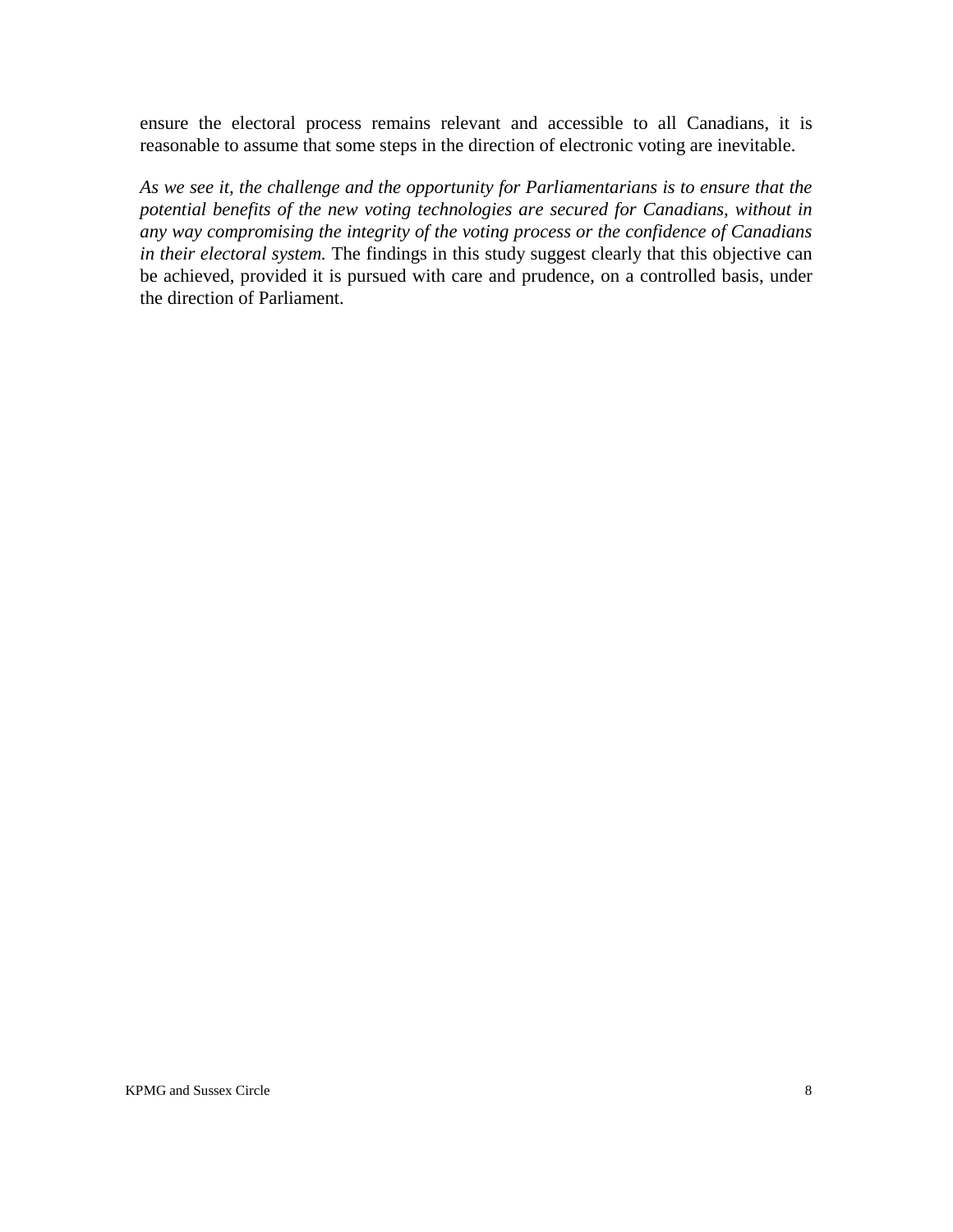ensure the electoral process remains relevant and accessible to all Canadians, it is reasonable to assume that some steps in the direction of electronic voting are inevitable.

*As we see it, the challenge and the opportunity for Parliamentarians is to ensure that the potential benefits of the new voting technologies are secured for Canadians, without in any way compromising the integrity of the voting process or the confidence of Canadians in their electoral system.* The findings in this study suggest clearly that this objective can be achieved, provided it is pursued with care and prudence, on a controlled basis, under the direction of Parliament.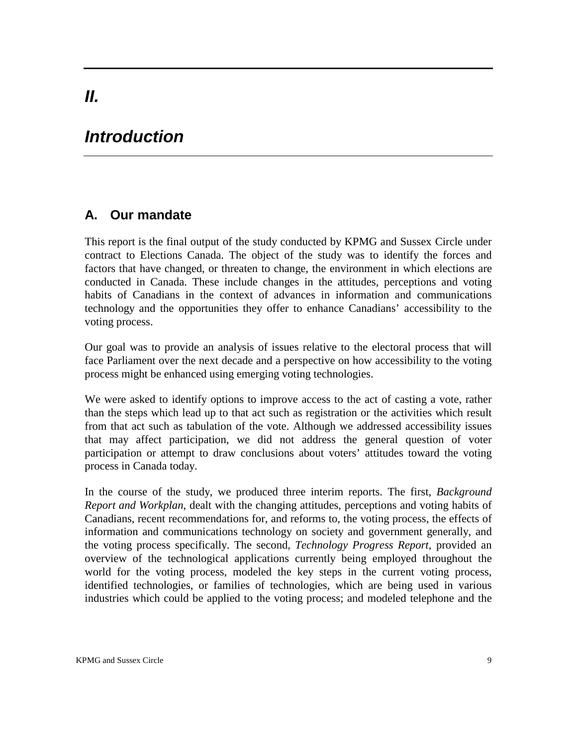# *II.*

# *Introduction*

## A. Our mandate

This report is the final output of the study conducted by KPMG and Sussex Circle under contract to Elections Canada. The object of the study was to identify the forces and factors that have changed, or threaten to change, the environment in which elections are conducted in Canada. These include changes in the attitudes, perceptions and voting habits of Canadians in the context of advances in information and communications technology and the opportunities they offer to enhance Canadians' accessibility to the voting process.

Our goal was to provide an analysis of issues relative to the electoral process that will face Parliament over the next decade and a perspective on how accessibility to the voting process might be enhanced using emerging voting technologies.

We were asked to identify options to improve access to the act of casting a vote, rather than the steps which lead up to that act such as registration or the activities which result from that act such as tabulation of the vote. Although we addressed accessibility issues that may affect participation, we did not address the general question of voter participation or attempt to draw conclusions about voters' attitudes toward the voting process in Canada today.

In the course of the study, we produced three interim reports. The first, *Background Report and Workplan*, dealt with the changing attitudes, perceptions and voting habits of Canadians, recent recommendations for, and reforms to, the voting process, the effects of information and communications technology on society and government generally, and the voting process specifically. The second, *Technology Progress Report*, provided an overview of the technological applications currently being employed throughout the world for the voting process, modeled the key steps in the current voting process, identified technologies, or families of technologies, which are being used in various industries which could be applied to the voting process; and modeled telephone and the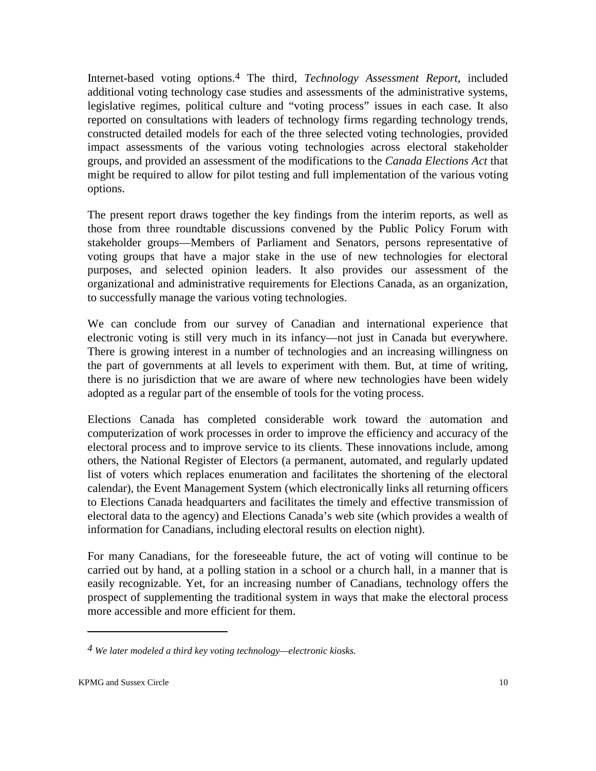Internet-based voting options.[4] The third, *Technology Assessment Report*, included additional voting technology case studies and assessments of the administrative systems, legislative regimes, political culture and "voting process" issues in each case. It also reported on consultations with leaders of technology firms regarding technology trends, constructed detailed models for each of the three selected voting technologies, provided impact assessments of the various voting technologies across electoral stakeholder groups, and provided an assessment of the modifications to the *Canada Elections Act* that might be required to allow for pilot testing and full implementation of the various voting options.

The present report draws together the key findings from the interim reports, as well as those from three roundtable discussions convened by the Public Policy Forum with stakeholder groups—Members of Parliament and Senators, persons representative of voting groups that have a major stake in the use of new technologies for electoral purposes, and selected opinion leaders. It also provides our assessment of the organizational and administrative requirements for Elections Canada, as an organization, to successfully manage the various voting technologies.

We can conclude from our survey of Canadian and international experience that electronic voting is still very much in its infancy—not just in Canada but everywhere. There is growing interest in a number of technologies and an increasing willingness on the part of governments at all levels to experiment with them. But, at time of writing, there is no jurisdiction that we are aware of where new technologies have been widely adopted as a regular part of the ensemble of tools for the voting process.

Elections Canada has completed considerable work toward the automation and computerization of work processes in order to improve the efficiency and accuracy of the electoral process and to improve service to its clients. These innovations include, among others, the National Register of Electors (a permanent, automated, and regularly updated list of voters which replaces enumeration and facilitates the shortening of the electoral calendar), the Event Management System (which electronically links all returning officers to Elections Canada headquarters and facilitates the timely and effective transmission of electoral data to the agency) and Elections Canada's web site (which provides a wealth of information for Canadians, including electoral results on election night).

For many Canadians, for the foreseeable future, the act of voting will continue to be carried out by hand, at a polling station in a school or a church hall, in a manner that is easily recognizable. Yet, for an increasing number of Canadians, technology offers the prospect of supplementing the traditional system in ways that make the electoral process more accessible and more efficient for them.

---

[4] *We later modeled a third key voting technology—electronic kiosks.*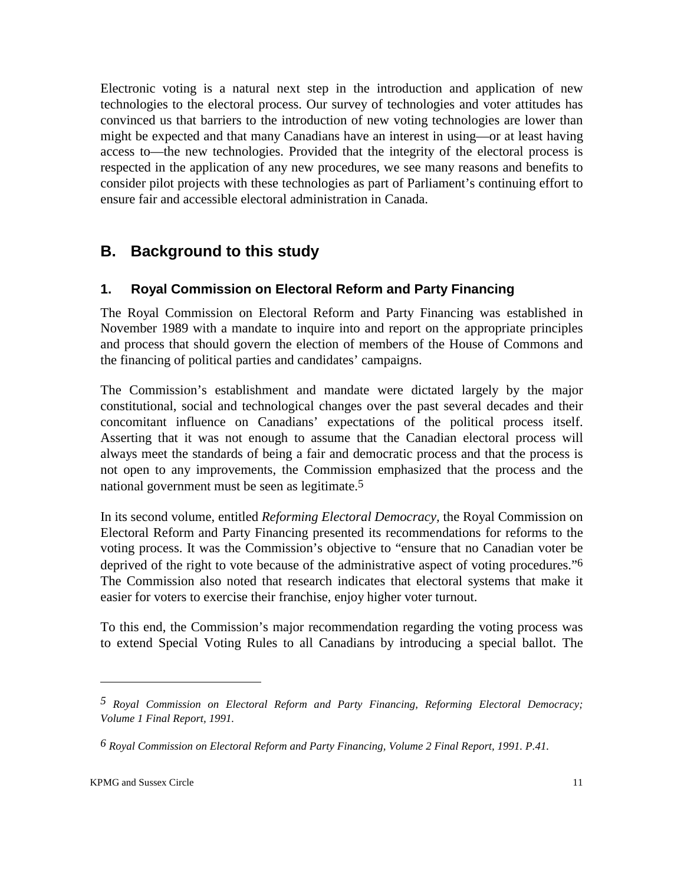Electronic voting is a natural next step in the introduction and application of new technologies to the electoral process. Our survey of technologies and voter attitudes has convinced us that barriers to the introduction of new voting technologies are lower than might be expected and that many Canadians have an interest in using—or at least having access to—the new technologies. Provided that the integrity of the electoral process is respected in the application of any new procedures, we see many reasons and benefits to consider pilot projects with these technologies as part of Parliament's continuing effort to ensure fair and accessible electoral administration in Canada.

## B. Background to this study

### 1. Royal Commission on Electoral Reform and Party Financing

The Royal Commission on Electoral Reform and Party Financing was established in November 1989 with a mandate to inquire into and report on the appropriate principles and process that should govern the election of members of the House of Commons and the financing of political parties and candidates' campaigns.

The Commission's establishment and mandate were dictated largely by the major constitutional, social and technological changes over the past several decades and their concomitant influence on Canadians' expectations of the political process itself. Asserting that it was not enough to assume that the Canadian electoral process will always meet the standards of being a fair and democratic process and that the process is not open to any improvements, the Commission emphasized that the process and the national government must be seen as legitimate.[5]

In its second volume, entitled *Reforming Electoral Democracy,* the Royal Commission on Electoral Reform and Party Financing presented its recommendations for reforms to the voting process. It was the Commission's objective to "ensure that no Canadian voter be deprived of the right to vote because of the administrative aspect of voting procedures."[6] The Commission also noted that research indicates that electoral systems that make it easier for voters to exercise their franchise, enjoy higher voter turnout.

To this end, the Commission's major recommendation regarding the voting process was to extend Special Voting Rules to all Canadians by introducing a special ballot. The

---

[5] *Royal Commission on Electoral Reform and Party Financing, Reforming Electoral Democracy; Volume 1 Final Report, 1991.*

[6] *Royal Commission on Electoral Reform and Party Financing, Volume 2 Final Report, 1991. P.41.*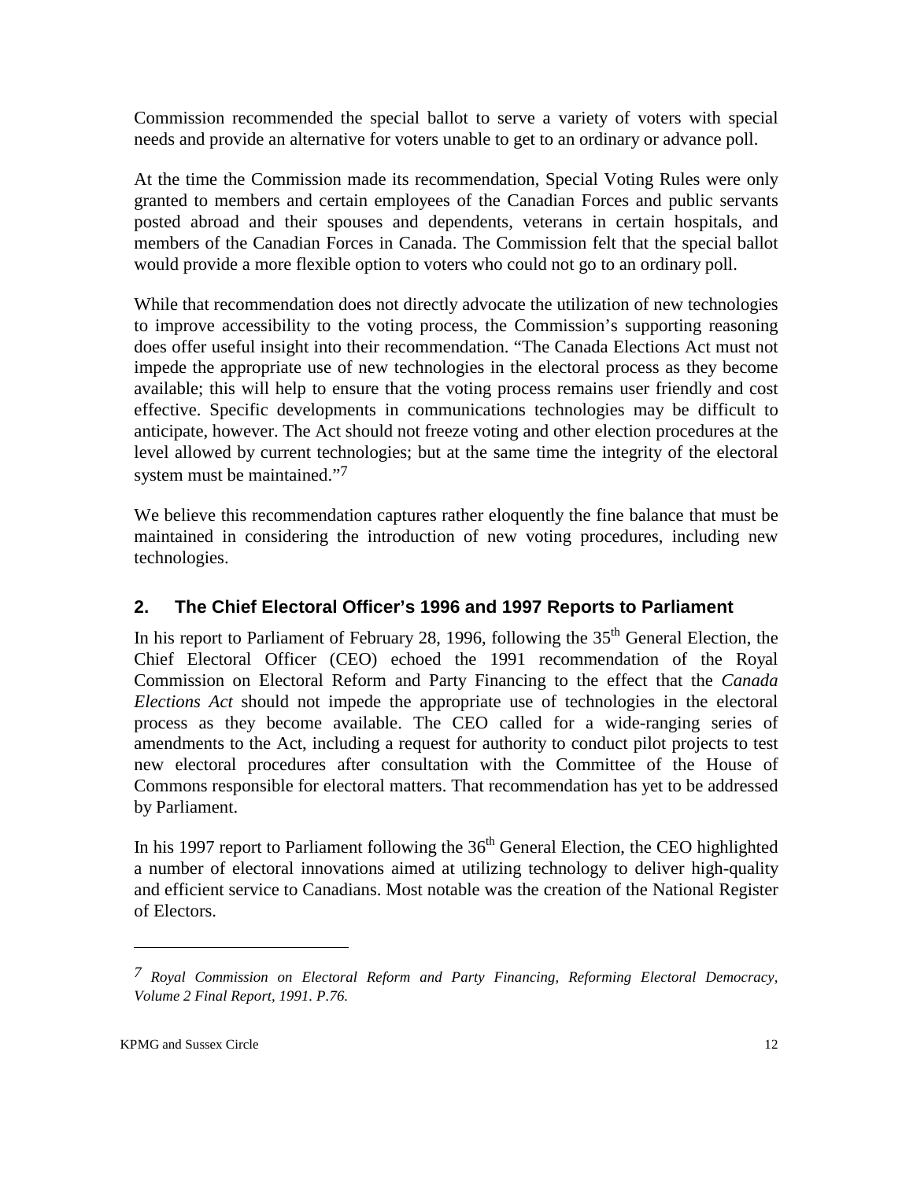Commission recommended the special ballot to serve a variety of voters with special needs and provide an alternative for voters unable to get to an ordinary or advance poll.

At the time the Commission made its recommendation, Special Voting Rules were only granted to members and certain employees of the Canadian Forces and public servants posted abroad and their spouses and dependents, veterans in certain hospitals, and members of the Canadian Forces in Canada. The Commission felt that the special ballot would provide a more flexible option to voters who could not go to an ordinary poll.

While that recommendation does not directly advocate the utilization of new technologies to improve accessibility to the voting process, the Commission's supporting reasoning does offer useful insight into their recommendation. "The Canada Elections Act must not impede the appropriate use of new technologies in the electoral process as they become available; this will help to ensure that the voting process remains user friendly and cost effective. Specific developments in communications technologies may be difficult to anticipate, however. The Act should not freeze voting and other election procedures at the level allowed by current technologies; but at the same time the integrity of the electoral system must be maintained."[7]

We believe this recommendation captures rather eloquently the fine balance that must be maintained in considering the introduction of new voting procedures, including new technologies.

## 2. The Chief Electoral Officer's 1996 and 1997 Reports to Parliament

In his report to Parliament of February 28, 1996, following the 35th General Election, the Chief Electoral Officer (CEO) echoed the 1991 recommendation of the Royal Commission on Electoral Reform and Party Financing to the effect that the *Canada Elections Act* should not impede the appropriate use of technologies in the electoral process as they become available. The CEO called for a wide-ranging series of amendments to the Act, including a request for authority to conduct pilot projects to test new electoral procedures after consultation with the Committee of the House of Commons responsible for electoral matters. That recommendation has yet to be addressed by Parliament.

In his 1997 report to Parliament following the 36th General Election, the CEO highlighted a number of electoral innovations aimed at utilizing technology to deliver high-quality and efficient service to Canadians. Most notable was the creation of the National Register of Electors.

---

[7] *Royal Commission on Electoral Reform and Party Financing, Reforming Electoral Democracy, Volume 2 Final Report, 1991. P.76.*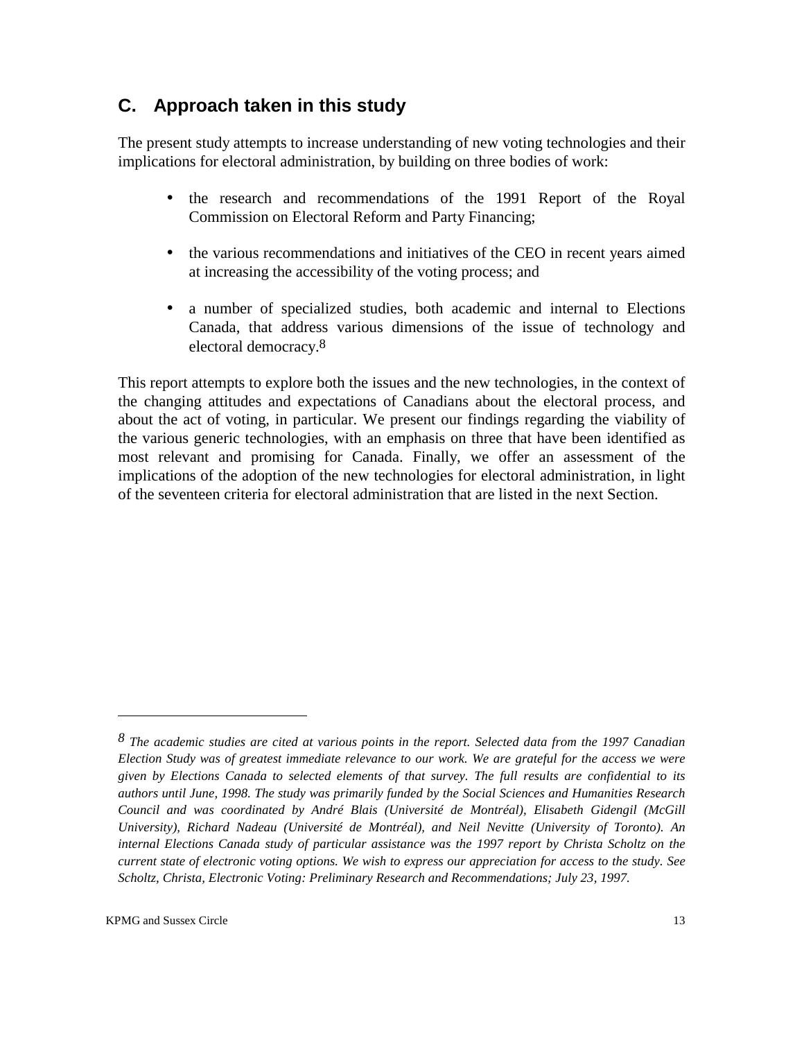## C. Approach taken in this study

The present study attempts to increase understanding of new voting technologies and their implications for electoral administration, by building on three bodies of work:

- the research and recommendations of the 1991 Report of the Royal Commission on Electoral Reform and Party Financing;
- the various recommendations and initiatives of the CEO in recent years aimed at increasing the accessibility of the voting process; and
- a number of specialized studies, both academic and internal to Elections Canada, that address various dimensions of the issue of technology and electoral democracy.[8]

This report attempts to explore both the issues and the new technologies, in the context of the changing attitudes and expectations of Canadians about the electoral process, and about the act of voting, in particular. We present our findings regarding the viability of the various generic technologies, with an emphasis on three that have been identified as most relevant and promising for Canada. Finally, we offer an assessment of the implications of the adoption of the new technologies for electoral administration, in light of the seventeen criteria for electoral administration that are listed in the next Section.

---

[8] *The academic studies are cited at various points in the report. Selected data from the 1997 Canadian Election Study was of greatest immediate relevance to our work. We are grateful for the access we were given by Elections Canada to selected elements of that survey. The full results are confidential to its authors until June, 1998. The study was primarily funded by the Social Sciences and Humanities Research Council and was coordinated by André Blais (Université de Montréal), Elisabeth Gidengil (McGill University), Richard Nadeau (Université de Montréal), and Neil Nevitte (University of Toronto). An internal Elections Canada study of particular assistance was the 1997 report by Christa Scholtz on the current state of electronic voting options. We wish to express our appreciation for access to the study. See Scholtz, Christa, Electronic Voting: Preliminary Research and Recommendations; July 23, 1997.*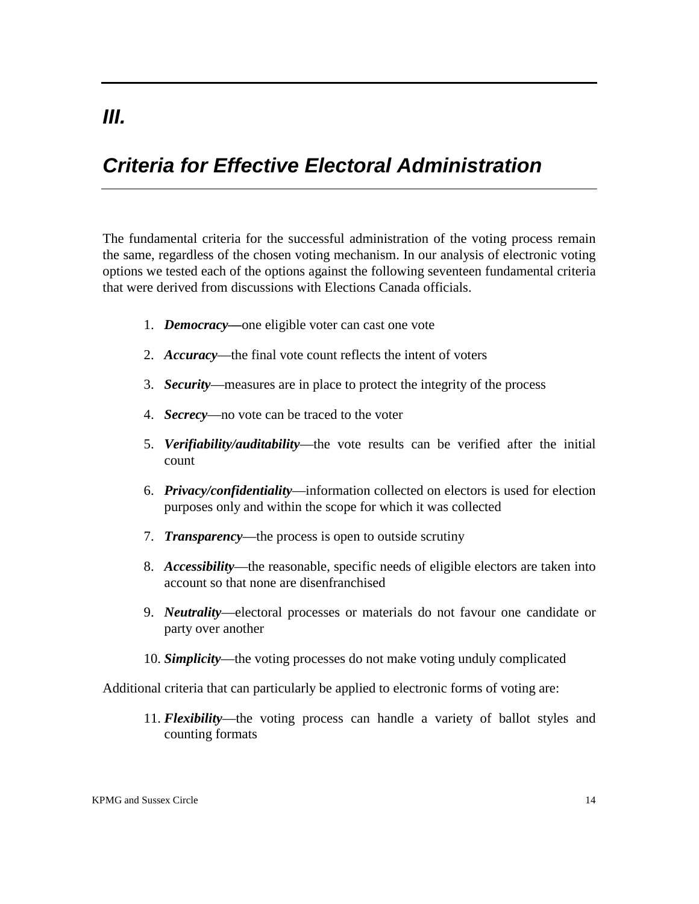## *III.*

## *Criteria for Effective Electoral Administration*

The fundamental criteria for the successful administration of the voting process remain the same, regardless of the chosen voting mechanism. In our analysis of electronic voting options we tested each of the options against the following seventeen fundamental criteria that were derived from discussions with Elections Canada officials.

1. ***Democracy—***one eligible voter can cast one vote
2. ***Accuracy***—the final vote count reflects the intent of voters
3. ***Security***—measures are in place to protect the integrity of the process
4. ***Secrecy***—no vote can be traced to the voter
5. ***Verifiability/auditability***—the vote results can be verified after the initial count
6. ***Privacy/confidentiality***—information collected on electors is used for election purposes only and within the scope for which it was collected
7. ***Transparency***—the process is open to outside scrutiny
8. ***Accessibility***—the reasonable, specific needs of eligible electors are taken into account so that none are disenfranchised
9. ***Neutrality***—electoral processes or materials do not favour one candidate or party over another
10. ***Simplicity***—the voting processes do not make voting unduly complicated

Additional criteria that can particularly be applied to electronic forms of voting are:

11. ***Flexibility***—the voting process can handle a variety of ballot styles and counting formats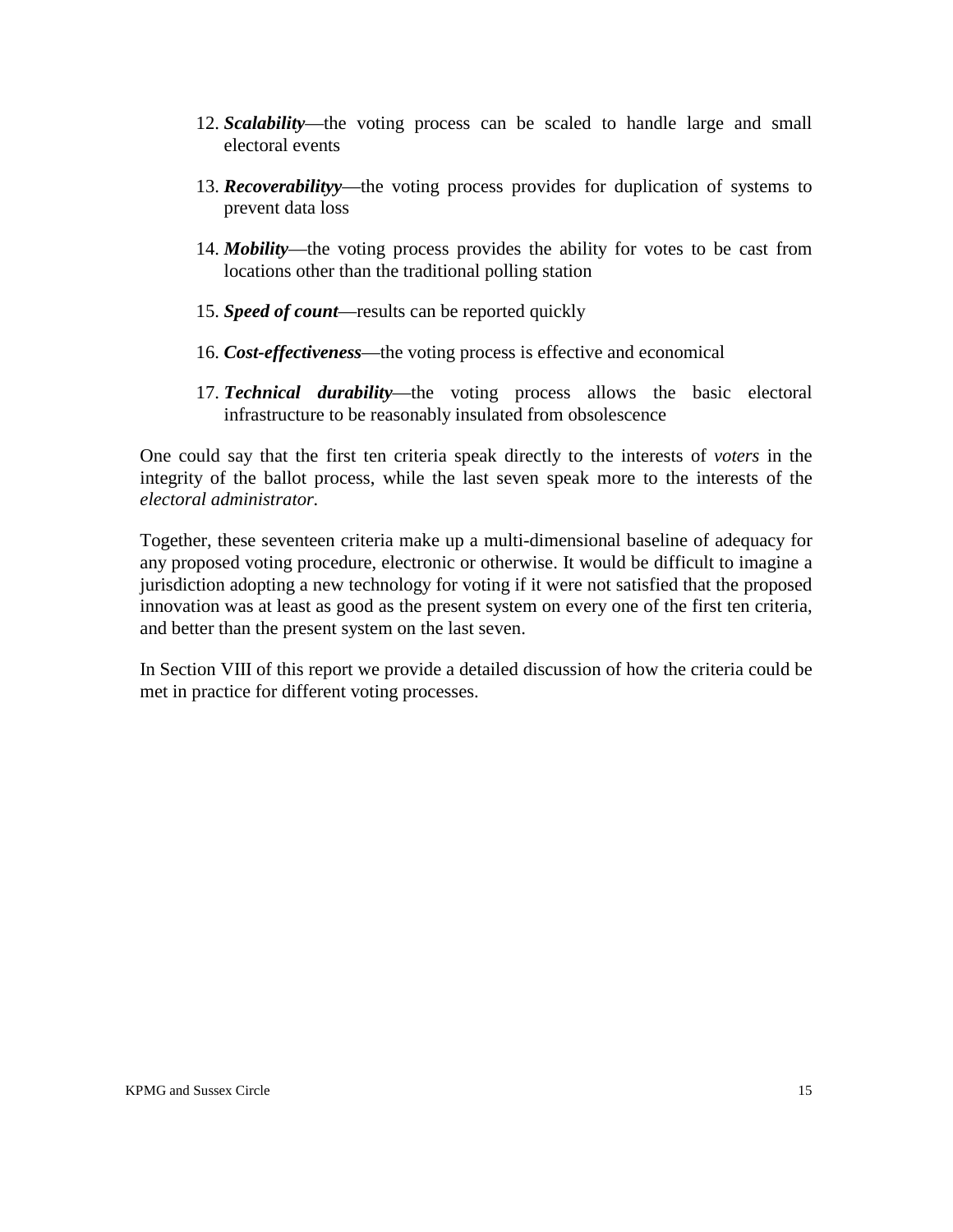12. ***Scalability***—the voting process can be scaled to handle large and small electoral events

13. ***Recoverabilityy***—the voting process provides for duplication of systems to prevent data loss

14. ***Mobility***—the voting process provides the ability for votes to be cast from locations other than the traditional polling station

15. ***Speed of count***—results can be reported quickly

16. ***Cost-effectiveness***—the voting process is effective and economical

17. ***Technical durability***—the voting process allows the basic electoral infrastructure to be reasonably insulated from obsolescence

One could say that the first ten criteria speak directly to the interests of *voters* in the integrity of the ballot process, while the last seven speak more to the interests of the *electoral administrator.*

Together, these seventeen criteria make up a multi-dimensional baseline of adequacy for any proposed voting procedure, electronic or otherwise. It would be difficult to imagine a jurisdiction adopting a new technology for voting if it were not satisfied that the proposed innovation was at least as good as the present system on every one of the first ten criteria, and better than the present system on the last seven.

In Section VIII of this report we provide a detailed discussion of how the criteria could be met in practice for different voting processes.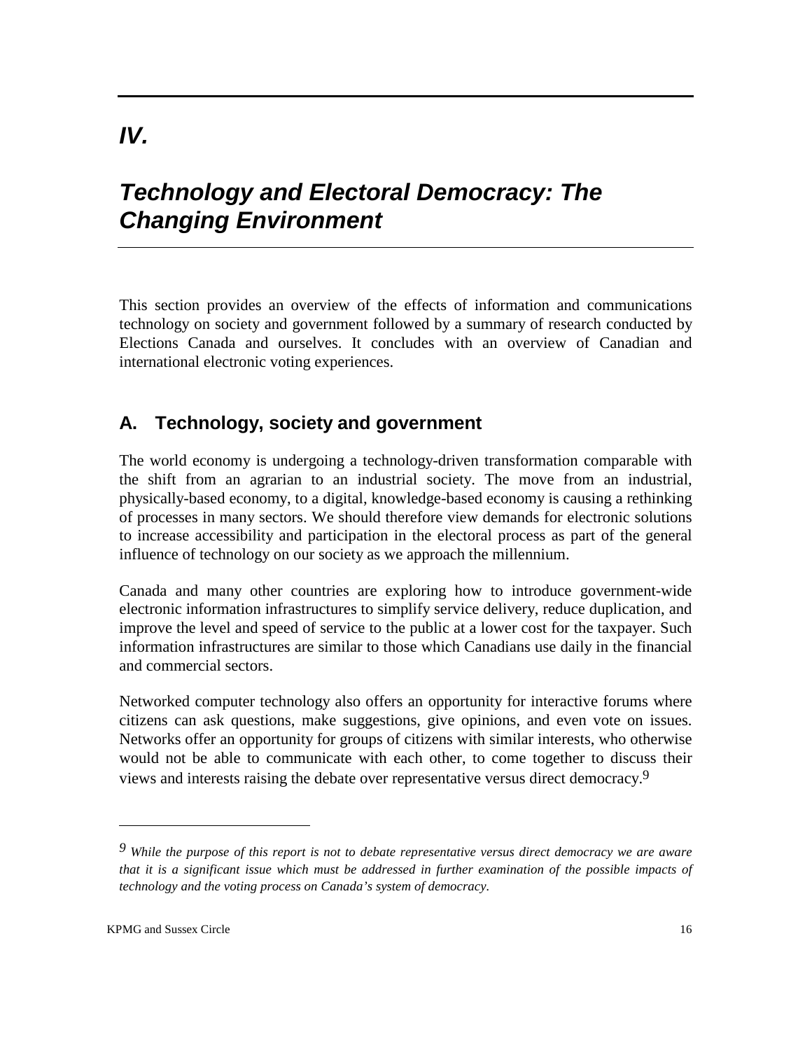# *IV.*

# *Technology and Electoral Democracy: The Changing Environment*

This section provides an overview of the effects of information and communications technology on society and government followed by a summary of research conducted by Elections Canada and ourselves. It concludes with an overview of Canadian and international electronic voting experiences.

## A. Technology, society and government

The world economy is undergoing a technology-driven transformation comparable with the shift from an agrarian to an industrial society. The move from an industrial, physically-based economy, to a digital, knowledge-based economy is causing a rethinking of processes in many sectors. We should therefore view demands for electronic solutions to increase accessibility and participation in the electoral process as part of the general influence of technology on our society as we approach the millennium.

Canada and many other countries are exploring how to introduce government-wide electronic information infrastructures to simplify service delivery, reduce duplication, and improve the level and speed of service to the public at a lower cost for the taxpayer. Such information infrastructures are similar to those which Canadians use daily in the financial and commercial sectors.

Networked computer technology also offers an opportunity for interactive forums where citizens can ask questions, make suggestions, give opinions, and even vote on issues. Networks offer an opportunity for groups of citizens with similar interests, who otherwise would not be able to communicate with each other, to come together to discuss their views and interests raising the debate over representative versus direct democracy.[9]

---

[9] *While the purpose of this report is not to debate representative versus direct democracy we are aware that it is a significant issue which must be addressed in further examination of the possible impacts of technology and the voting process on Canada's system of democracy.*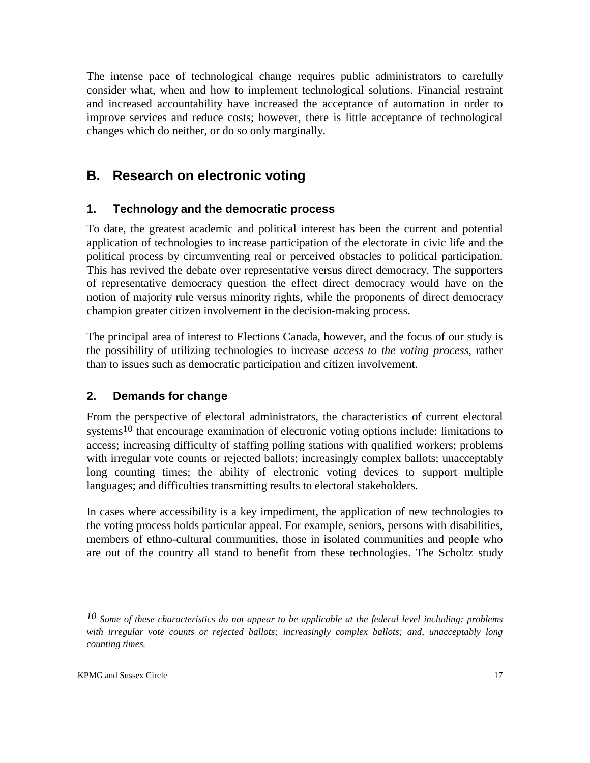The intense pace of technological change requires public administrators to carefully consider what, when and how to implement technological solutions. Financial restraint and increased accountability have increased the acceptance of automation in order to improve services and reduce costs; however, there is little acceptance of technological changes which do neither, or do so only marginally.

## B. Research on electronic voting

### 1. Technology and the democratic process

To date, the greatest academic and political interest has been the current and potential application of technologies to increase participation of the electorate in civic life and the political process by circumventing real or perceived obstacles to political participation. This has revived the debate over representative versus direct democracy. The supporters of representative democracy question the effect direct democracy would have on the notion of majority rule versus minority rights, while the proponents of direct democracy champion greater citizen involvement in the decision-making process.

The principal area of interest to Elections Canada, however, and the focus of our study is the possibility of utilizing technologies to increase *access to the voting process*, rather than to issues such as democratic participation and citizen involvement.

### 2. Demands for change

From the perspective of electoral administrators, the characteristics of current electoral systems[10] that encourage examination of electronic voting options include: limitations to access; increasing difficulty of staffing polling stations with qualified workers; problems with irregular vote counts or rejected ballots; increasingly complex ballots; unacceptably long counting times; the ability of electronic voting devices to support multiple languages; and difficulties transmitting results to electoral stakeholders.

In cases where accessibility is a key impediment, the application of new technologies to the voting process holds particular appeal. For example, seniors, persons with disabilities, members of ethno-cultural communities, those in isolated communities and people who are out of the country all stand to benefit from these technologies. The Scholtz study

---

[10] *Some of these characteristics do not appear to be applicable at the federal level including: problems with irregular vote counts or rejected ballots; increasingly complex ballots; and, unacceptably long counting times.*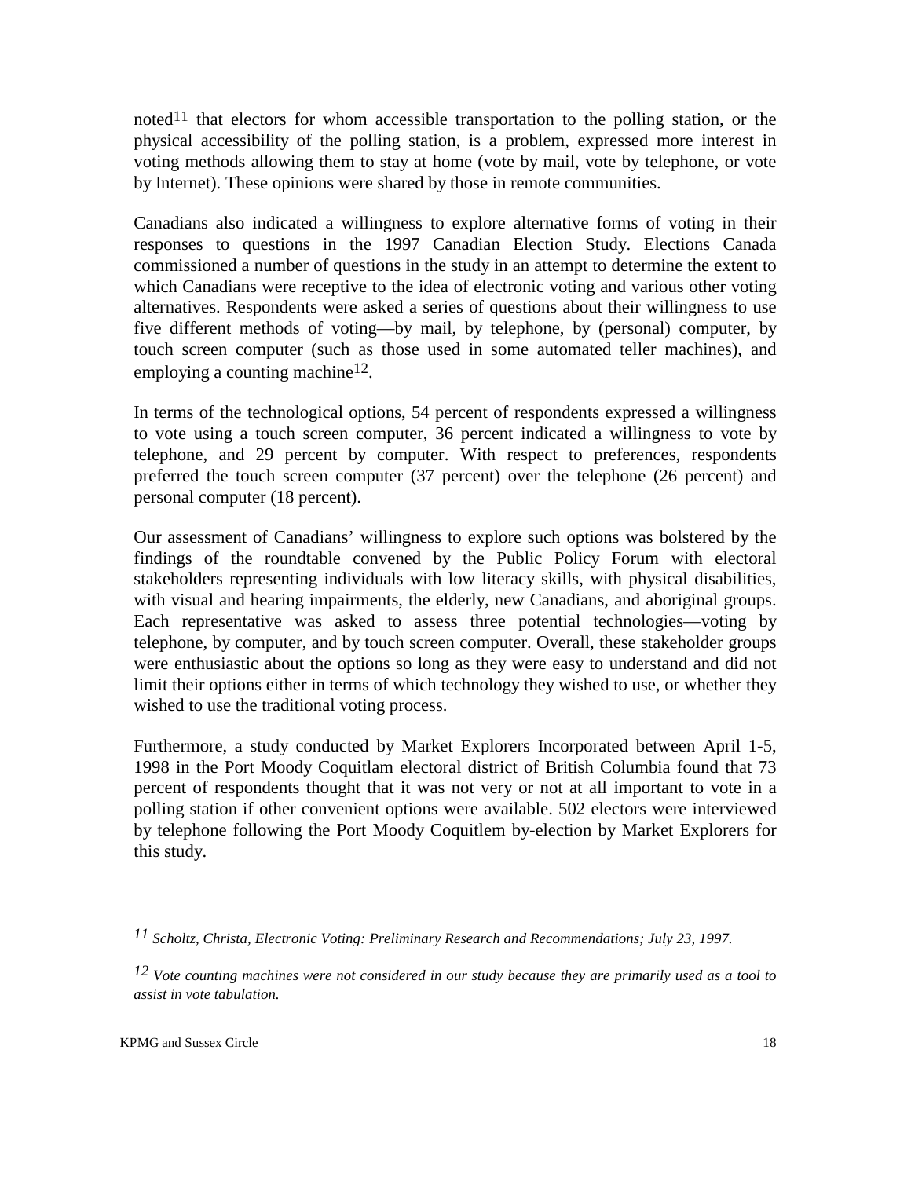noted[11] that electors for whom accessible transportation to the polling station, or the physical accessibility of the polling station, is a problem, expressed more interest in voting methods allowing them to stay at home (vote by mail, vote by telephone, or vote by Internet). These opinions were shared by those in remote communities.

Canadians also indicated a willingness to explore alternative forms of voting in their responses to questions in the 1997 Canadian Election Study. Elections Canada commissioned a number of questions in the study in an attempt to determine the extent to which Canadians were receptive to the idea of electronic voting and various other voting alternatives. Respondents were asked a series of questions about their willingness to use five different methods of voting—by mail, by telephone, by (personal) computer, by touch screen computer (such as those used in some automated teller machines), and employing a counting machine[12].

In terms of the technological options, 54 percent of respondents expressed a willingness to vote using a touch screen computer, 36 percent indicated a willingness to vote by telephone, and 29 percent by computer. With respect to preferences, respondents preferred the touch screen computer (37 percent) over the telephone (26 percent) and personal computer (18 percent).

Our assessment of Canadians' willingness to explore such options was bolstered by the findings of the roundtable convened by the Public Policy Forum with electoral stakeholders representing individuals with low literacy skills, with physical disabilities, with visual and hearing impairments, the elderly, new Canadians, and aboriginal groups. Each representative was asked to assess three potential technologies—voting by telephone, by computer, and by touch screen computer. Overall, these stakeholder groups were enthusiastic about the options so long as they were easy to understand and did not limit their options either in terms of which technology they wished to use, or whether they wished to use the traditional voting process.

Furthermore, a study conducted by Market Explorers Incorporated between April 1-5, 1998 in the Port Moody Coquitlam electoral district of British Columbia found that 73 percent of respondents thought that it was not very or not at all important to vote in a polling station if other convenient options were available. 502 electors were interviewed by telephone following the Port Moody Coquitlem by-election by Market Explorers for this study.

---

[11] *Scholtz, Christa, Electronic Voting: Preliminary Research and Recommendations; July 23, 1997.*

[12] *Vote counting machines were not considered in our study because they are primarily used as a tool to assist in vote tabulation.*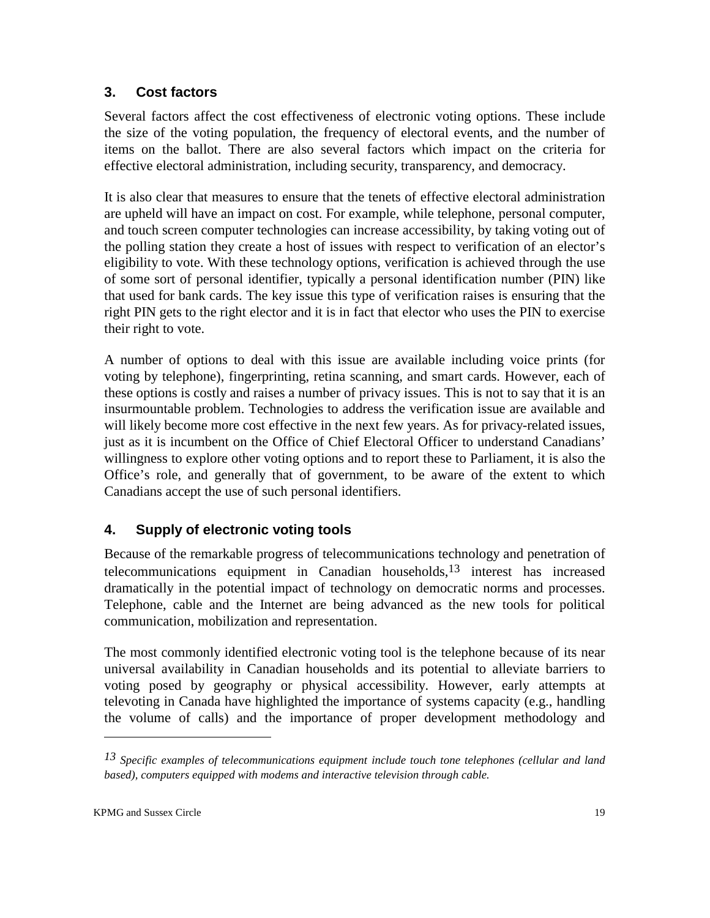## 3. Cost factors

Several factors affect the cost effectiveness of electronic voting options. These include the size of the voting population, the frequency of electoral events, and the number of items on the ballot. There are also several factors which impact on the criteria for effective electoral administration, including security, transparency, and democracy.

It is also clear that measures to ensure that the tenets of effective electoral administration are upheld will have an impact on cost. For example, while telephone, personal computer, and touch screen computer technologies can increase accessibility, by taking voting out of the polling station they create a host of issues with respect to verification of an elector's eligibility to vote. With these technology options, verification is achieved through the use of some sort of personal identifier, typically a personal identification number (PIN) like that used for bank cards. The key issue this type of verification raises is ensuring that the right PIN gets to the right elector and it is in fact that elector who uses the PIN to exercise their right to vote.

A number of options to deal with this issue are available including voice prints (for voting by telephone), fingerprinting, retina scanning, and smart cards. However, each of these options is costly and raises a number of privacy issues. This is not to say that it is an insurmountable problem. Technologies to address the verification issue are available and will likely become more cost effective in the next few years. As for privacy-related issues, just as it is incumbent on the Office of Chief Electoral Officer to understand Canadians' willingness to explore other voting options and to report these to Parliament, it is also the Office's role, and generally that of government, to be aware of the extent to which Canadians accept the use of such personal identifiers.

## 4. Supply of electronic voting tools

Because of the remarkable progress of telecommunications technology and penetration of telecommunications equipment in Canadian households,[13] interest has increased dramatically in the potential impact of technology on democratic norms and processes. Telephone, cable and the Internet are being advanced as the new tools for political communication, mobilization and representation.

The most commonly identified electronic voting tool is the telephone because of its near universal availability in Canadian households and its potential to alleviate barriers to voting posed by geography or physical accessibility. However, early attempts at televoting in Canada have highlighted the importance of systems capacity (e.g., handling the volume of calls) and the importance of proper development methodology and

---

[13] *Specific examples of telecommunications equipment include touch tone telephones (cellular and land based), computers equipped with modems and interactive television through cable.*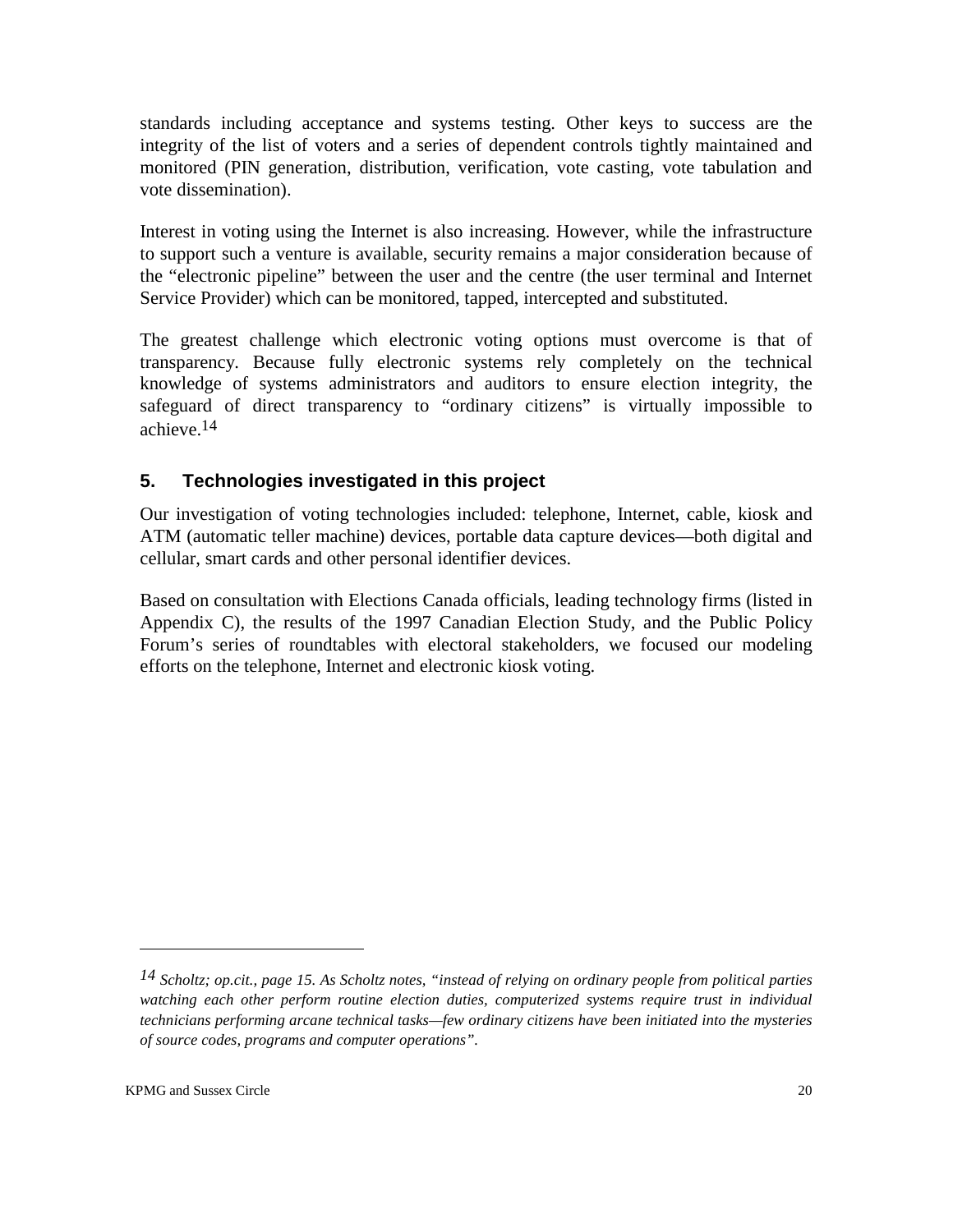standards including acceptance and systems testing. Other keys to success are the integrity of the list of voters and a series of dependent controls tightly maintained and monitored (PIN generation, distribution, verification, vote casting, vote tabulation and vote dissemination).

Interest in voting using the Internet is also increasing. However, while the infrastructure to support such a venture is available, security remains a major consideration because of the "electronic pipeline" between the user and the centre (the user terminal and Internet Service Provider) which can be monitored, tapped, intercepted and substituted.

The greatest challenge which electronic voting options must overcome is that of transparency. Because fully electronic systems rely completely on the technical knowledge of systems administrators and auditors to ensure election integrity, the safeguard of direct transparency to "ordinary citizens" is virtually impossible to achieve.[14]

## 5. Technologies investigated in this project

Our investigation of voting technologies included: telephone, Internet, cable, kiosk and ATM (automatic teller machine) devices, portable data capture devices—both digital and cellular, smart cards and other personal identifier devices.

Based on consultation with Elections Canada officials, leading technology firms (listed in Appendix C), the results of the 1997 Canadian Election Study, and the Public Policy Forum's series of roundtables with electoral stakeholders, we focused our modeling efforts on the telephone, Internet and electronic kiosk voting.

---

[14] *Scholtz; op.cit., page 15. As Scholtz notes, "instead of relying on ordinary people from political parties watching each other perform routine election duties, computerized systems require trust in individual technicians performing arcane technical tasks—few ordinary citizens have been initiated into the mysteries of source codes, programs and computer operations".*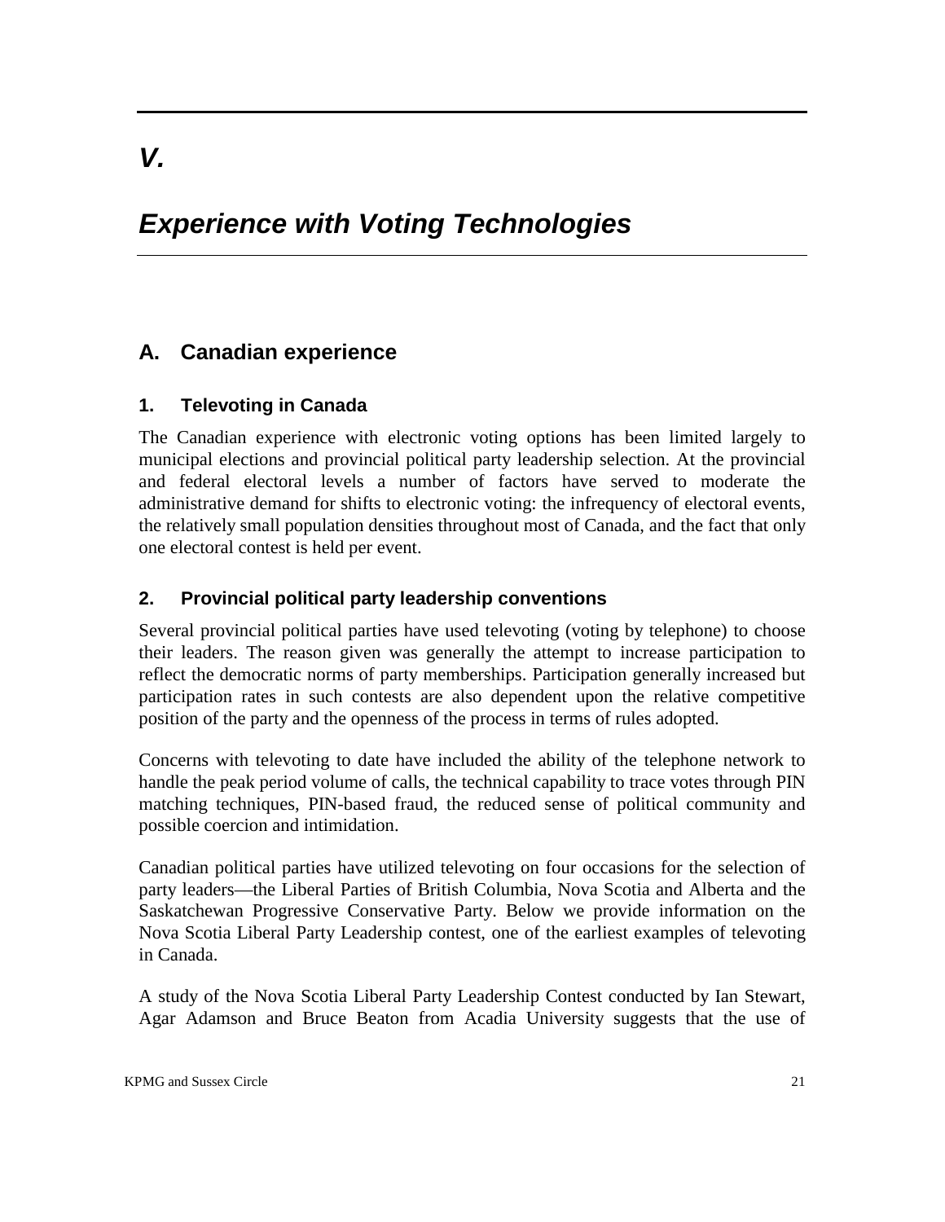# *V.*

# *Experience with Voting Technologies*

## A. Canadian experience

### 1. Televoting in Canada

The Canadian experience with electronic voting options has been limited largely to municipal elections and provincial political party leadership selection. At the provincial and federal electoral levels a number of factors have served to moderate the administrative demand for shifts to electronic voting: the infrequency of electoral events, the relatively small population densities throughout most of Canada, and the fact that only one electoral contest is held per event.

### 2. Provincial political party leadership conventions

Several provincial political parties have used televoting (voting by telephone) to choose their leaders. The reason given was generally the attempt to increase participation to reflect the democratic norms of party memberships. Participation generally increased but participation rates in such contests are also dependent upon the relative competitive position of the party and the openness of the process in terms of rules adopted.

Concerns with televoting to date have included the ability of the telephone network to handle the peak period volume of calls, the technical capability to trace votes through PIN matching techniques, PIN-based fraud, the reduced sense of political community and possible coercion and intimidation.

Canadian political parties have utilized televoting on four occasions for the selection of party leaders—the Liberal Parties of British Columbia, Nova Scotia and Alberta and the Saskatchewan Progressive Conservative Party. Below we provide information on the Nova Scotia Liberal Party Leadership contest, one of the earliest examples of televoting in Canada.

A study of the Nova Scotia Liberal Party Leadership Contest conducted by Ian Stewart, Agar Adamson and Bruce Beaton from Acadia University suggests that the use of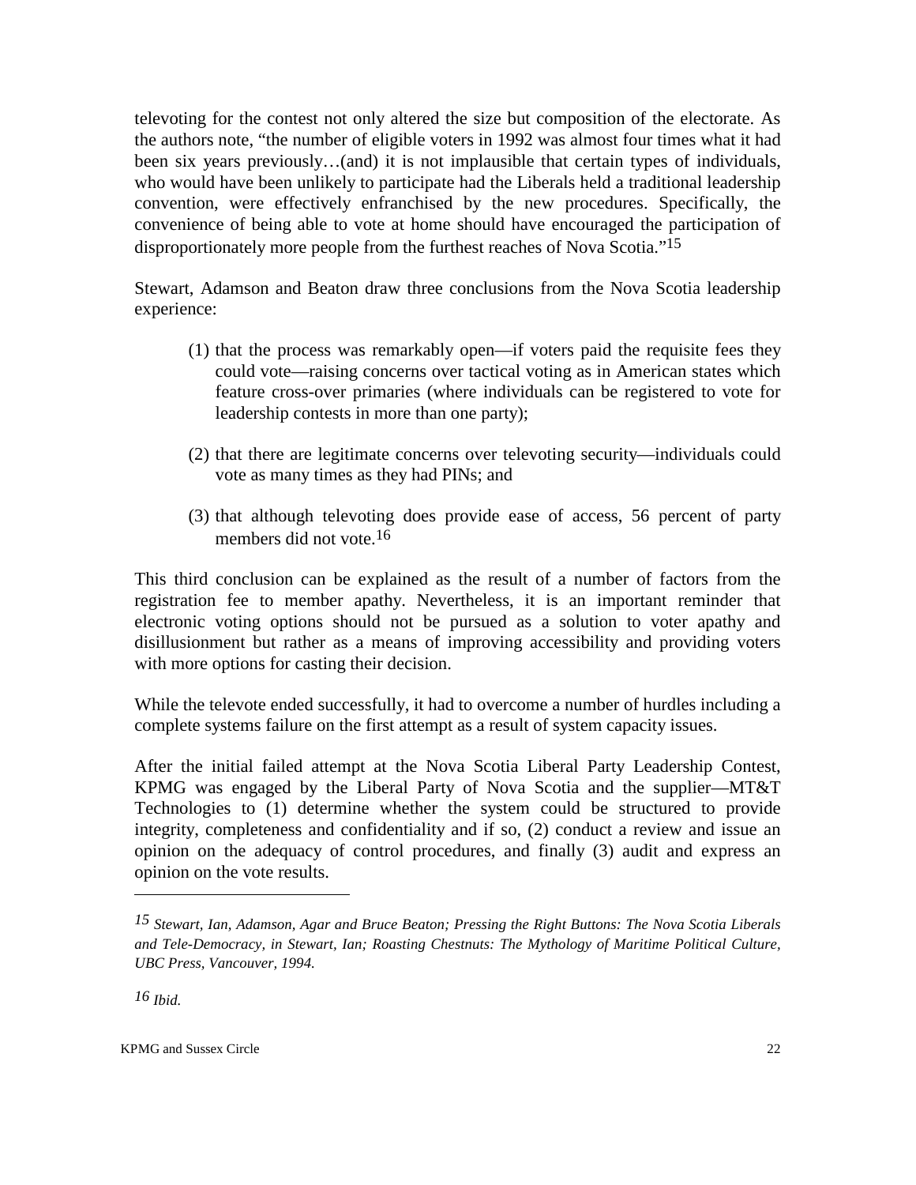televoting for the contest not only altered the size but composition of the electorate. As the authors note, "the number of eligible voters in 1992 was almost four times what it had been six years previously…(and) it is not implausible that certain types of individuals, who would have been unlikely to participate had the Liberals held a traditional leadership convention, were effectively enfranchised by the new procedures. Specifically, the convenience of being able to vote at home should have encouraged the participation of disproportionately more people from the furthest reaches of Nova Scotia."[15]

Stewart, Adamson and Beaton draw three conclusions from the Nova Scotia leadership experience:

(1) that the process was remarkably open—if voters paid the requisite fees they could vote—raising concerns over tactical voting as in American states which feature cross-over primaries (where individuals can be registered to vote for leadership contests in more than one party);

(2) that there are legitimate concerns over televoting security—individuals could vote as many times as they had PINs; and

(3) that although televoting does provide ease of access, 56 percent of party members did not vote.[16]

This third conclusion can be explained as the result of a number of factors from the registration fee to member apathy. Nevertheless, it is an important reminder that electronic voting options should not be pursued as a solution to voter apathy and disillusionment but rather as a means of improving accessibility and providing voters with more options for casting their decision.

While the televote ended successfully, it had to overcome a number of hurdles including a complete systems failure on the first attempt as a result of system capacity issues.

After the initial failed attempt at the Nova Scotia Liberal Party Leadership Contest, KPMG was engaged by the Liberal Party of Nova Scotia and the supplier—MT&T Technologies to (1) determine whether the system could be structured to provide integrity, completeness and confidentiality and if so, (2) conduct a review and issue an opinion on the adequacy of control procedures, and finally (3) audit and express an opinion on the vote results.

---

[15] *Stewart, Ian, Adamson, Agar and Bruce Beaton; Pressing the Right Buttons: The Nova Scotia Liberals and Tele-Democracy, in Stewart, Ian; Roasting Chestnuts: The Mythology of Maritime Political Culture, UBC Press, Vancouver, 1994.*

[16] *Ibid.*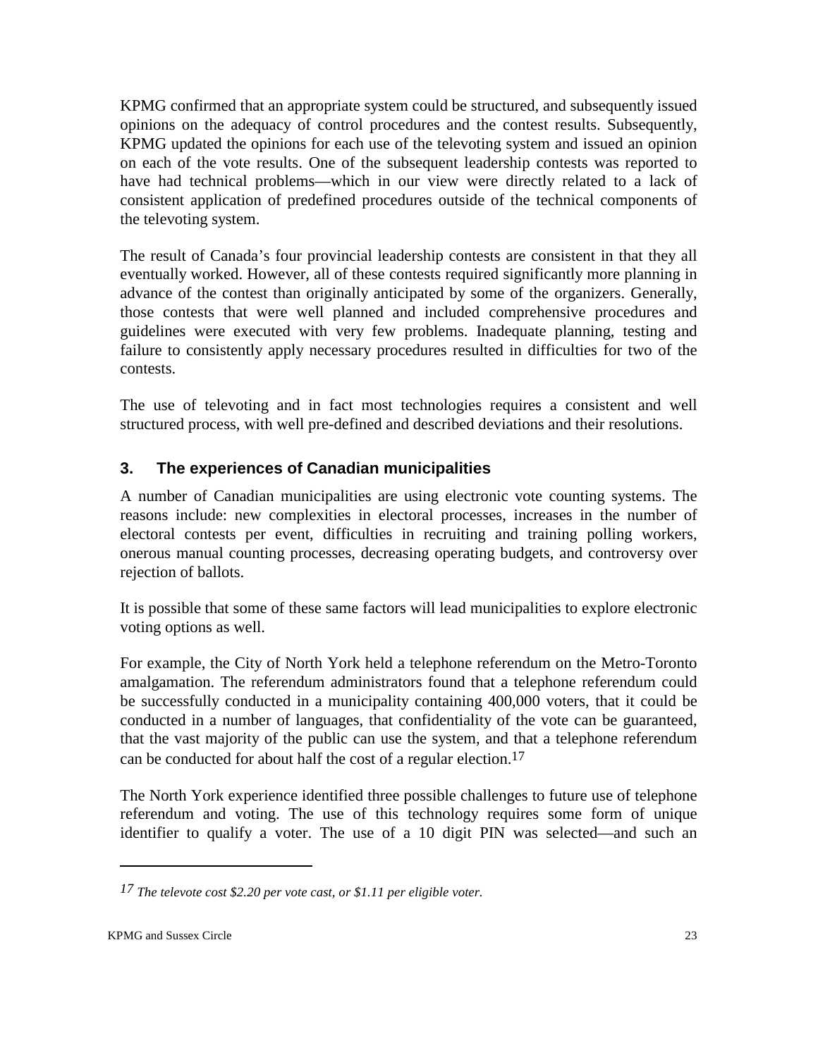KPMG confirmed that an appropriate system could be structured, and subsequently issued opinions on the adequacy of control procedures and the contest results. Subsequently, KPMG updated the opinions for each use of the televoting system and issued an opinion on each of the vote results. One of the subsequent leadership contests was reported to have had technical problems—which in our view were directly related to a lack of consistent application of predefined procedures outside of the technical components of the televoting system.

The result of Canada's four provincial leadership contests are consistent in that they all eventually worked. However, all of these contests required significantly more planning in advance of the contest than originally anticipated by some of the organizers. Generally, those contests that were well planned and included comprehensive procedures and guidelines were executed with very few problems. Inadequate planning, testing and failure to consistently apply necessary procedures resulted in difficulties for two of the contests.

The use of televoting and in fact most technologies requires a consistent and well structured process, with well pre-defined and described deviations and their resolutions.

### 3. The experiences of Canadian municipalities

A number of Canadian municipalities are using electronic vote counting systems. The reasons include: new complexities in electoral processes, increases in the number of electoral contests per event, difficulties in recruiting and training polling workers, onerous manual counting processes, decreasing operating budgets, and controversy over rejection of ballots.

It is possible that some of these same factors will lead municipalities to explore electronic voting options as well.

For example, the City of North York held a telephone referendum on the Metro-Toronto amalgamation. The referendum administrators found that a telephone referendum could be successfully conducted in a municipality containing 400,000 voters, that it could be conducted in a number of languages, that confidentiality of the vote can be guaranteed, that the vast majority of the public can use the system, and that a telephone referendum can be conducted for about half the cost of a regular election.[17]

The North York experience identified three possible challenges to future use of telephone referendum and voting. The use of this technology requires some form of unique identifier to qualify a voter. The use of a 10 digit PIN was selected—and such an

---

[17] *The televote cost $2.20 per vote cast, or $1.11 per eligible voter.*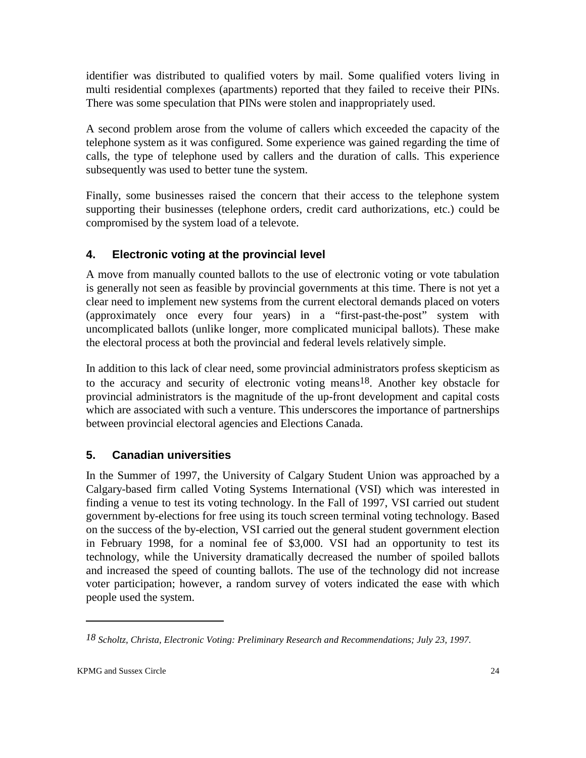identifier was distributed to qualified voters by mail. Some qualified voters living in multi residential complexes (apartments) reported that they failed to receive their PINs. There was some speculation that PINs were stolen and inappropriately used.

A second problem arose from the volume of callers which exceeded the capacity of the telephone system as it was configured. Some experience was gained regarding the time of calls, the type of telephone used by callers and the duration of calls. This experience subsequently was used to better tune the system.

Finally, some businesses raised the concern that their access to the telephone system supporting their businesses (telephone orders, credit card authorizations, etc.) could be compromised by the system load of a televote.

## 4. Electronic voting at the provincial level

A move from manually counted ballots to the use of electronic voting or vote tabulation is generally not seen as feasible by provincial governments at this time. There is not yet a clear need to implement new systems from the current electoral demands placed on voters (approximately once every four years) in a "first-past-the-post" system with uncomplicated ballots (unlike longer, more complicated municipal ballots). These make the electoral process at both the provincial and federal levels relatively simple.

In addition to this lack of clear need, some provincial administrators profess skepticism as to the accuracy and security of electronic voting means[18]. Another key obstacle for provincial administrators is the magnitude of the up-front development and capital costs which are associated with such a venture. This underscores the importance of partnerships between provincial electoral agencies and Elections Canada.

## 5. Canadian universities

In the Summer of 1997, the University of Calgary Student Union was approached by a Calgary-based firm called Voting Systems International (VSI) which was interested in finding a venue to test its voting technology. In the Fall of 1997, VSI carried out student government by-elections for free using its touch screen terminal voting technology. Based on the success of the by-election, VSI carried out the general student government election in February 1998, for a nominal fee of $3,000. VSI had an opportunity to test its technology, while the University dramatically decreased the number of spoiled ballots and increased the speed of counting ballots. The use of the technology did not increase voter participation; however, a random survey of voters indicated the ease with which people used the system.

---

[18] *Scholtz, Christa, Electronic Voting: Preliminary Research and Recommendations; July 23, 1997.*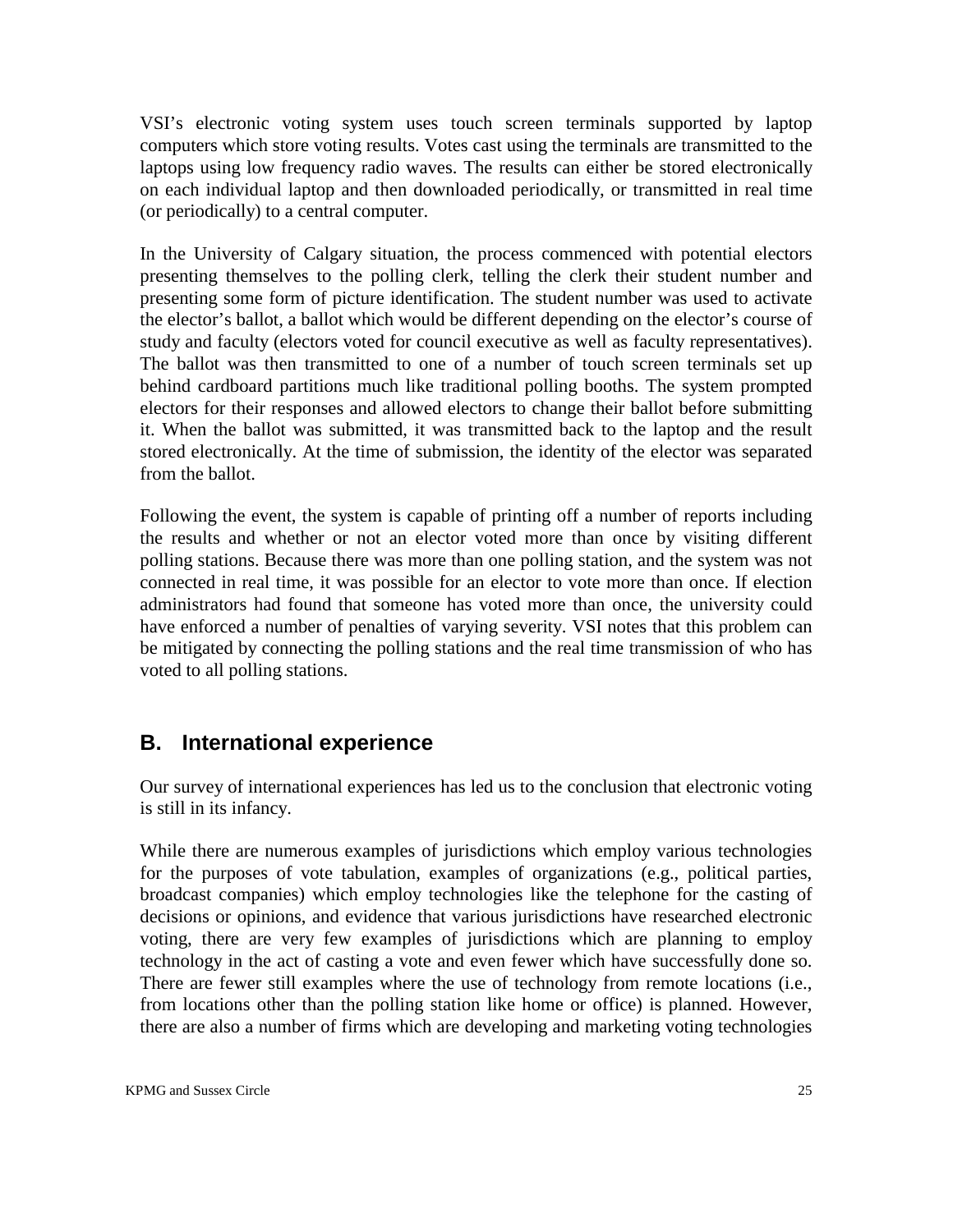VSI's electronic voting system uses touch screen terminals supported by laptop computers which store voting results. Votes cast using the terminals are transmitted to the laptops using low frequency radio waves. The results can either be stored electronically on each individual laptop and then downloaded periodically, or transmitted in real time (or periodically) to a central computer.

In the University of Calgary situation, the process commenced with potential electors presenting themselves to the polling clerk, telling the clerk their student number and presenting some form of picture identification. The student number was used to activate the elector's ballot, a ballot which would be different depending on the elector's course of study and faculty (electors voted for council executive as well as faculty representatives). The ballot was then transmitted to one of a number of touch screen terminals set up behind cardboard partitions much like traditional polling booths. The system prompted electors for their responses and allowed electors to change their ballot before submitting it. When the ballot was submitted, it was transmitted back to the laptop and the result stored electronically. At the time of submission, the identity of the elector was separated from the ballot.

Following the event, the system is capable of printing off a number of reports including the results and whether or not an elector voted more than once by visiting different polling stations. Because there was more than one polling station, and the system was not connected in real time, it was possible for an elector to vote more than once. If election administrators had found that someone has voted more than once, the university could have enforced a number of penalties of varying severity. VSI notes that this problem can be mitigated by connecting the polling stations and the real time transmission of who has voted to all polling stations.

## B. International experience

Our survey of international experiences has led us to the conclusion that electronic voting is still in its infancy.

While there are numerous examples of jurisdictions which employ various technologies for the purposes of vote tabulation, examples of organizations (e.g., political parties, broadcast companies) which employ technologies like the telephone for the casting of decisions or opinions, and evidence that various jurisdictions have researched electronic voting, there are very few examples of jurisdictions which are planning to employ technology in the act of casting a vote and even fewer which have successfully done so. There are fewer still examples where the use of technology from remote locations (i.e., from locations other than the polling station like home or office) is planned. However, there are also a number of firms which are developing and marketing voting technologies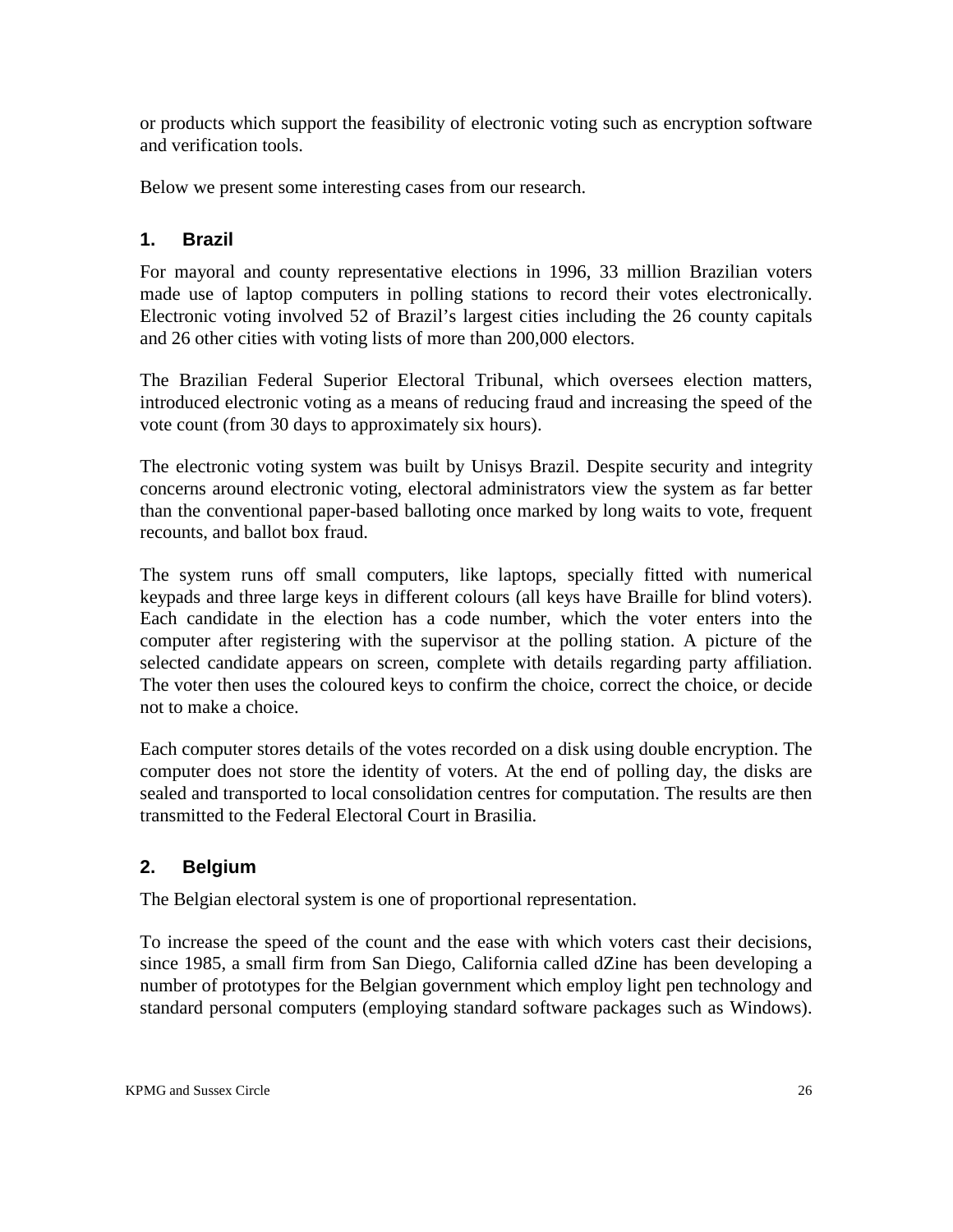or products which support the feasibility of electronic voting such as encryption software and verification tools.

Below we present some interesting cases from our research.

### 1. Brazil

For mayoral and county representative elections in 1996, 33 million Brazilian voters made use of laptop computers in polling stations to record their votes electronically. Electronic voting involved 52 of Brazil's largest cities including the 26 county capitals and 26 other cities with voting lists of more than 200,000 electors.

The Brazilian Federal Superior Electoral Tribunal, which oversees election matters, introduced electronic voting as a means of reducing fraud and increasing the speed of the vote count (from 30 days to approximately six hours).

The electronic voting system was built by Unisys Brazil. Despite security and integrity concerns around electronic voting, electoral administrators view the system as far better than the conventional paper-based balloting once marked by long waits to vote, frequent recounts, and ballot box fraud.

The system runs off small computers, like laptops, specially fitted with numerical keypads and three large keys in different colours (all keys have Braille for blind voters). Each candidate in the election has a code number, which the voter enters into the computer after registering with the supervisor at the polling station. A picture of the selected candidate appears on screen, complete with details regarding party affiliation. The voter then uses the coloured keys to confirm the choice, correct the choice, or decide not to make a choice.

Each computer stores details of the votes recorded on a disk using double encryption. The computer does not store the identity of voters. At the end of polling day, the disks are sealed and transported to local consolidation centres for computation. The results are then transmitted to the Federal Electoral Court in Brasilia.

### 2. Belgium

The Belgian electoral system is one of proportional representation.

To increase the speed of the count and the ease with which voters cast their decisions, since 1985, a small firm from San Diego, California called dZine has been developing a number of prototypes for the Belgian government which employ light pen technology and standard personal computers (employing standard software packages such as Windows).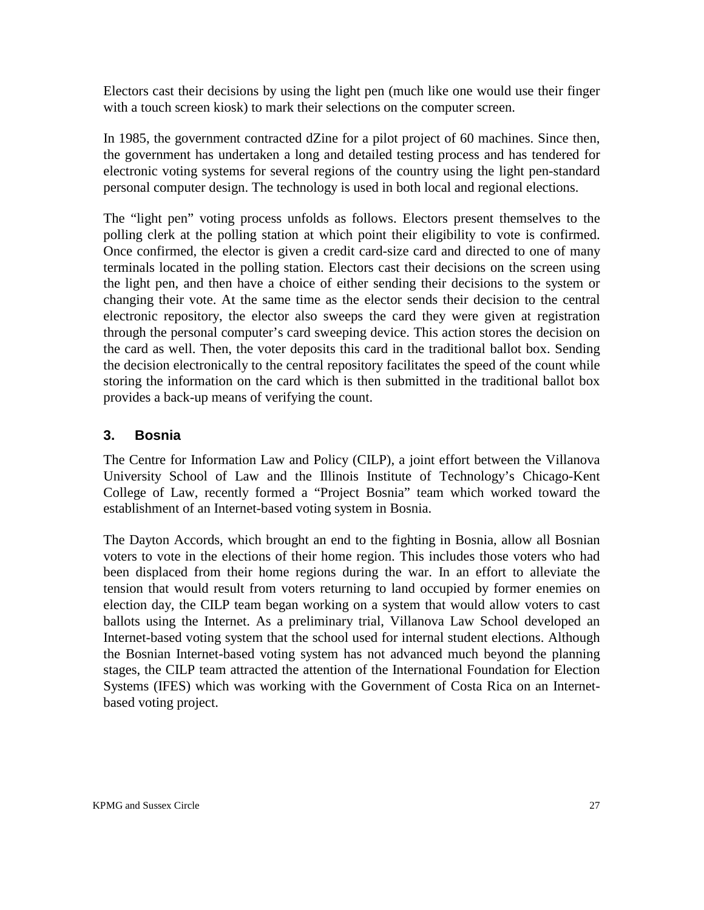Electors cast their decisions by using the light pen (much like one would use their finger with a touch screen kiosk) to mark their selections on the computer screen.

In 1985, the government contracted dZine for a pilot project of 60 machines. Since then, the government has undertaken a long and detailed testing process and has tendered for electronic voting systems for several regions of the country using the light pen-standard personal computer design. The technology is used in both local and regional elections.

The "light pen" voting process unfolds as follows. Electors present themselves to the polling clerk at the polling station at which point their eligibility to vote is confirmed. Once confirmed, the elector is given a credit card-size card and directed to one of many terminals located in the polling station. Electors cast their decisions on the screen using the light pen, and then have a choice of either sending their decisions to the system or changing their vote. At the same time as the elector sends their decision to the central electronic repository, the elector also sweeps the card they were given at registration through the personal computer's card sweeping device. This action stores the decision on the card as well. Then, the voter deposits this card in the traditional ballot box. Sending the decision electronically to the central repository facilitates the speed of the count while storing the information on the card which is then submitted in the traditional ballot box provides a back-up means of verifying the count.

### 3. Bosnia

The Centre for Information Law and Policy (CILP), a joint effort between the Villanova University School of Law and the Illinois Institute of Technology's Chicago-Kent College of Law, recently formed a "Project Bosnia" team which worked toward the establishment of an Internet-based voting system in Bosnia.

The Dayton Accords, which brought an end to the fighting in Bosnia, allow all Bosnian voters to vote in the elections of their home region. This includes those voters who had been displaced from their home regions during the war. In an effort to alleviate the tension that would result from voters returning to land occupied by former enemies on election day, the CILP team began working on a system that would allow voters to cast ballots using the Internet. As a preliminary trial, Villanova Law School developed an Internet-based voting system that the school used for internal student elections. Although the Bosnian Internet-based voting system has not advanced much beyond the planning stages, the CILP team attracted the attention of the International Foundation for Election Systems (IFES) which was working with the Government of Costa Rica on an Internet-based voting project.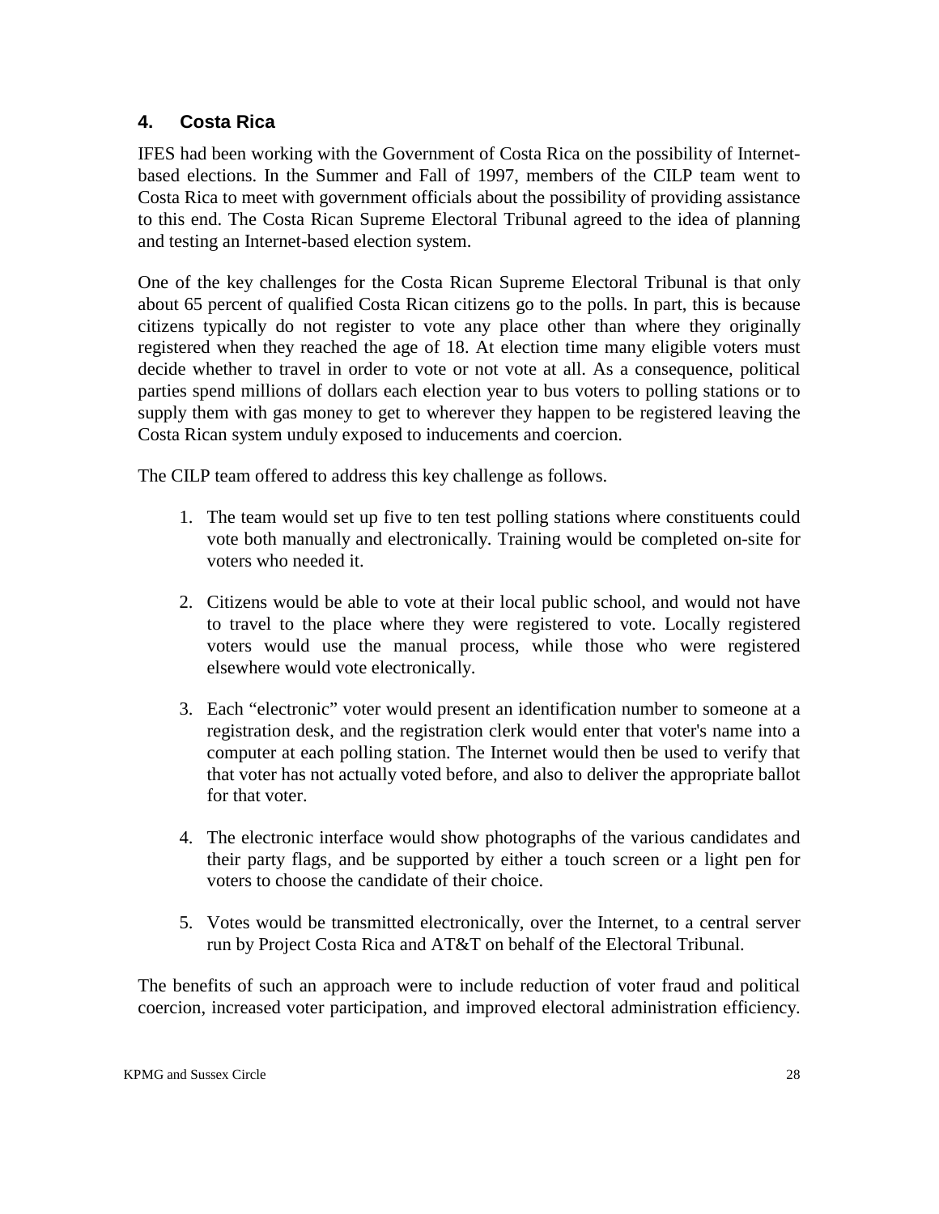## 4. Costa Rica

IFES had been working with the Government of Costa Rica on the possibility of Internet-based elections. In the Summer and Fall of 1997, members of the CILP team went to Costa Rica to meet with government officials about the possibility of providing assistance to this end. The Costa Rican Supreme Electoral Tribunal agreed to the idea of planning and testing an Internet-based election system.

One of the key challenges for the Costa Rican Supreme Electoral Tribunal is that only about 65 percent of qualified Costa Rican citizens go to the polls. In part, this is because citizens typically do not register to vote any place other than where they originally registered when they reached the age of 18. At election time many eligible voters must decide whether to travel in order to vote or not vote at all. As a consequence, political parties spend millions of dollars each election year to bus voters to polling stations or to supply them with gas money to get to wherever they happen to be registered leaving the Costa Rican system unduly exposed to inducements and coercion.

The CILP team offered to address this key challenge as follows.

1. The team would set up five to ten test polling stations where constituents could vote both manually and electronically. Training would be completed on-site for voters who needed it.

2. Citizens would be able to vote at their local public school, and would not have to travel to the place where they were registered to vote. Locally registered voters would use the manual process, while those who were registered elsewhere would vote electronically.

3. Each "electronic" voter would present an identification number to someone at a registration desk, and the registration clerk would enter that voter's name into a computer at each polling station. The Internet would then be used to verify that that voter has not actually voted before, and also to deliver the appropriate ballot for that voter.

4. The electronic interface would show photographs of the various candidates and their party flags, and be supported by either a touch screen or a light pen for voters to choose the candidate of their choice.

5. Votes would be transmitted electronically, over the Internet, to a central server run by Project Costa Rica and AT&T on behalf of the Electoral Tribunal.

The benefits of such an approach were to include reduction of voter fraud and political coercion, increased voter participation, and improved electoral administration efficiency.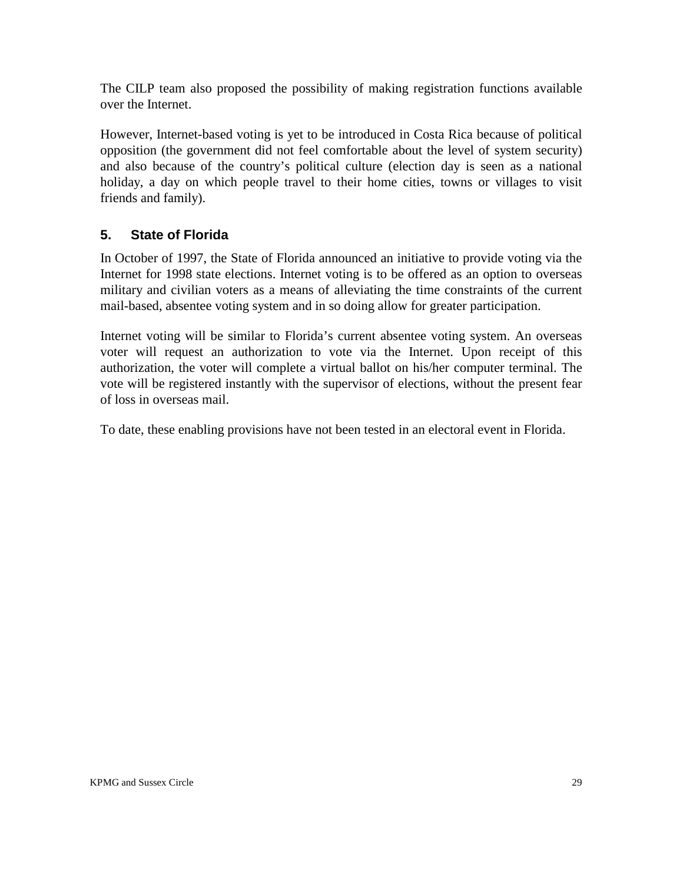The CILP team also proposed the possibility of making registration functions available over the Internet.

However, Internet-based voting is yet to be introduced in Costa Rica because of political opposition (the government did not feel comfortable about the level of system security) and also because of the country's political culture (election day is seen as a national holiday, a day on which people travel to their home cities, towns or villages to visit friends and family).

## 5. State of Florida

In October of 1997, the State of Florida announced an initiative to provide voting via the Internet for 1998 state elections. Internet voting is to be offered as an option to overseas military and civilian voters as a means of alleviating the time constraints of the current mail-based, absentee voting system and in so doing allow for greater participation.

Internet voting will be similar to Florida's current absentee voting system. An overseas voter will request an authorization to vote via the Internet. Upon receipt of this authorization, the voter will complete a virtual ballot on his/her computer terminal. The vote will be registered instantly with the supervisor of elections, without the present fear of loss in overseas mail.

To date, these enabling provisions have not been tested in an electoral event in Florida.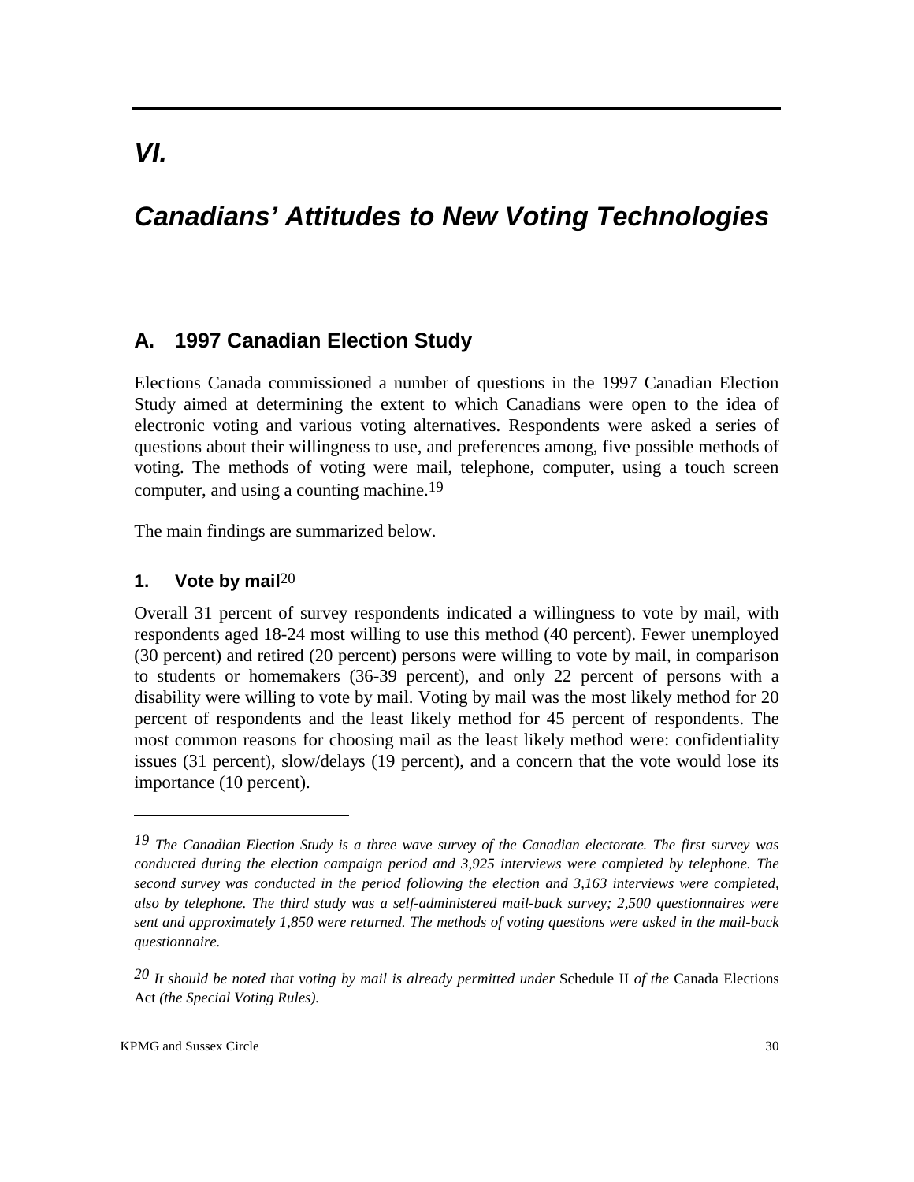# *VI.*

# *Canadians' Attitudes to New Voting Technologies*

## A. 1997 Canadian Election Study

Elections Canada commissioned a number of questions in the 1997 Canadian Election Study aimed at determining the extent to which Canadians were open to the idea of electronic voting and various voting alternatives. Respondents were asked a series of questions about their willingness to use, and preferences among, five possible methods of voting. The methods of voting were mail, telephone, computer, using a touch screen computer, and using a counting machine.[19]

The main findings are summarized below.

### 1. Vote by mail[20]

Overall 31 percent of survey respondents indicated a willingness to vote by mail, with respondents aged 18-24 most willing to use this method (40 percent). Fewer unemployed (30 percent) and retired (20 percent) persons were willing to vote by mail, in comparison to students or homemakers (36-39 percent), and only 22 percent of persons with a disability were willing to vote by mail. Voting by mail was the most likely method for 20 percent of respondents and the least likely method for 45 percent of respondents. The most common reasons for choosing mail as the least likely method were: confidentiality issues (31 percent), slow/delays (19 percent), and a concern that the vote would lose its importance (10 percent).

---

[19] *The Canadian Election Study is a three wave survey of the Canadian electorate. The first survey was conducted during the election campaign period and 3,925 interviews were completed by telephone. The second survey was conducted in the period following the election and 3,163 interviews were completed, also by telephone. The third study was a self-administered mail-back survey; 2,500 questionnaires were sent and approximately 1,850 were returned. The methods of voting questions were asked in the mail-back questionnaire.*

[20] *It should be noted that voting by mail is already permitted under* Schedule II *of the* Canada Elections Act *(the Special Voting Rules).*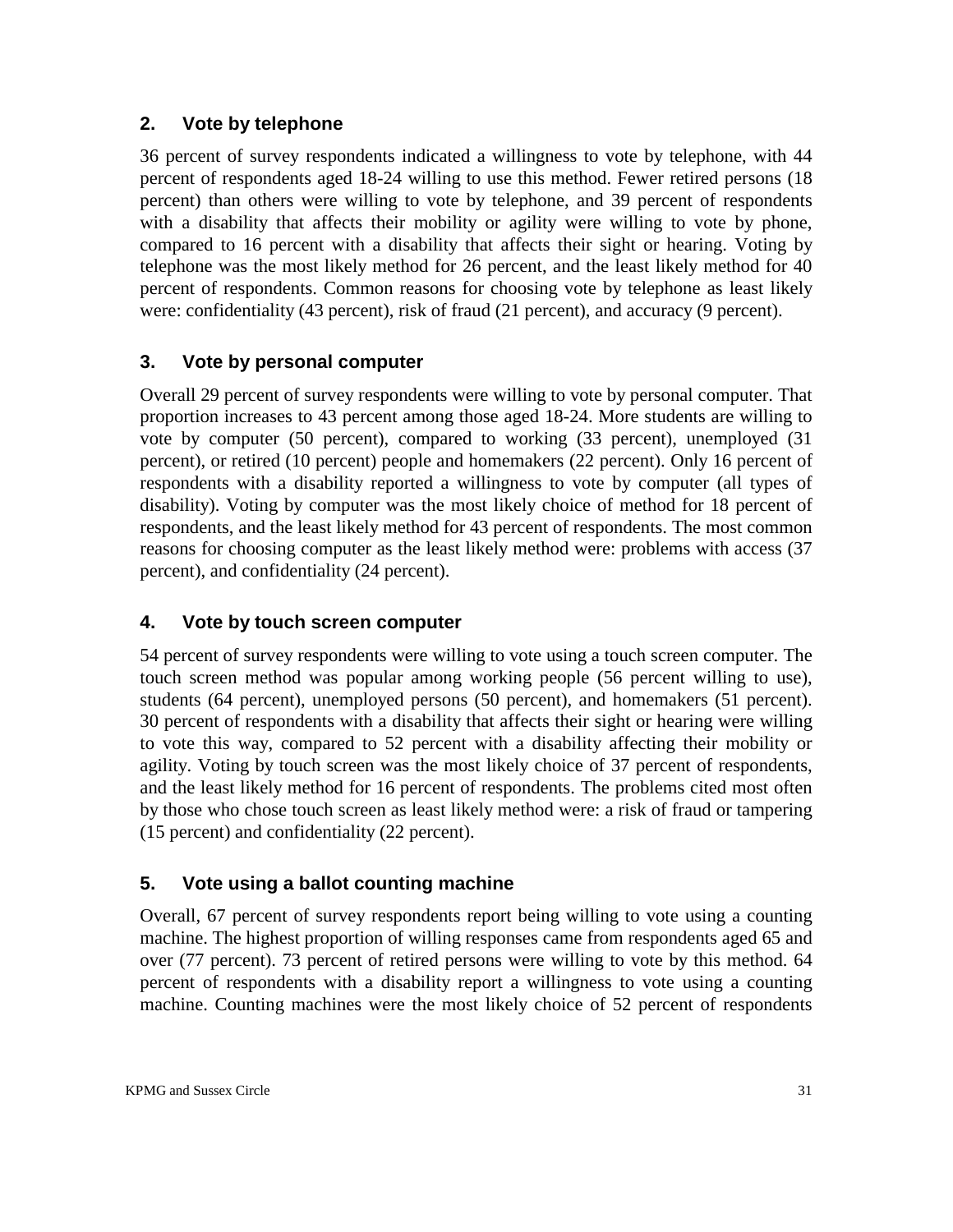### 2. Vote by telephone

36 percent of survey respondents indicated a willingness to vote by telephone, with 44 percent of respondents aged 18-24 willing to use this method. Fewer retired persons (18 percent) than others were willing to vote by telephone, and 39 percent of respondents with a disability that affects their mobility or agility were willing to vote by phone, compared to 16 percent with a disability that affects their sight or hearing. Voting by telephone was the most likely method for 26 percent, and the least likely method for 40 percent of respondents. Common reasons for choosing vote by telephone as least likely were: confidentiality (43 percent), risk of fraud (21 percent), and accuracy (9 percent).

### 3. Vote by personal computer

Overall 29 percent of survey respondents were willing to vote by personal computer. That proportion increases to 43 percent among those aged 18-24. More students are willing to vote by computer (50 percent), compared to working (33 percent), unemployed (31 percent), or retired (10 percent) people and homemakers (22 percent). Only 16 percent of respondents with a disability reported a willingness to vote by computer (all types of disability). Voting by computer was the most likely choice of method for 18 percent of respondents, and the least likely method for 43 percent of respondents. The most common reasons for choosing computer as the least likely method were: problems with access (37 percent), and confidentiality (24 percent).

### 4. Vote by touch screen computer

54 percent of survey respondents were willing to vote using a touch screen computer. The touch screen method was popular among working people (56 percent willing to use), students (64 percent), unemployed persons (50 percent), and homemakers (51 percent). 30 percent of respondents with a disability that affects their sight or hearing were willing to vote this way, compared to 52 percent with a disability affecting their mobility or agility. Voting by touch screen was the most likely choice of 37 percent of respondents, and the least likely method for 16 percent of respondents. The problems cited most often by those who chose touch screen as least likely method were: a risk of fraud or tampering (15 percent) and confidentiality (22 percent).

### 5. Vote using a ballot counting machine

Overall, 67 percent of survey respondents report being willing to vote using a counting machine. The highest proportion of willing responses came from respondents aged 65 and over (77 percent). 73 percent of retired persons were willing to vote by this method. 64 percent of respondents with a disability report a willingness to vote using a counting machine. Counting machines were the most likely choice of 52 percent of respondents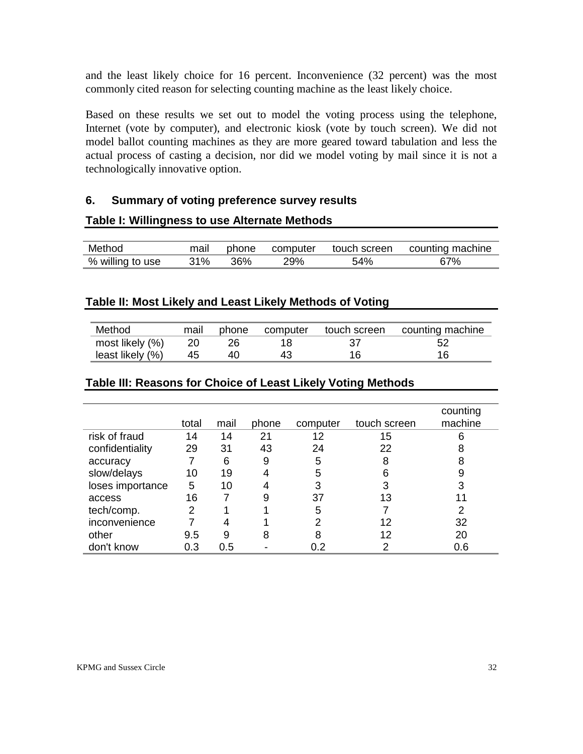and the least likely choice for 16 percent. Inconvenience (32 percent) was the most commonly cited reason for selecting counting machine as the least likely choice.

Based on these results we set out to model the voting process using the telephone, Internet (vote by computer), and electronic kiosk (vote by touch screen). We did not model ballot counting machines as they are more geared toward tabulation and less the actual process of casting a decision, nor did we model voting by mail since it is not a technologically innovative option.

## 6. Summary of voting preference survey results

**Table I: Willingness to use Alternate Methods**

| Method | mail | phone | computer | touch screen | counting machine |
|---|---|---|---|---|---|
| % willing to use | 31% | 36% | 29% | 54% | 67% |

**Table II: Most Likely and Least Likely Methods of Voting**

| Method | mail | phone | computer | touch screen | counting machine |
|---|---|---|---|---|---|
| most likely (%) | 20 | 26 | 18 | 37 | 52 |
| least likely (%) | 45 | 40 | 43 | 16 | 16 |

**Table III: Reasons for Choice of Least Likely Voting Methods**

| | total | mail | phone | computer | touch screen | counting machine |
|---|---|---|---|---|---|---|
| risk of fraud | 14 | 14 | 21 | 12 | 15 | 6 |
| confidentiality | 29 | 31 | 43 | 24 | 22 | 8 |
| accuracy | 7 | 6 | 9 | 5 | 8 | 8 |
| slow/delays | 10 | 19 | 4 | 5 | 6 | 9 |
| loses importance | 5 | 10 | 4 | 3 | 3 | 3 |
| access | 16 | 7 | 9 | 37 | 13 | 11 |
| tech/comp. | 2 | 1 | 1 | 5 | 7 | 2 |
| inconvenience | 7 | 4 | 1 | 2 | 12 | 32 |
| other | 9.5 | 9 | 8 | 8 | 12 | 20 |
| don't know | 0.3 | 0.5 | - | 0.2 | 2 | 0.6 |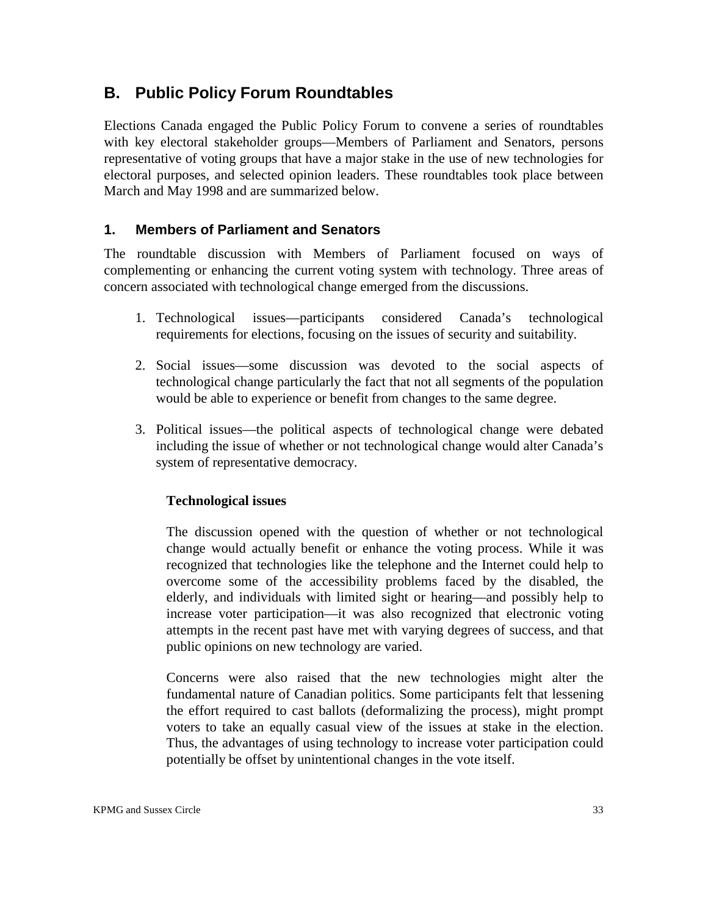## B. Public Policy Forum Roundtables

Elections Canada engaged the Public Policy Forum to convene a series of roundtables with key electoral stakeholder groups—Members of Parliament and Senators, persons representative of voting groups that have a major stake in the use of new technologies for electoral purposes, and selected opinion leaders. These roundtables took place between March and May 1998 and are summarized below.

### 1. Members of Parliament and Senators

The roundtable discussion with Members of Parliament focused on ways of complementing or enhancing the current voting system with technology. Three areas of concern associated with technological change emerged from the discussions.

1. Technological issues—participants considered Canada's technological requirements for elections, focusing on the issues of security and suitability.

2. Social issues—some discussion was devoted to the social aspects of technological change particularly the fact that not all segments of the population would be able to experience or benefit from changes to the same degree.

3. Political issues—the political aspects of technological change were debated including the issue of whether or not technological change would alter Canada's system of representative democracy.

**Technological issues**

The discussion opened with the question of whether or not technological change would actually benefit or enhance the voting process. While it was recognized that technologies like the telephone and the Internet could help to overcome some of the accessibility problems faced by the disabled, the elderly, and individuals with limited sight or hearing—and possibly help to increase voter participation—it was also recognized that electronic voting attempts in the recent past have met with varying degrees of success, and that public opinions on new technology are varied.

Concerns were also raised that the new technologies might alter the fundamental nature of Canadian politics. Some participants felt that lessening the effort required to cast ballots (deformalizing the process), might prompt voters to take an equally casual view of the issues at stake in the election. Thus, the advantages of using technology to increase voter participation could potentially be offset by unintentional changes in the vote itself.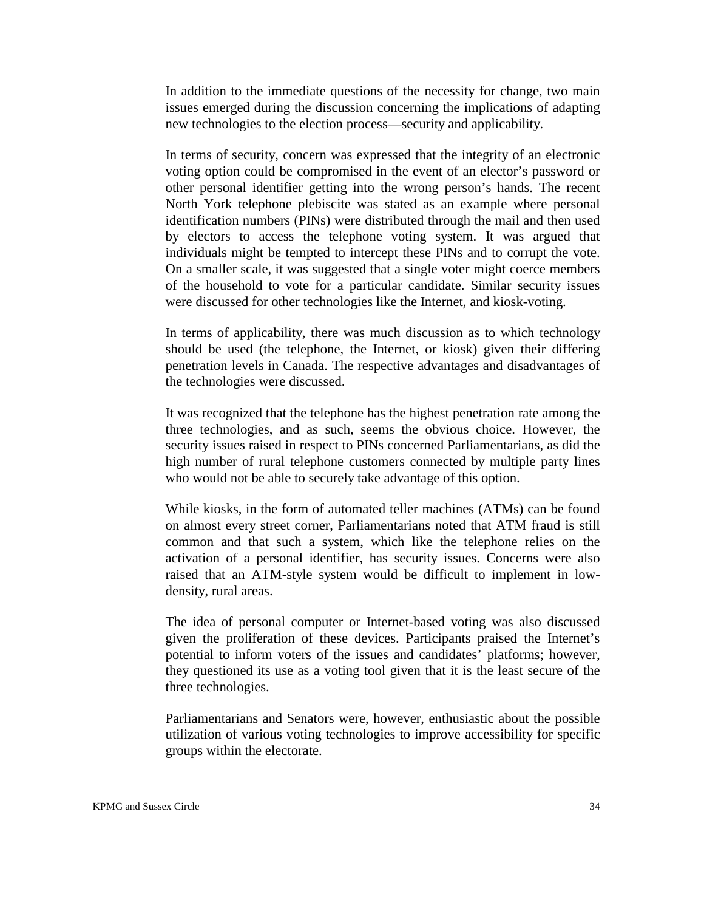In addition to the immediate questions of the necessity for change, two main issues emerged during the discussion concerning the implications of adapting new technologies to the election process—security and applicability.

In terms of security, concern was expressed that the integrity of an electronic voting option could be compromised in the event of an elector's password or other personal identifier getting into the wrong person's hands. The recent North York telephone plebiscite was stated as an example where personal identification numbers (PINs) were distributed through the mail and then used by electors to access the telephone voting system. It was argued that individuals might be tempted to intercept these PINs and to corrupt the vote. On a smaller scale, it was suggested that a single voter might coerce members of the household to vote for a particular candidate. Similar security issues were discussed for other technologies like the Internet, and kiosk-voting.

In terms of applicability, there was much discussion as to which technology should be used (the telephone, the Internet, or kiosk) given their differing penetration levels in Canada. The respective advantages and disadvantages of the technologies were discussed.

It was recognized that the telephone has the highest penetration rate among the three technologies, and as such, seems the obvious choice. However, the security issues raised in respect to PINs concerned Parliamentarians, as did the high number of rural telephone customers connected by multiple party lines who would not be able to securely take advantage of this option.

While kiosks, in the form of automated teller machines (ATMs) can be found on almost every street corner, Parliamentarians noted that ATM fraud is still common and that such a system, which like the telephone relies on the activation of a personal identifier, has security issues. Concerns were also raised that an ATM-style system would be difficult to implement in low-density, rural areas.

The idea of personal computer or Internet-based voting was also discussed given the proliferation of these devices. Participants praised the Internet's potential to inform voters of the issues and candidates' platforms; however, they questioned its use as a voting tool given that it is the least secure of the three technologies.

Parliamentarians and Senators were, however, enthusiastic about the possible utilization of various voting technologies to improve accessibility for specific groups within the electorate.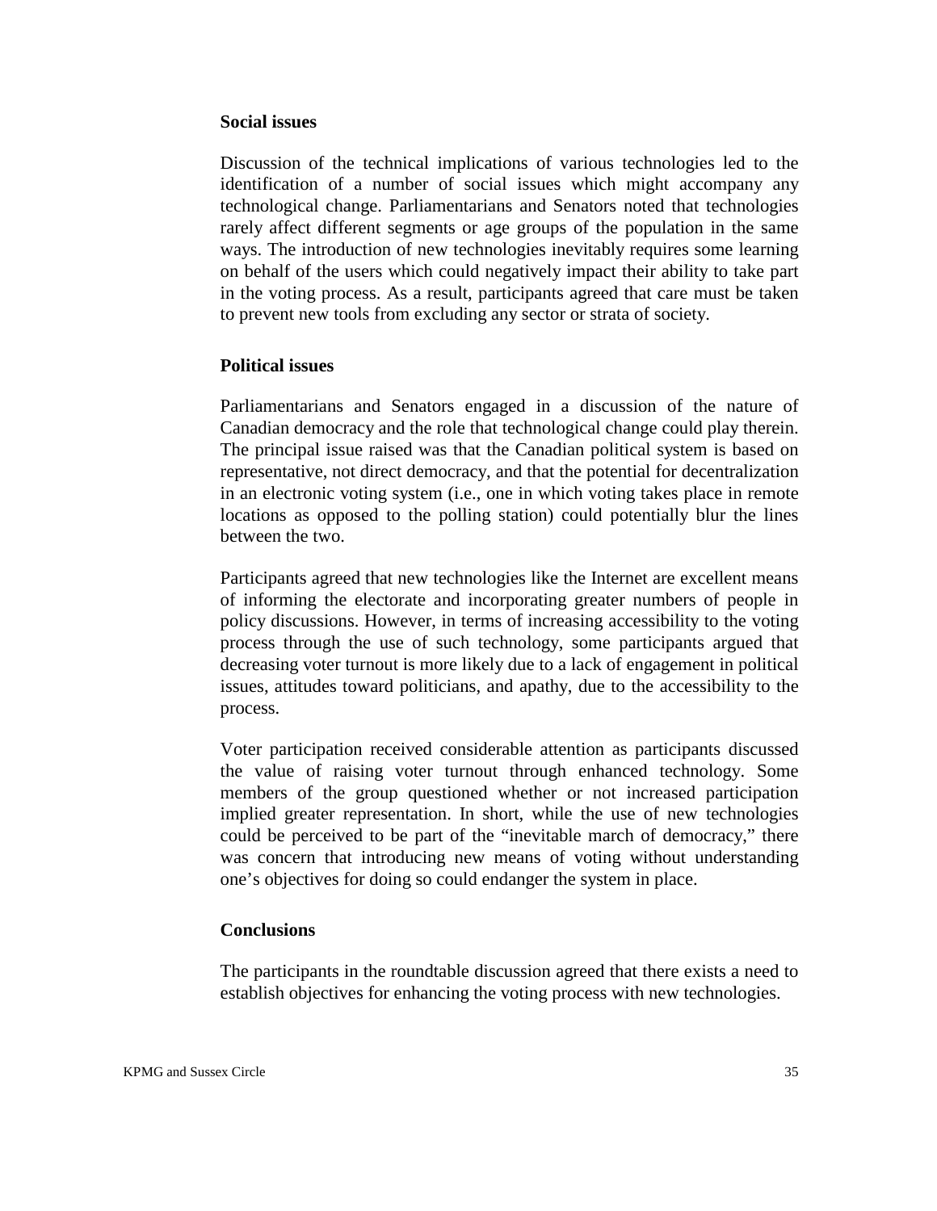**Social issues**

Discussion of the technical implications of various technologies led to the identification of a number of social issues which might accompany any technological change. Parliamentarians and Senators noted that technologies rarely affect different segments or age groups of the population in the same ways. The introduction of new technologies inevitably requires some learning on behalf of the users which could negatively impact their ability to take part in the voting process. As a result, participants agreed that care must be taken to prevent new tools from excluding any sector or strata of society.

**Political issues**

Parliamentarians and Senators engaged in a discussion of the nature of Canadian democracy and the role that technological change could play therein. The principal issue raised was that the Canadian political system is based on representative, not direct democracy, and that the potential for decentralization in an electronic voting system (i.e., one in which voting takes place in remote locations as opposed to the polling station) could potentially blur the lines between the two.

Participants agreed that new technologies like the Internet are excellent means of informing the electorate and incorporating greater numbers of people in policy discussions. However, in terms of increasing accessibility to the voting process through the use of such technology, some participants argued that decreasing voter turnout is more likely due to a lack of engagement in political issues, attitudes toward politicians, and apathy, due to the accessibility to the process.

Voter participation received considerable attention as participants discussed the value of raising voter turnout through enhanced technology. Some members of the group questioned whether or not increased participation implied greater representation. In short, while the use of new technologies could be perceived to be part of the "inevitable march of democracy," there was concern that introducing new means of voting without understanding one's objectives for doing so could endanger the system in place.

**Conclusions**

The participants in the roundtable discussion agreed that there exists a need to establish objectives for enhancing the voting process with new technologies.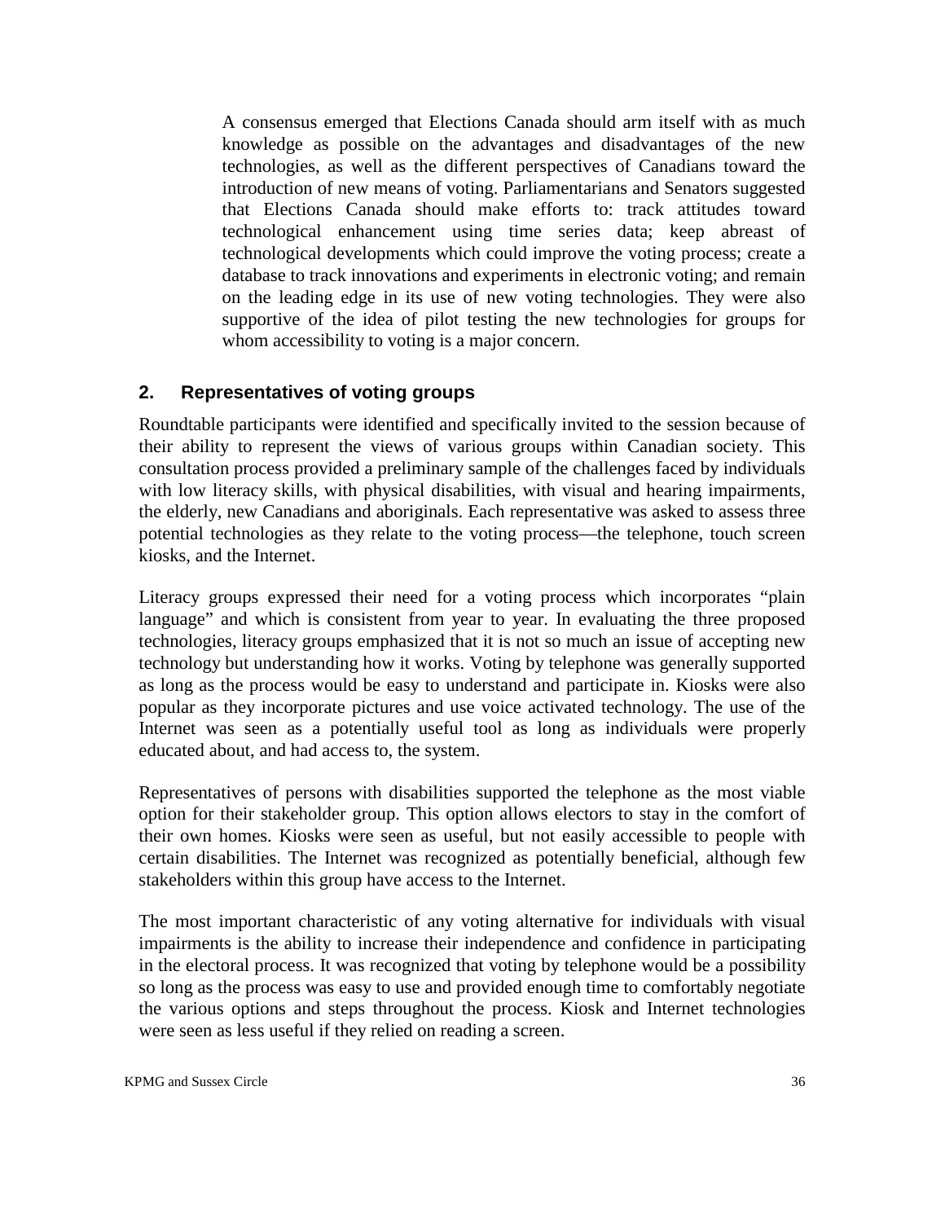A consensus emerged that Elections Canada should arm itself with as much knowledge as possible on the advantages and disadvantages of the new technologies, as well as the different perspectives of Canadians toward the introduction of new means of voting. Parliamentarians and Senators suggested that Elections Canada should make efforts to: track attitudes toward technological enhancement using time series data; keep abreast of technological developments which could improve the voting process; create a database to track innovations and experiments in electronic voting; and remain on the leading edge in its use of new voting technologies. They were also supportive of the idea of pilot testing the new technologies for groups for whom accessibility to voting is a major concern.

## 2. Representatives of voting groups

Roundtable participants were identified and specifically invited to the session because of their ability to represent the views of various groups within Canadian society. This consultation process provided a preliminary sample of the challenges faced by individuals with low literacy skills, with physical disabilities, with visual and hearing impairments, the elderly, new Canadians and aboriginals. Each representative was asked to assess three potential technologies as they relate to the voting process—the telephone, touch screen kiosks, and the Internet.

Literacy groups expressed their need for a voting process which incorporates "plain language" and which is consistent from year to year. In evaluating the three proposed technologies, literacy groups emphasized that it is not so much an issue of accepting new technology but understanding how it works. Voting by telephone was generally supported as long as the process would be easy to understand and participate in. Kiosks were also popular as they incorporate pictures and use voice activated technology. The use of the Internet was seen as a potentially useful tool as long as individuals were properly educated about, and had access to, the system.

Representatives of persons with disabilities supported the telephone as the most viable option for their stakeholder group. This option allows electors to stay in the comfort of their own homes. Kiosks were seen as useful, but not easily accessible to people with certain disabilities. The Internet was recognized as potentially beneficial, although few stakeholders within this group have access to the Internet.

The most important characteristic of any voting alternative for individuals with visual impairments is the ability to increase their independence and confidence in participating in the electoral process. It was recognized that voting by telephone would be a possibility so long as the process was easy to use and provided enough time to comfortably negotiate the various options and steps throughout the process. Kiosk and Internet technologies were seen as less useful if they relied on reading a screen.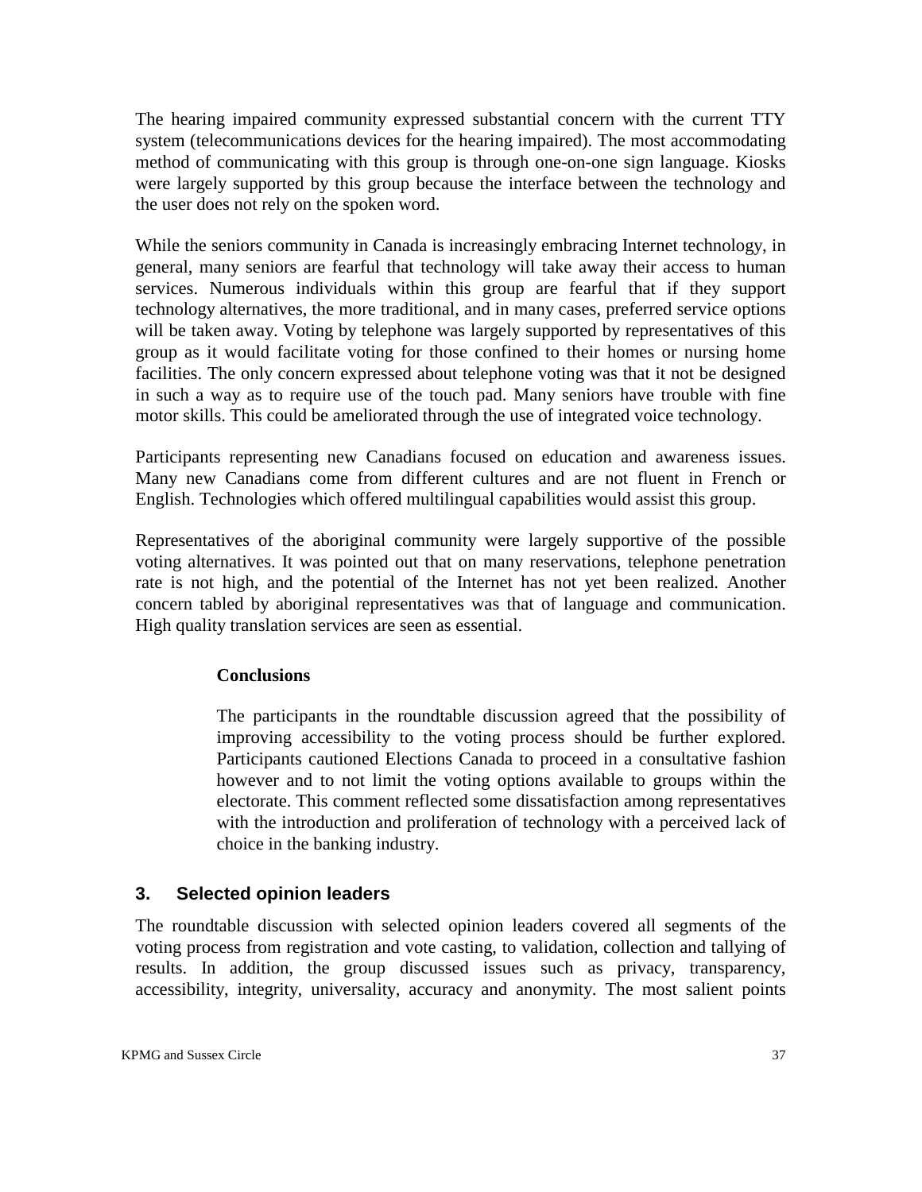The hearing impaired community expressed substantial concern with the current TTY system (telecommunications devices for the hearing impaired). The most accommodating method of communicating with this group is through one-on-one sign language. Kiosks were largely supported by this group because the interface between the technology and the user does not rely on the spoken word.

While the seniors community in Canada is increasingly embracing Internet technology, in general, many seniors are fearful that technology will take away their access to human services. Numerous individuals within this group are fearful that if they support technology alternatives, the more traditional, and in many cases, preferred service options will be taken away. Voting by telephone was largely supported by representatives of this group as it would facilitate voting for those confined to their homes or nursing home facilities. The only concern expressed about telephone voting was that it not be designed in such a way as to require use of the touch pad. Many seniors have trouble with fine motor skills. This could be ameliorated through the use of integrated voice technology.

Participants representing new Canadians focused on education and awareness issues. Many new Canadians come from different cultures and are not fluent in French or English. Technologies which offered multilingual capabilities would assist this group.

Representatives of the aboriginal community were largely supportive of the possible voting alternatives. It was pointed out that on many reservations, telephone penetration rate is not high, and the potential of the Internet has not yet been realized. Another concern tabled by aboriginal representatives was that of language and communication. High quality translation services are seen as essential.

**Conclusions**

The participants in the roundtable discussion agreed that the possibility of improving accessibility to the voting process should be further explored. Participants cautioned Elections Canada to proceed in a consultative fashion however and to not limit the voting options available to groups within the electorate. This comment reflected some dissatisfaction among representatives with the introduction and proliferation of technology with a perceived lack of choice in the banking industry.

## 3. Selected opinion leaders

The roundtable discussion with selected opinion leaders covered all segments of the voting process from registration and vote casting, to validation, collection and tallying of results. In addition, the group discussed issues such as privacy, transparency, accessibility, integrity, universality, accuracy and anonymity. The most salient points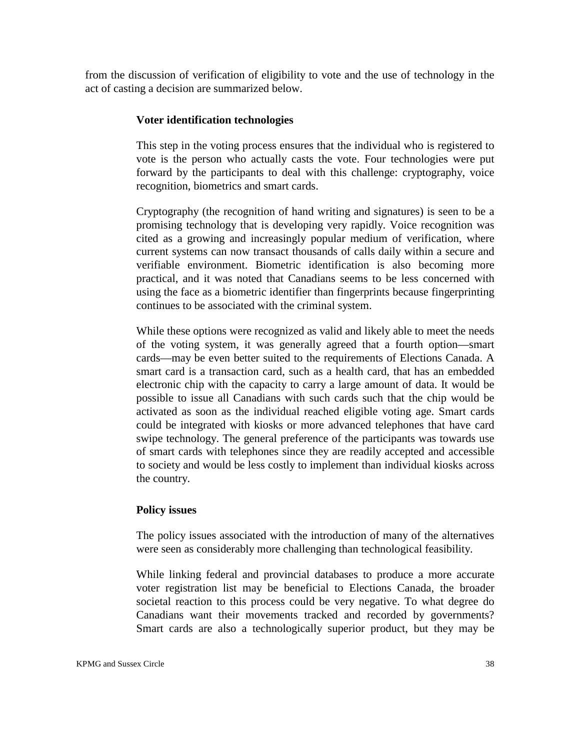from the discussion of verification of eligibility to vote and the use of technology in the act of casting a decision are summarized below.

**Voter identification technologies**

This step in the voting process ensures that the individual who is registered to vote is the person who actually casts the vote. Four technologies were put forward by the participants to deal with this challenge: cryptography, voice recognition, biometrics and smart cards.

Cryptography (the recognition of hand writing and signatures) is seen to be a promising technology that is developing very rapidly. Voice recognition was cited as a growing and increasingly popular medium of verification, where current systems can now transact thousands of calls daily within a secure and verifiable environment. Biometric identification is also becoming more practical, and it was noted that Canadians seems to be less concerned with using the face as a biometric identifier than fingerprints because fingerprinting continues to be associated with the criminal system.

While these options were recognized as valid and likely able to meet the needs of the voting system, it was generally agreed that a fourth option—smart cards—may be even better suited to the requirements of Elections Canada. A smart card is a transaction card, such as a health card, that has an embedded electronic chip with the capacity to carry a large amount of data. It would be possible to issue all Canadians with such cards such that the chip would be activated as soon as the individual reached eligible voting age. Smart cards could be integrated with kiosks or more advanced telephones that have card swipe technology. The general preference of the participants was towards use of smart cards with telephones since they are readily accepted and accessible to society and would be less costly to implement than individual kiosks across the country.

**Policy issues**

The policy issues associated with the introduction of many of the alternatives were seen as considerably more challenging than technological feasibility.

While linking federal and provincial databases to produce a more accurate voter registration list may be beneficial to Elections Canada, the broader societal reaction to this process could be very negative. To what degree do Canadians want their movements tracked and recorded by governments? Smart cards are also a technologically superior product, but they may be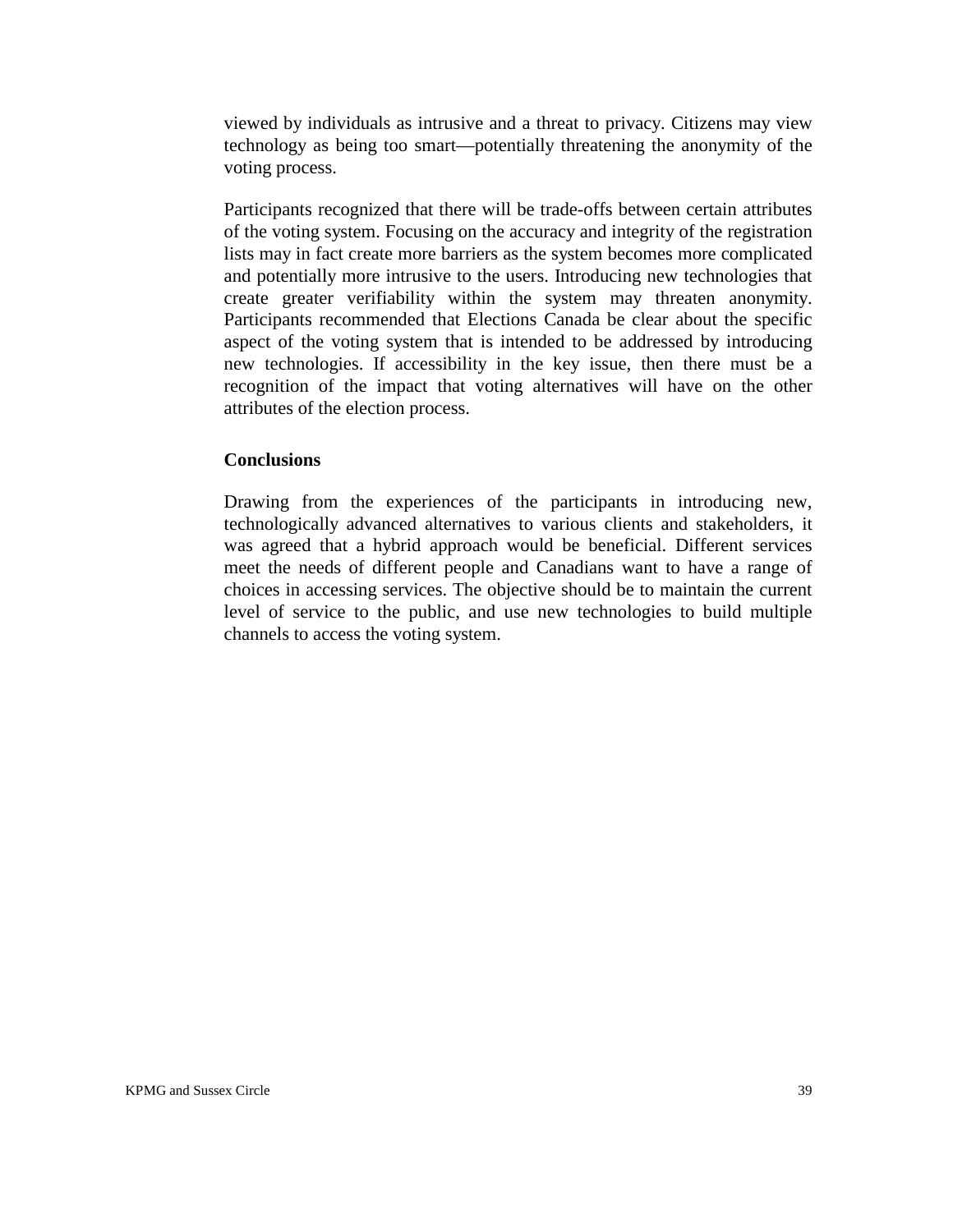viewed by individuals as intrusive and a threat to privacy. Citizens may view technology as being too smart—potentially threatening the anonymity of the voting process.

Participants recognized that there will be trade-offs between certain attributes of the voting system. Focusing on the accuracy and integrity of the registration lists may in fact create more barriers as the system becomes more complicated and potentially more intrusive to the users. Introducing new technologies that create greater verifiability within the system may threaten anonymity. Participants recommended that Elections Canada be clear about the specific aspect of the voting system that is intended to be addressed by introducing new technologies. If accessibility in the key issue, then there must be a recognition of the impact that voting alternatives will have on the other attributes of the election process.

**Conclusions**

Drawing from the experiences of the participants in introducing new, technologically advanced alternatives to various clients and stakeholders, it was agreed that a hybrid approach would be beneficial. Different services meet the needs of different people and Canadians want to have a range of choices in accessing services. The objective should be to maintain the current level of service to the public, and use new technologies to build multiple channels to access the voting system.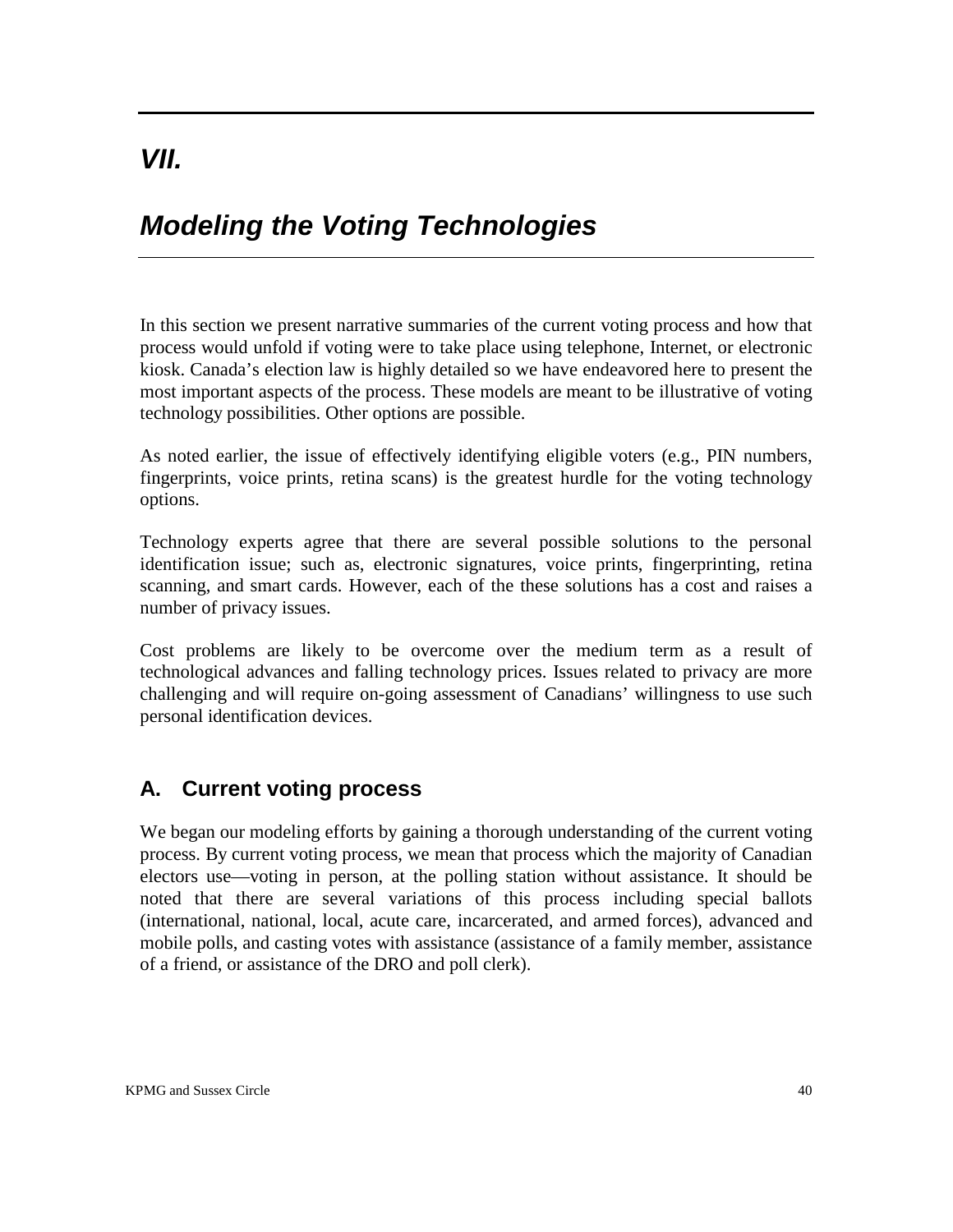# VII.

# Modeling the Voting Technologies

In this section we present narrative summaries of the current voting process and how that process would unfold if voting were to take place using telephone, Internet, or electronic kiosk. Canada's election law is highly detailed so we have endeavored here to present the most important aspects of the process. These models are meant to be illustrative of voting technology possibilities. Other options are possible.

As noted earlier, the issue of effectively identifying eligible voters (e.g., PIN numbers, fingerprints, voice prints, retina scans) is the greatest hurdle for the voting technology options.

Technology experts agree that there are several possible solutions to the personal identification issue; such as, electronic signatures, voice prints, fingerprinting, retina scanning, and smart cards. However, each of the these solutions has a cost and raises a number of privacy issues.

Cost problems are likely to be overcome over the medium term as a result of technological advances and falling technology prices. Issues related to privacy are more challenging and will require on-going assessment of Canadians' willingness to use such personal identification devices.

## A. Current voting process

We began our modeling efforts by gaining a thorough understanding of the current voting process. By current voting process, we mean that process which the majority of Canadian electors use—voting in person, at the polling station without assistance. It should be noted that there are several variations of this process including special ballots (international, national, local, acute care, incarcerated, and armed forces), advanced and mobile polls, and casting votes with assistance (assistance of a family member, assistance of a friend, or assistance of the DRO and poll clerk).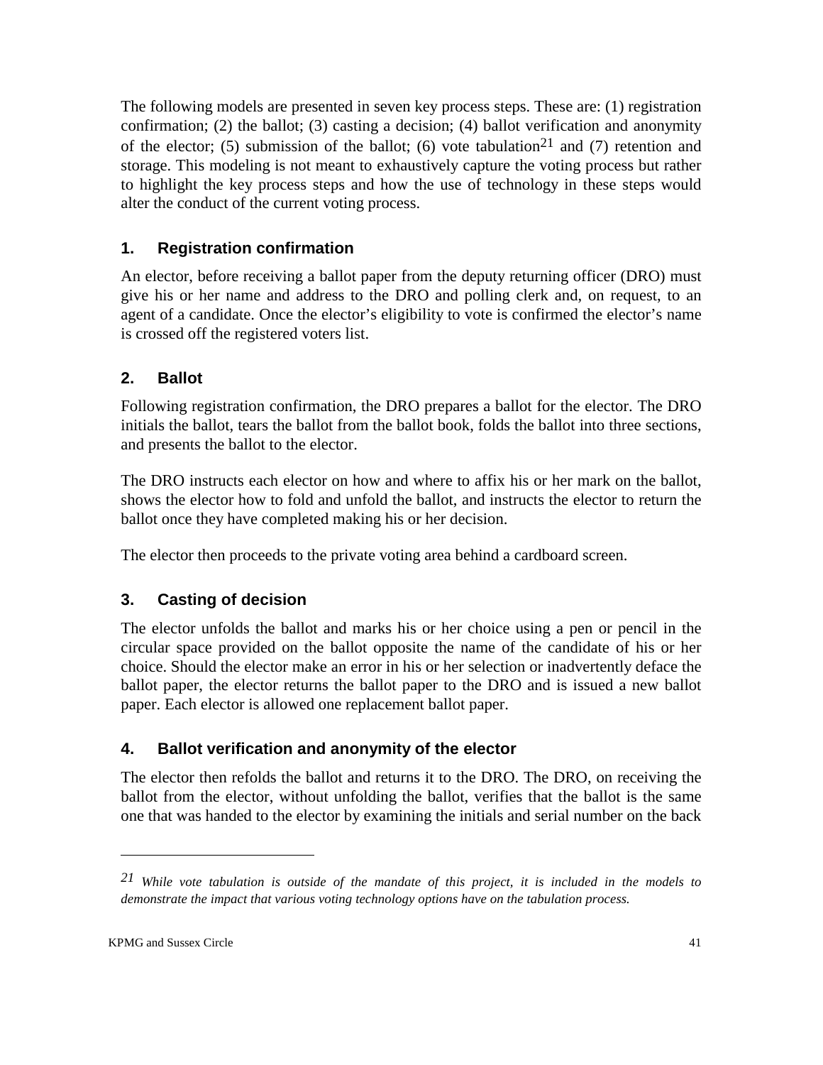The following models are presented in seven key process steps. These are: (1) registration confirmation; (2) the ballot; (3) casting a decision; (4) ballot verification and anonymity of the elector; (5) submission of the ballot; (6) vote tabulation[21] and (7) retention and storage. This modeling is not meant to exhaustively capture the voting process but rather to highlight the key process steps and how the use of technology in these steps would alter the conduct of the current voting process.

### 1. Registration confirmation

An elector, before receiving a ballot paper from the deputy returning officer (DRO) must give his or her name and address to the DRO and polling clerk and, on request, to an agent of a candidate. Once the elector's eligibility to vote is confirmed the elector's name is crossed off the registered voters list.

### 2. Ballot

Following registration confirmation, the DRO prepares a ballot for the elector. The DRO initials the ballot, tears the ballot from the ballot book, folds the ballot into three sections, and presents the ballot to the elector.

The DRO instructs each elector on how and where to affix his or her mark on the ballot, shows the elector how to fold and unfold the ballot, and instructs the elector to return the ballot once they have completed making his or her decision.

The elector then proceeds to the private voting area behind a cardboard screen.

### 3. Casting of decision

The elector unfolds the ballot and marks his or her choice using a pen or pencil in the circular space provided on the ballot opposite the name of the candidate of his or her choice. Should the elector make an error in his or her selection or inadvertently deface the ballot paper, the elector returns the ballot paper to the DRO and is issued a new ballot paper. Each elector is allowed one replacement ballot paper.

### 4. Ballot verification and anonymity of the elector

The elector then refolds the ballot and returns it to the DRO. The DRO, on receiving the ballot from the elector, without unfolding the ballot, verifies that the ballot is the same one that was handed to the elector by examining the initials and serial number on the back

---

[21] *While vote tabulation is outside of the mandate of this project, it is included in the models to demonstrate the impact that various voting technology options have on the tabulation process.*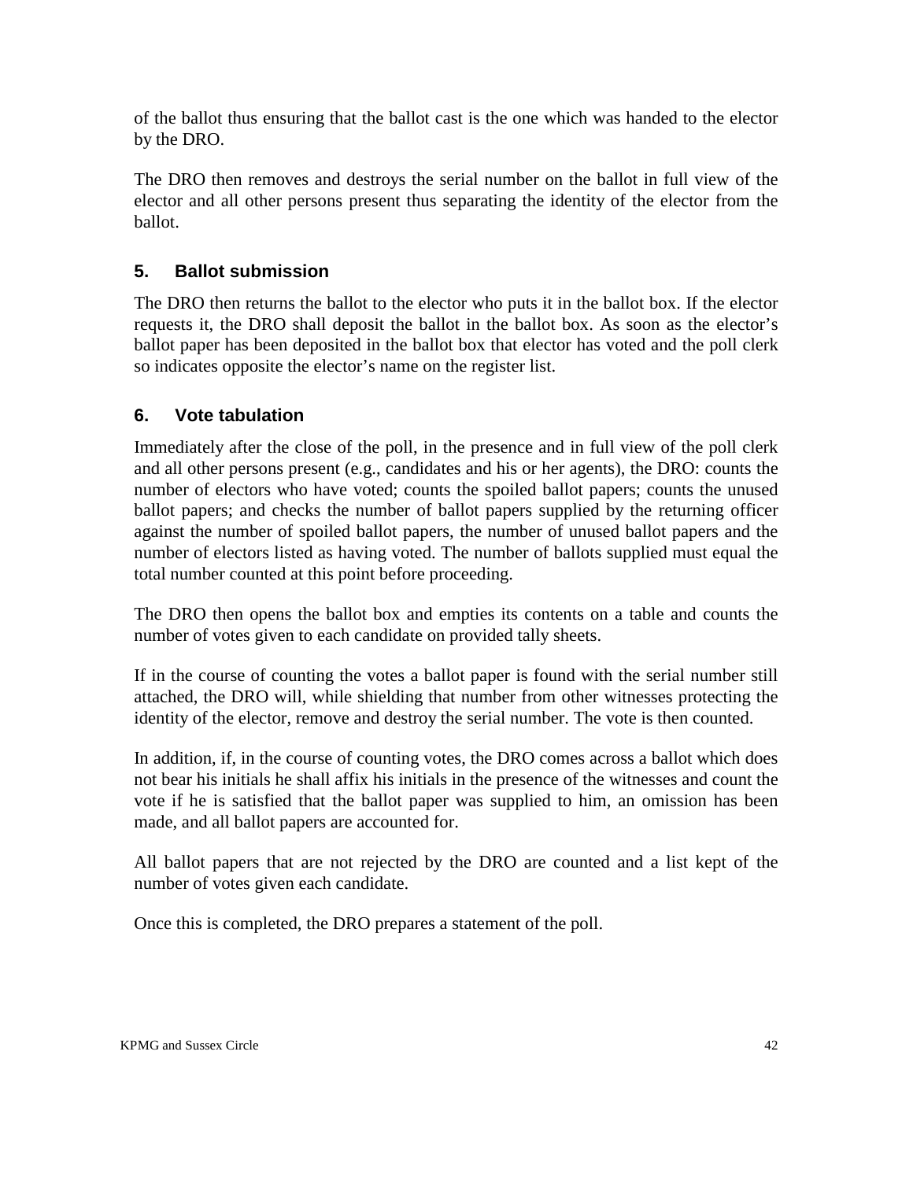of the ballot thus ensuring that the ballot cast is the one which was handed to the elector by the DRO.

The DRO then removes and destroys the serial number on the ballot in full view of the elector and all other persons present thus separating the identity of the elector from the ballot.

### 5. Ballot submission

The DRO then returns the ballot to the elector who puts it in the ballot box. If the elector requests it, the DRO shall deposit the ballot in the ballot box. As soon as the elector's ballot paper has been deposited in the ballot box that elector has voted and the poll clerk so indicates opposite the elector's name on the register list.

### 6. Vote tabulation

Immediately after the close of the poll, in the presence and in full view of the poll clerk and all other persons present (e.g., candidates and his or her agents), the DRO: counts the number of electors who have voted; counts the spoiled ballot papers; counts the unused ballot papers; and checks the number of ballot papers supplied by the returning officer against the number of spoiled ballot papers, the number of unused ballot papers and the number of electors listed as having voted. The number of ballots supplied must equal the total number counted at this point before proceeding.

The DRO then opens the ballot box and empties its contents on a table and counts the number of votes given to each candidate on provided tally sheets.

If in the course of counting the votes a ballot paper is found with the serial number still attached, the DRO will, while shielding that number from other witnesses protecting the identity of the elector, remove and destroy the serial number. The vote is then counted.

In addition, if, in the course of counting votes, the DRO comes across a ballot which does not bear his initials he shall affix his initials in the presence of the witnesses and count the vote if he is satisfied that the ballot paper was supplied to him, an omission has been made, and all ballot papers are accounted for.

All ballot papers that are not rejected by the DRO are counted and a list kept of the number of votes given each candidate.

Once this is completed, the DRO prepares a statement of the poll.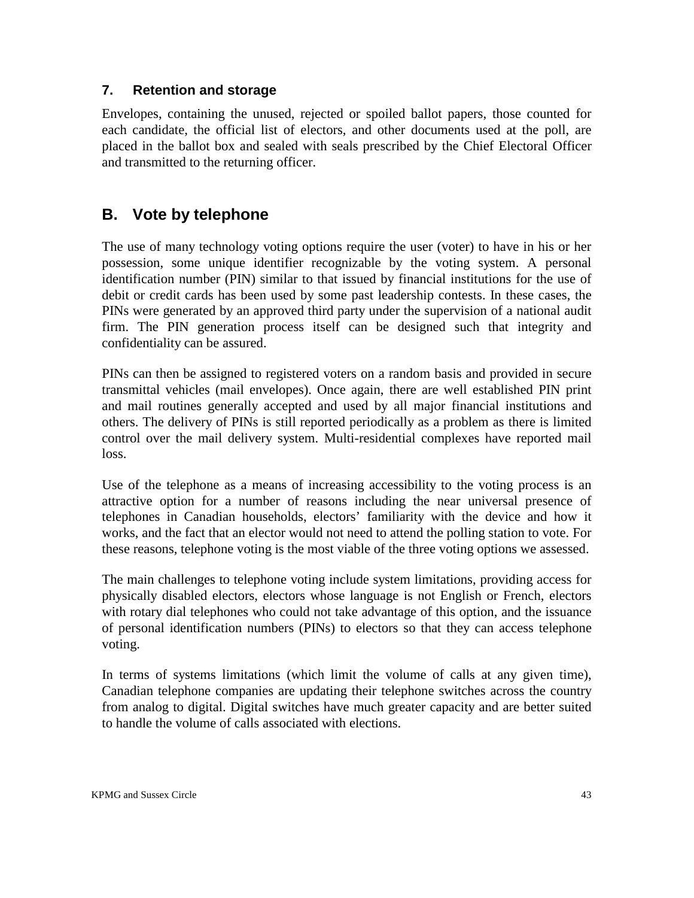### 7. Retention and storage

Envelopes, containing the unused, rejected or spoiled ballot papers, those counted for each candidate, the official list of electors, and other documents used at the poll, are placed in the ballot box and sealed with seals prescribed by the Chief Electoral Officer and transmitted to the returning officer.

## B. Vote by telephone

The use of many technology voting options require the user (voter) to have in his or her possession, some unique identifier recognizable by the voting system. A personal identification number (PIN) similar to that issued by financial institutions for the use of debit or credit cards has been used by some past leadership contests. In these cases, the PINs were generated by an approved third party under the supervision of a national audit firm. The PIN generation process itself can be designed such that integrity and confidentiality can be assured.

PINs can then be assigned to registered voters on a random basis and provided in secure transmittal vehicles (mail envelopes). Once again, there are well established PIN print and mail routines generally accepted and used by all major financial institutions and others. The delivery of PINs is still reported periodically as a problem as there is limited control over the mail delivery system. Multi-residential complexes have reported mail loss.

Use of the telephone as a means of increasing accessibility to the voting process is an attractive option for a number of reasons including the near universal presence of telephones in Canadian households, electors' familiarity with the device and how it works, and the fact that an elector would not need to attend the polling station to vote. For these reasons, telephone voting is the most viable of the three voting options we assessed.

The main challenges to telephone voting include system limitations, providing access for physically disabled electors, electors whose language is not English or French, electors with rotary dial telephones who could not take advantage of this option, and the issuance of personal identification numbers (PINs) to electors so that they can access telephone voting.

In terms of systems limitations (which limit the volume of calls at any given time), Canadian telephone companies are updating their telephone switches across the country from analog to digital. Digital switches have much greater capacity and are better suited to handle the volume of calls associated with elections.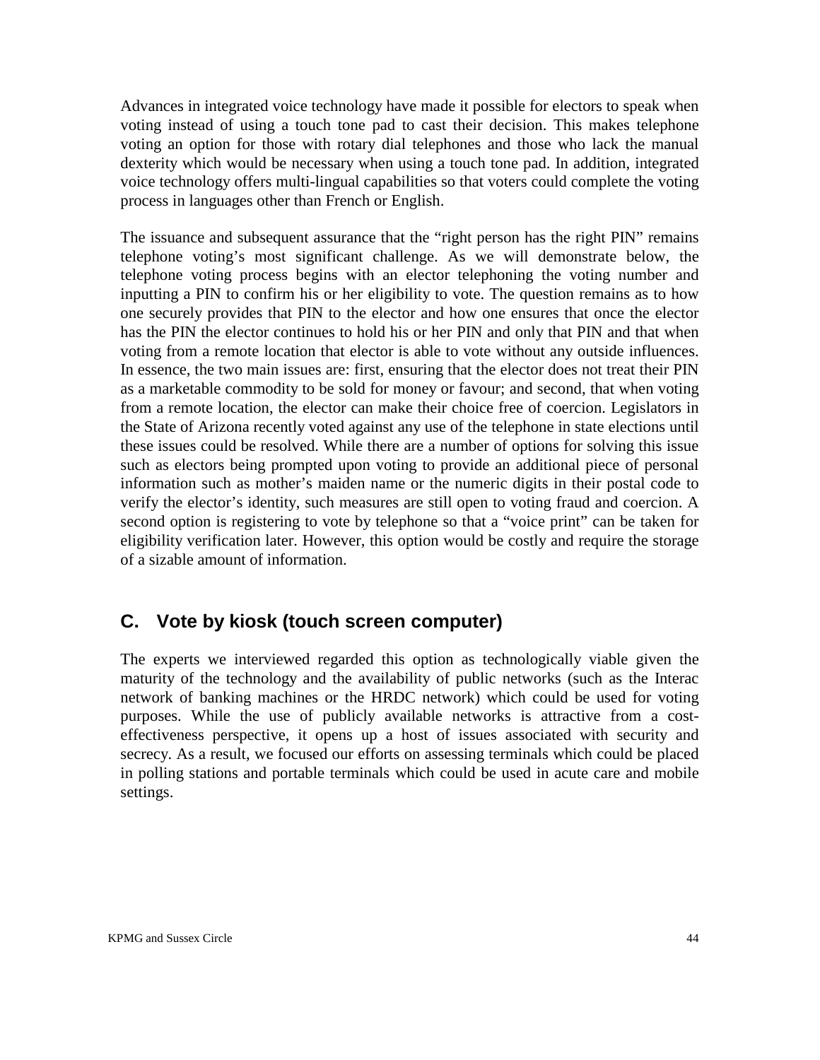Advances in integrated voice technology have made it possible for electors to speak when voting instead of using a touch tone pad to cast their decision. This makes telephone voting an option for those with rotary dial telephones and those who lack the manual dexterity which would be necessary when using a touch tone pad. In addition, integrated voice technology offers multi-lingual capabilities so that voters could complete the voting process in languages other than French or English.

The issuance and subsequent assurance that the "right person has the right PIN" remains telephone voting's most significant challenge. As we will demonstrate below, the telephone voting process begins with an elector telephoning the voting number and inputting a PIN to confirm his or her eligibility to vote. The question remains as to how one securely provides that PIN to the elector and how one ensures that once the elector has the PIN the elector continues to hold his or her PIN and only that PIN and that when voting from a remote location that elector is able to vote without any outside influences. In essence, the two main issues are: first, ensuring that the elector does not treat their PIN as a marketable commodity to be sold for money or favour; and second, that when voting from a remote location, the elector can make their choice free of coercion. Legislators in the State of Arizona recently voted against any use of the telephone in state elections until these issues could be resolved. While there are a number of options for solving this issue such as electors being prompted upon voting to provide an additional piece of personal information such as mother's maiden name or the numeric digits in their postal code to verify the elector's identity, such measures are still open to voting fraud and coercion. A second option is registering to vote by telephone so that a "voice print" can be taken for eligibility verification later. However, this option would be costly and require the storage of a sizable amount of information.

## C. Vote by kiosk (touch screen computer)

The experts we interviewed regarded this option as technologically viable given the maturity of the technology and the availability of public networks (such as the Interac network of banking machines or the HRDC network) which could be used for voting purposes. While the use of publicly available networks is attractive from a cost-effectiveness perspective, it opens up a host of issues associated with security and secrecy. As a result, we focused our efforts on assessing terminals which could be placed in polling stations and portable terminals which could be used in acute care and mobile settings.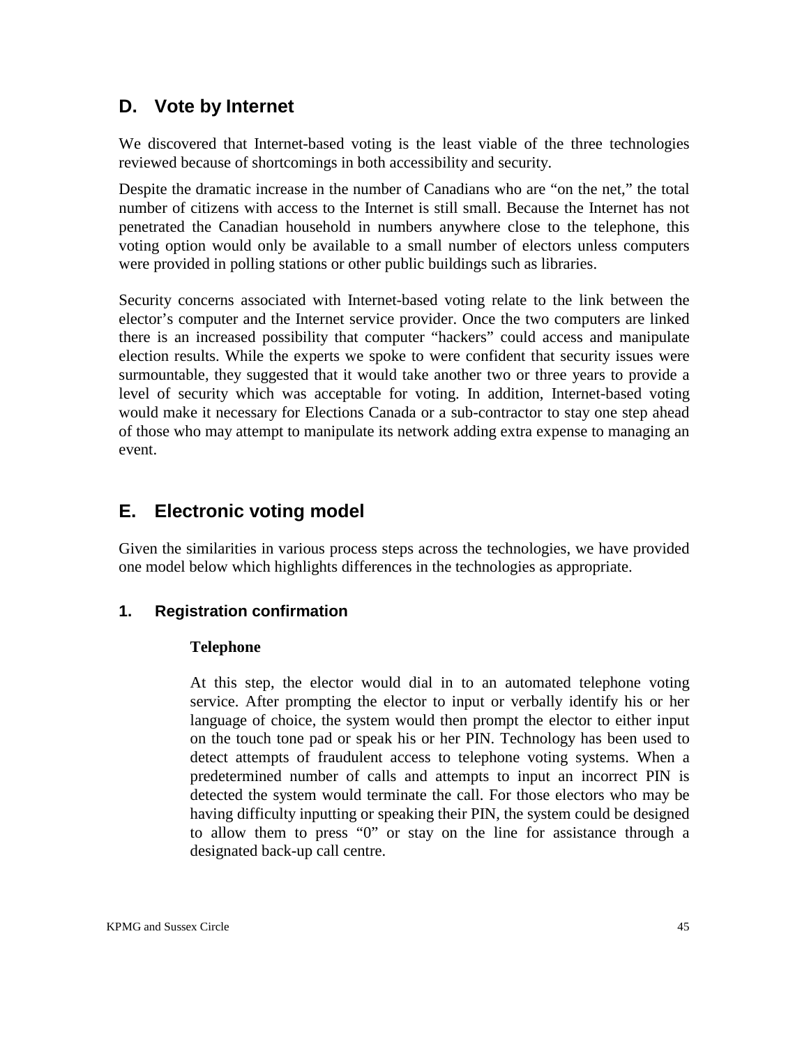## D. Vote by Internet

We discovered that Internet-based voting is the least viable of the three technologies reviewed because of shortcomings in both accessibility and security.

Despite the dramatic increase in the number of Canadians who are "on the net," the total number of citizens with access to the Internet is still small. Because the Internet has not penetrated the Canadian household in numbers anywhere close to the telephone, this voting option would only be available to a small number of electors unless computers were provided in polling stations or other public buildings such as libraries.

Security concerns associated with Internet-based voting relate to the link between the elector's computer and the Internet service provider. Once the two computers are linked there is an increased possibility that computer "hackers" could access and manipulate election results. While the experts we spoke to were confident that security issues were surmountable, they suggested that it would take another two or three years to provide a level of security which was acceptable for voting. In addition, Internet-based voting would make it necessary for Elections Canada or a sub-contractor to stay one step ahead of those who may attempt to manipulate its network adding extra expense to managing an event.

## E. Electronic voting model

Given the similarities in various process steps across the technologies, we have provided one model below which highlights differences in the technologies as appropriate.

### 1. Registration confirmation

**Telephone**

At this step, the elector would dial in to an automated telephone voting service. After prompting the elector to input or verbally identify his or her language of choice, the system would then prompt the elector to either input on the touch tone pad or speak his or her PIN. Technology has been used to detect attempts of fraudulent access to telephone voting systems. When a predetermined number of calls and attempts to input an incorrect PIN is detected the system would terminate the call. For those electors who may be having difficulty inputting or speaking their PIN, the system could be designed to allow them to press "0" or stay on the line for assistance through a designated back-up call centre.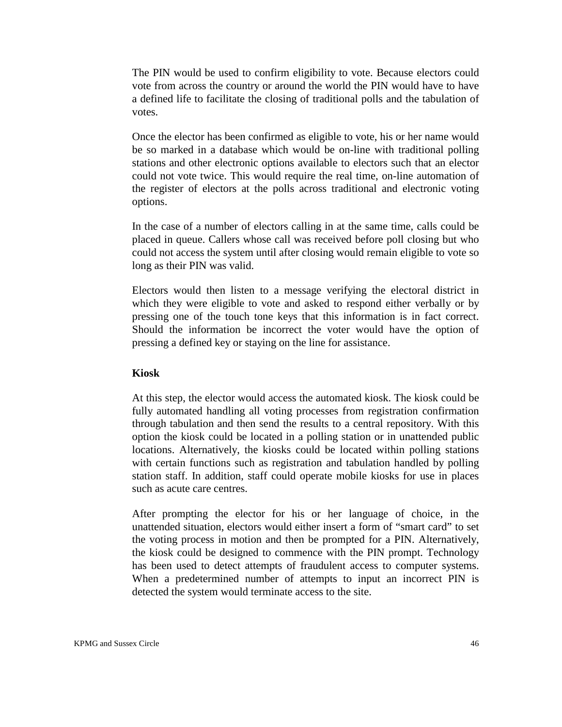The PIN would be used to confirm eligibility to vote. Because electors could vote from across the country or around the world the PIN would have to have a defined life to facilitate the closing of traditional polls and the tabulation of votes.

Once the elector has been confirmed as eligible to vote, his or her name would be so marked in a database which would be on-line with traditional polling stations and other electronic options available to electors such that an elector could not vote twice. This would require the real time, on-line automation of the register of electors at the polls across traditional and electronic voting options.

In the case of a number of electors calling in at the same time, calls could be placed in queue. Callers whose call was received before poll closing but who could not access the system until after closing would remain eligible to vote so long as their PIN was valid.

Electors would then listen to a message verifying the electoral district in which they were eligible to vote and asked to respond either verbally or by pressing one of the touch tone keys that this information is in fact correct. Should the information be incorrect the voter would have the option of pressing a defined key or staying on the line for assistance.

**Kiosk**

At this step, the elector would access the automated kiosk. The kiosk could be fully automated handling all voting processes from registration confirmation through tabulation and then send the results to a central repository. With this option the kiosk could be located in a polling station or in unattended public locations. Alternatively, the kiosks could be located within polling stations with certain functions such as registration and tabulation handled by polling station staff. In addition, staff could operate mobile kiosks for use in places such as acute care centres.

After prompting the elector for his or her language of choice, in the unattended situation, electors would either insert a form of "smart card" to set the voting process in motion and then be prompted for a PIN. Alternatively, the kiosk could be designed to commence with the PIN prompt. Technology has been used to detect attempts of fraudulent access to computer systems. When a predetermined number of attempts to input an incorrect PIN is detected the system would terminate access to the site.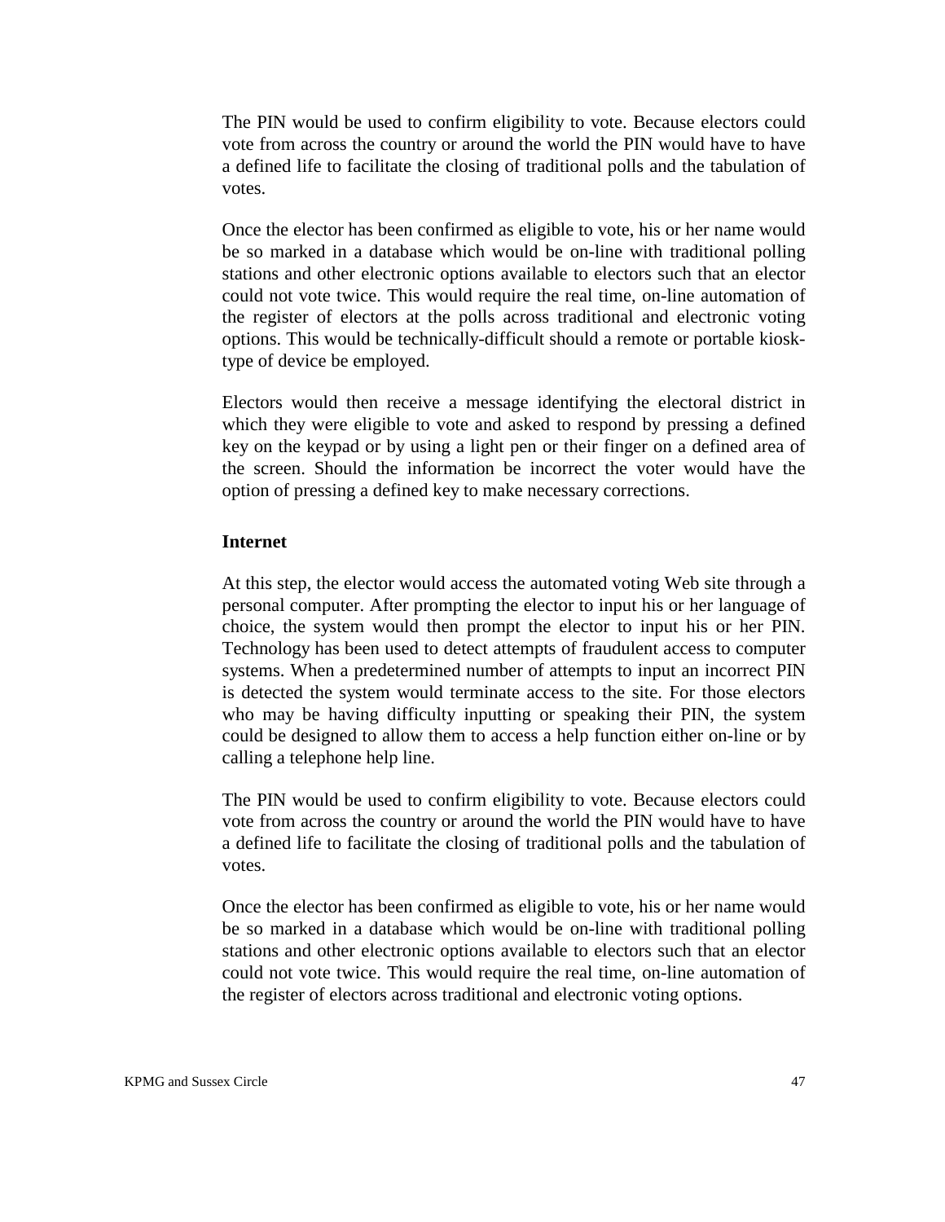The PIN would be used to confirm eligibility to vote. Because electors could vote from across the country or around the world the PIN would have to have a defined life to facilitate the closing of traditional polls and the tabulation of votes.

Once the elector has been confirmed as eligible to vote, his or her name would be so marked in a database which would be on-line with traditional polling stations and other electronic options available to electors such that an elector could not vote twice. This would require the real time, on-line automation of the register of electors at the polls across traditional and electronic voting options. This would be technically-difficult should a remote or portable kiosk-type of device be employed.

Electors would then receive a message identifying the electoral district in which they were eligible to vote and asked to respond by pressing a defined key on the keypad or by using a light pen or their finger on a defined area of the screen. Should the information be incorrect the voter would have the option of pressing a defined key to make necessary corrections.

**Internet**

At this step, the elector would access the automated voting Web site through a personal computer. After prompting the elector to input his or her language of choice, the system would then prompt the elector to input his or her PIN. Technology has been used to detect attempts of fraudulent access to computer systems. When a predetermined number of attempts to input an incorrect PIN is detected the system would terminate access to the site. For those electors who may be having difficulty inputting or speaking their PIN, the system could be designed to allow them to access a help function either on-line or by calling a telephone help line.

The PIN would be used to confirm eligibility to vote. Because electors could vote from across the country or around the world the PIN would have to have a defined life to facilitate the closing of traditional polls and the tabulation of votes.

Once the elector has been confirmed as eligible to vote, his or her name would be so marked in a database which would be on-line with traditional polling stations and other electronic options available to electors such that an elector could not vote twice. This would require the real time, on-line automation of the register of electors across traditional and electronic voting options.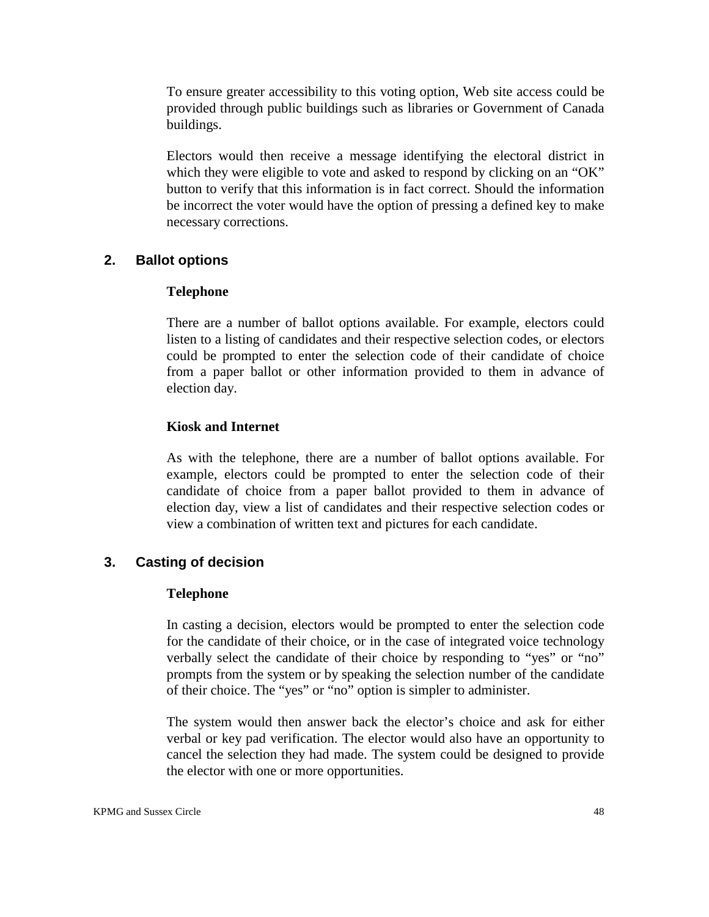To ensure greater accessibility to this voting option, Web site access could be provided through public buildings such as libraries or Government of Canada buildings.

Electors would then receive a message identifying the electoral district in which they were eligible to vote and asked to respond by clicking on an "OK" button to verify that this information is in fact correct. Should the information be incorrect the voter would have the option of pressing a defined key to make necessary corrections.

## 2. Ballot options

**Telephone**

There are a number of ballot options available. For example, electors could listen to a listing of candidates and their respective selection codes, or electors could be prompted to enter the selection code of their candidate of choice from a paper ballot or other information provided to them in advance of election day.

**Kiosk and Internet**

As with the telephone, there are a number of ballot options available. For example, electors could be prompted to enter the selection code of their candidate of choice from a paper ballot provided to them in advance of election day, view a list of candidates and their respective selection codes or view a combination of written text and pictures for each candidate.

## 3. Casting of decision

**Telephone**

In casting a decision, electors would be prompted to enter the selection code for the candidate of their choice, or in the case of integrated voice technology verbally select the candidate of their choice by responding to "yes" or "no" prompts from the system or by speaking the selection number of the candidate of their choice. The "yes" or "no" option is simpler to administer.

The system would then answer back the elector's choice and ask for either verbal or key pad verification. The elector would also have an opportunity to cancel the selection they had made. The system could be designed to provide the elector with one or more opportunities.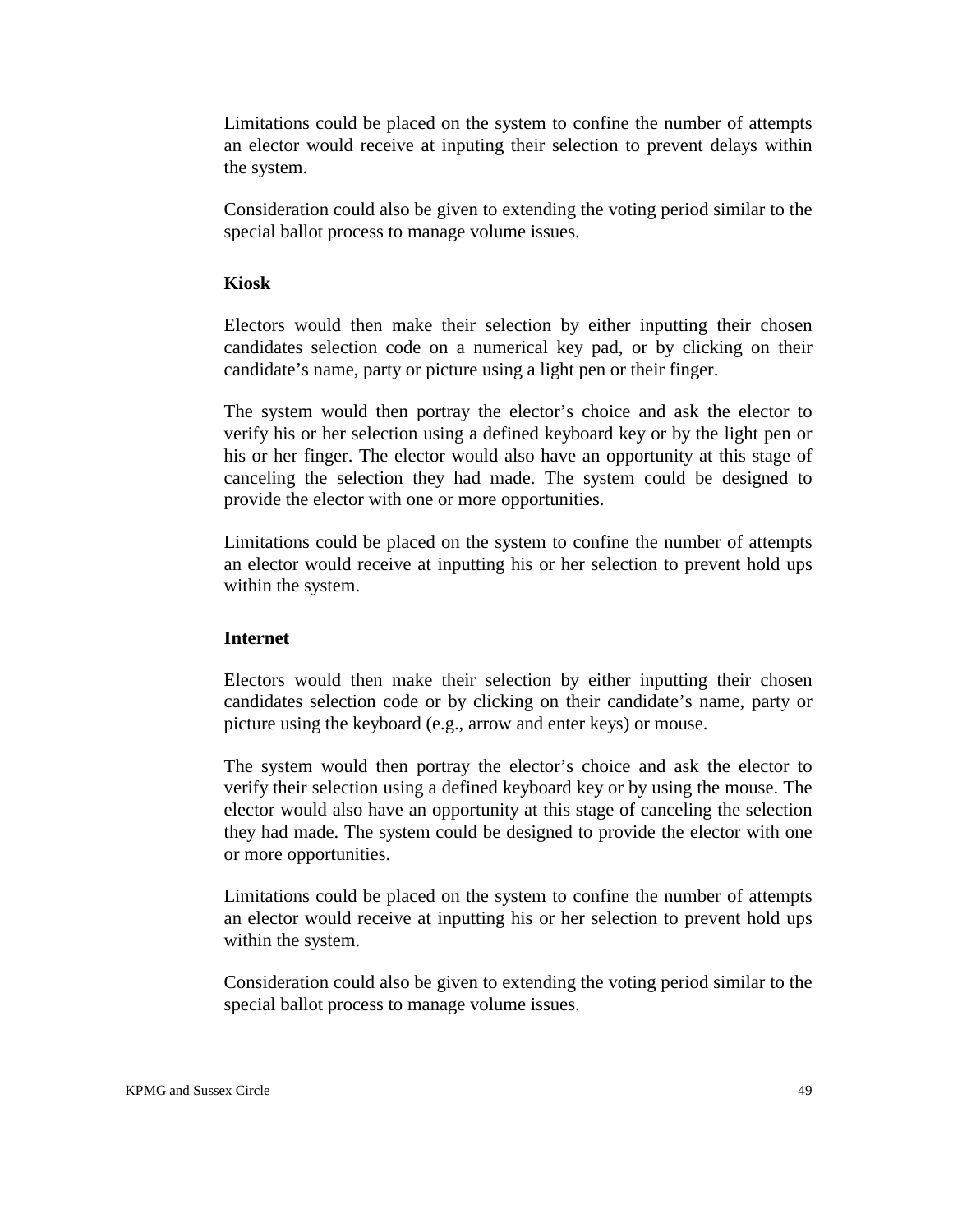Limitations could be placed on the system to confine the number of attempts an elector would receive at inputing their selection to prevent delays within the system.

Consideration could also be given to extending the voting period similar to the special ballot process to manage volume issues.

**Kiosk**

Electors would then make their selection by either inputting their chosen candidates selection code on a numerical key pad, or by clicking on their candidate's name, party or picture using a light pen or their finger.

The system would then portray the elector's choice and ask the elector to verify his or her selection using a defined keyboard key or by the light pen or his or her finger. The elector would also have an opportunity at this stage of canceling the selection they had made. The system could be designed to provide the elector with one or more opportunities.

Limitations could be placed on the system to confine the number of attempts an elector would receive at inputting his or her selection to prevent hold ups within the system.

**Internet**

Electors would then make their selection by either inputting their chosen candidates selection code or by clicking on their candidate's name, party or picture using the keyboard (e.g., arrow and enter keys) or mouse.

The system would then portray the elector's choice and ask the elector to verify their selection using a defined keyboard key or by using the mouse. The elector would also have an opportunity at this stage of canceling the selection they had made. The system could be designed to provide the elector with one or more opportunities.

Limitations could be placed on the system to confine the number of attempts an elector would receive at inputting his or her selection to prevent hold ups within the system.

Consideration could also be given to extending the voting period similar to the special ballot process to manage volume issues.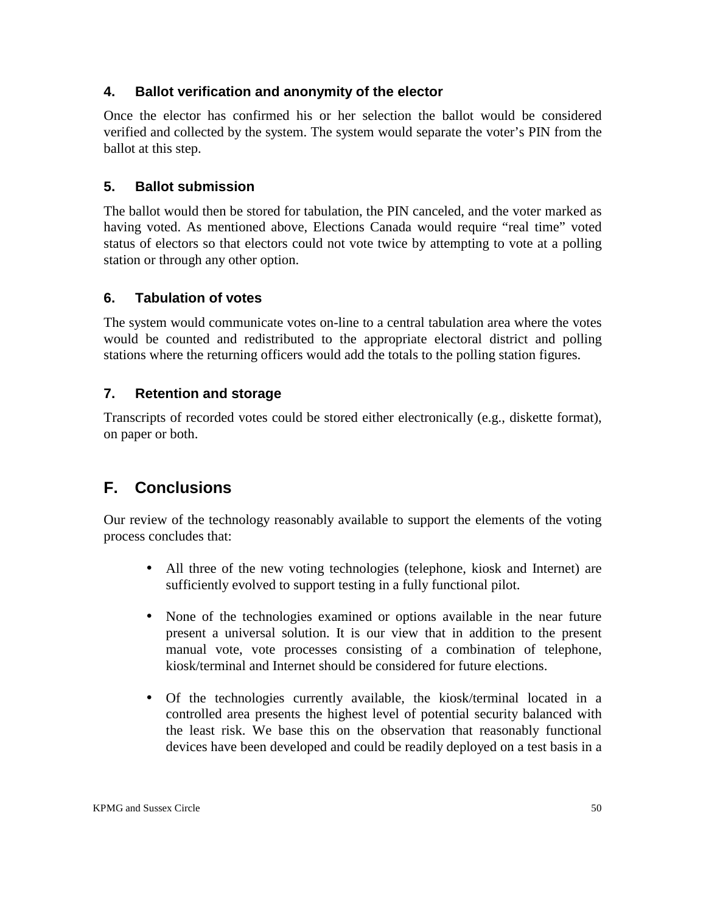### 4. Ballot verification and anonymity of the elector

Once the elector has confirmed his or her selection the ballot would be considered verified and collected by the system. The system would separate the voter's PIN from the ballot at this step.

### 5. Ballot submission

The ballot would then be stored for tabulation, the PIN canceled, and the voter marked as having voted. As mentioned above, Elections Canada would require "real time" voted status of electors so that electors could not vote twice by attempting to vote at a polling station or through any other option.

### 6. Tabulation of votes

The system would communicate votes on-line to a central tabulation area where the votes would be counted and redistributed to the appropriate electoral district and polling stations where the returning officers would add the totals to the polling station figures.

### 7. Retention and storage

Transcripts of recorded votes could be stored either electronically (e.g., diskette format), on paper or both.

## F. Conclusions

Our review of the technology reasonably available to support the elements of the voting process concludes that:

- All three of the new voting technologies (telephone, kiosk and Internet) are sufficiently evolved to support testing in a fully functional pilot.

- None of the technologies examined or options available in the near future present a universal solution. It is our view that in addition to the present manual vote, vote processes consisting of a combination of telephone, kiosk/terminal and Internet should be considered for future elections.

- Of the technologies currently available, the kiosk/terminal located in a controlled area presents the highest level of potential security balanced with the least risk. We base this on the observation that reasonably functional devices have been developed and could be readily deployed on a test basis in a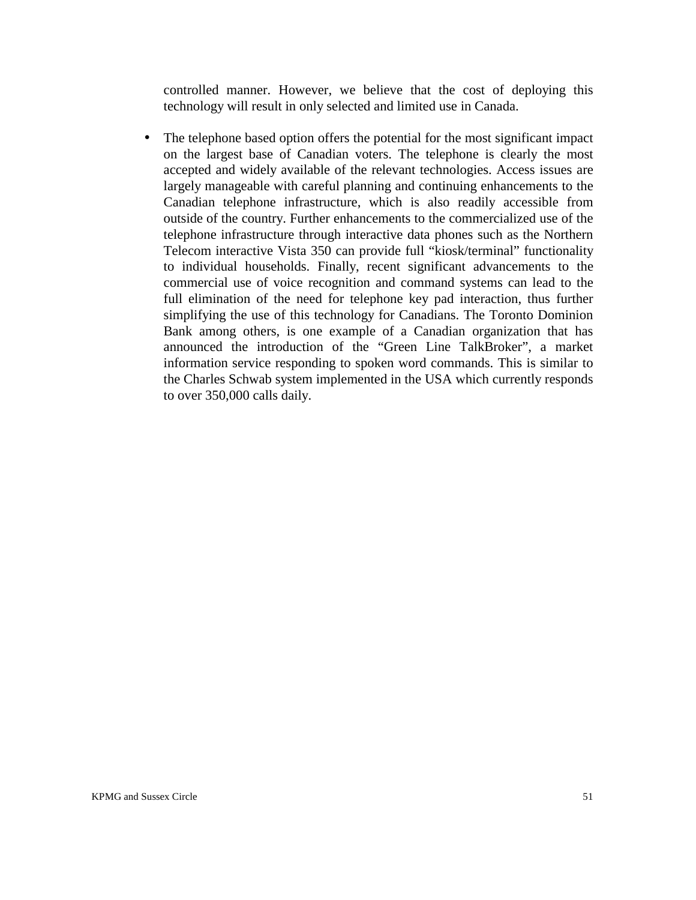controlled manner. However, we believe that the cost of deploying this technology will result in only selected and limited use in Canada.

- The telephone based option offers the potential for the most significant impact on the largest base of Canadian voters. The telephone is clearly the most accepted and widely available of the relevant technologies. Access issues are largely manageable with careful planning and continuing enhancements to the Canadian telephone infrastructure, which is also readily accessible from outside of the country. Further enhancements to the commercialized use of the telephone infrastructure through interactive data phones such as the Northern Telecom interactive Vista 350 can provide full "kiosk/terminal" functionality to individual households. Finally, recent significant advancements to the commercial use of voice recognition and command systems can lead to the full elimination of the need for telephone key pad interaction, thus further simplifying the use of this technology for Canadians. The Toronto Dominion Bank among others, is one example of a Canadian organization that has announced the introduction of the "Green Line TalkBroker", a market information service responding to spoken word commands. This is similar to the Charles Schwab system implemented in the USA which currently responds to over 350,000 calls daily.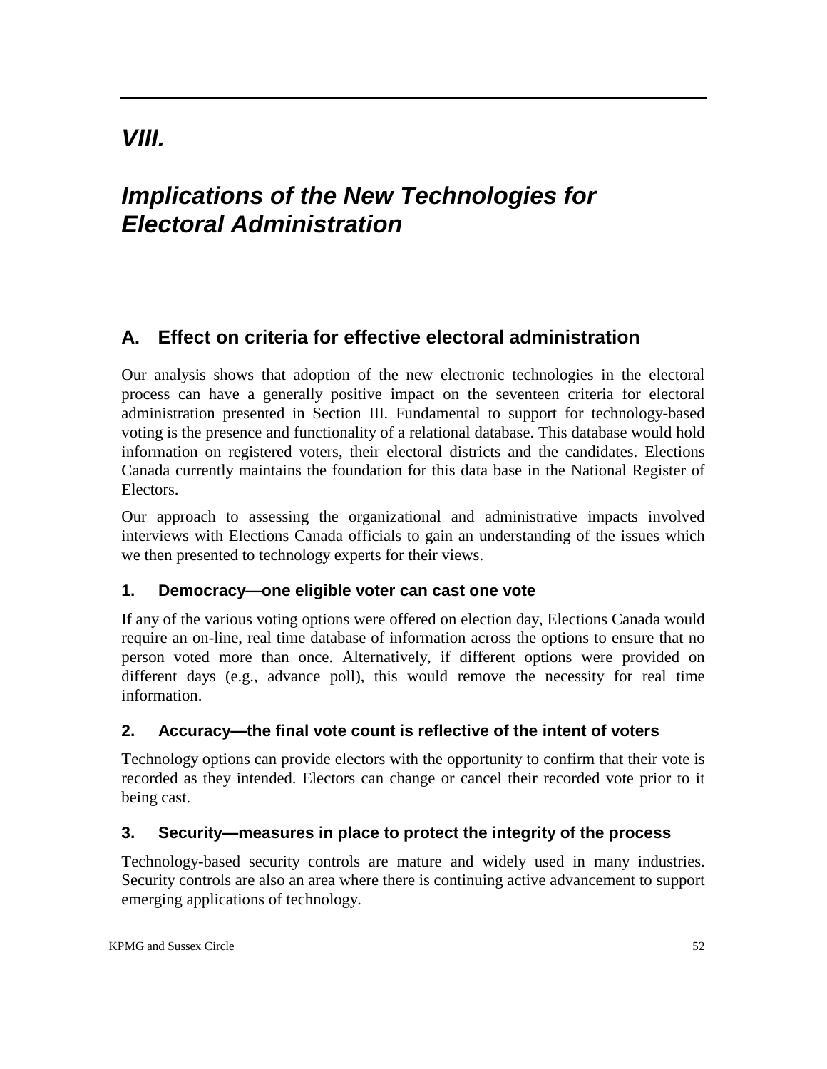# *VIII.*

# *Implications of the New Technologies for Electoral Administration*

## A. Effect on criteria for effective electoral administration

Our analysis shows that adoption of the new electronic technologies in the electoral process can have a generally positive impact on the seventeen criteria for electoral administration presented in Section III. Fundamental to support for technology-based voting is the presence and functionality of a relational database. This database would hold information on registered voters, their electoral districts and the candidates. Elections Canada currently maintains the foundation for this data base in the National Register of Electors.

Our approach to assessing the organizational and administrative impacts involved interviews with Elections Canada officials to gain an understanding of the issues which we then presented to technology experts for their views.

### 1. Democracy—one eligible voter can cast one vote

If any of the various voting options were offered on election day, Elections Canada would require an on-line, real time database of information across the options to ensure that no person voted more than once. Alternatively, if different options were provided on different days (e.g., advance poll), this would remove the necessity for real time information.

### 2. Accuracy—the final vote count is reflective of the intent of voters

Technology options can provide electors with the opportunity to confirm that their vote is recorded as they intended. Electors can change or cancel their recorded vote prior to it being cast.

### 3. Security—measures in place to protect the integrity of the process

Technology-based security controls are mature and widely used in many industries. Security controls are also an area where there is continuing active advancement to support emerging applications of technology.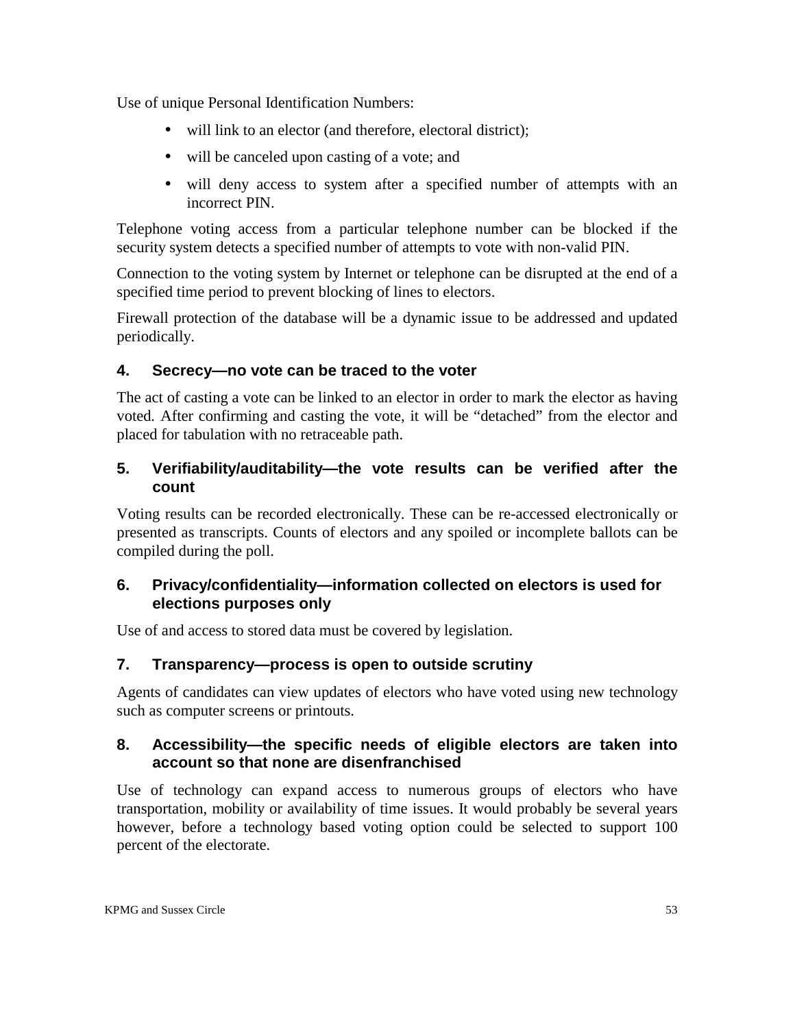Use of unique Personal Identification Numbers:

- will link to an elector (and therefore, electoral district);
- will be canceled upon casting of a vote; and
- will deny access to system after a specified number of attempts with an incorrect PIN.

Telephone voting access from a particular telephone number can be blocked if the security system detects a specified number of attempts to vote with non-valid PIN.

Connection to the voting system by Internet or telephone can be disrupted at the end of a specified time period to prevent blocking of lines to electors.

Firewall protection of the database will be a dynamic issue to be addressed and updated periodically.

### 4. Secrecy—no vote can be traced to the voter

The act of casting a vote can be linked to an elector in order to mark the elector as having voted. After confirming and casting the vote, it will be "detached" from the elector and placed for tabulation with no retraceable path.

### 5. Verifiability/auditability—the vote results can be verified after the count

Voting results can be recorded electronically. These can be re-accessed electronically or presented as transcripts. Counts of electors and any spoiled or incomplete ballots can be compiled during the poll.

### 6. Privacy/confidentiality—information collected on electors is used for elections purposes only

Use of and access to stored data must be covered by legislation.

### 7. Transparency—process is open to outside scrutiny

Agents of candidates can view updates of electors who have voted using new technology such as computer screens or printouts.

### 8. Accessibility—the specific needs of eligible electors are taken into account so that none are disenfranchised

Use of technology can expand access to numerous groups of electors who have transportation, mobility or availability of time issues. It would probably be several years however, before a technology based voting option could be selected to support 100 percent of the electorate.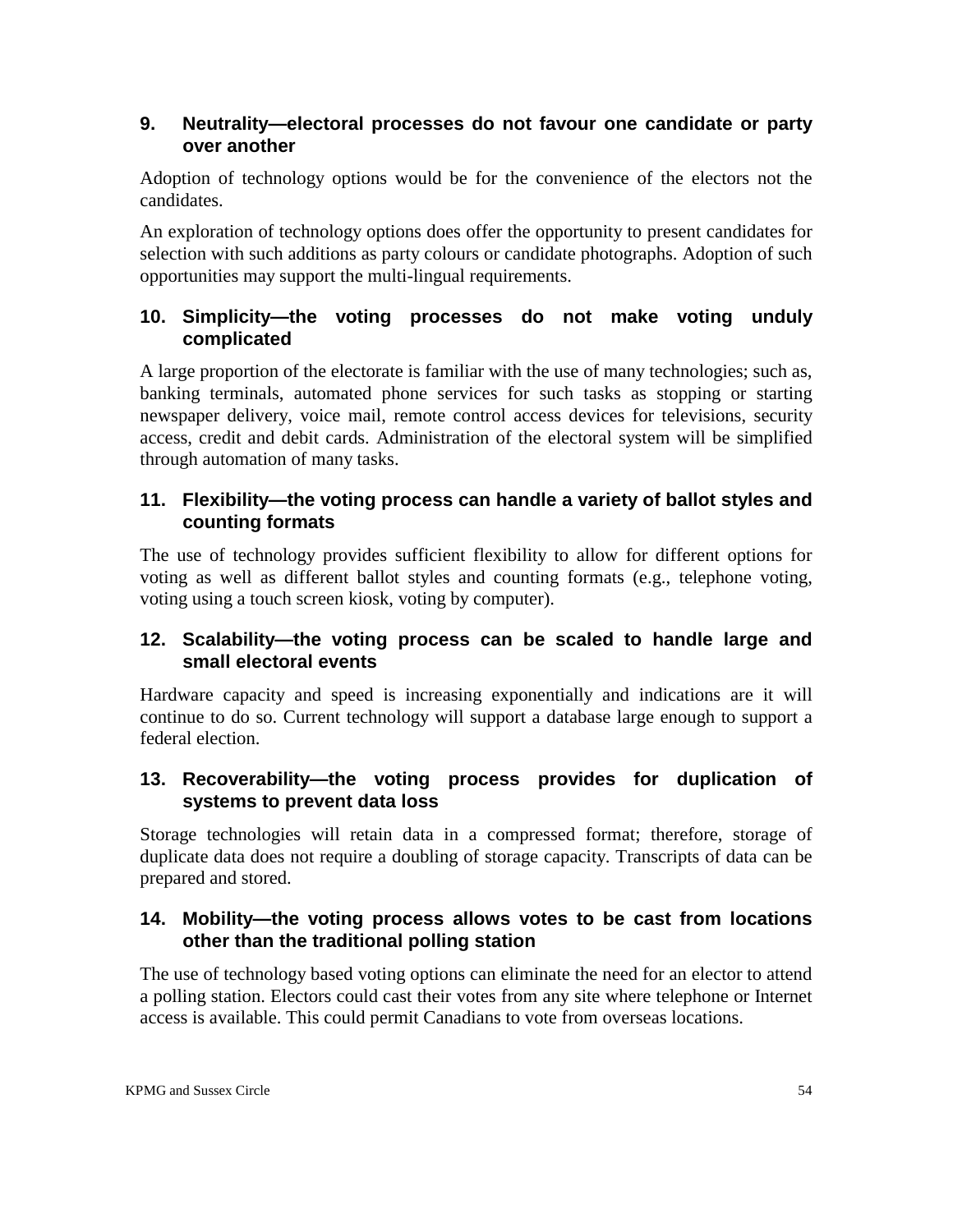### 9. Neutrality—electoral processes do not favour one candidate or party over another

Adoption of technology options would be for the convenience of the electors not the candidates.

An exploration of technology options does offer the opportunity to present candidates for selection with such additions as party colours or candidate photographs. Adoption of such opportunities may support the multi-lingual requirements.

### 10. Simplicity—the voting processes do not make voting unduly complicated

A large proportion of the electorate is familiar with the use of many technologies; such as, banking terminals, automated phone services for such tasks as stopping or starting newspaper delivery, voice mail, remote control access devices for televisions, security access, credit and debit cards. Administration of the electoral system will be simplified through automation of many tasks.

### 11. Flexibility—the voting process can handle a variety of ballot styles and counting formats

The use of technology provides sufficient flexibility to allow for different options for voting as well as different ballot styles and counting formats (e.g., telephone voting, voting using a touch screen kiosk, voting by computer).

### 12. Scalability—the voting process can be scaled to handle large and small electoral events

Hardware capacity and speed is increasing exponentially and indications are it will continue to do so. Current technology will support a database large enough to support a federal election.

### 13. Recoverability—the voting process provides for duplication of systems to prevent data loss

Storage technologies will retain data in a compressed format; therefore, storage of duplicate data does not require a doubling of storage capacity. Transcripts of data can be prepared and stored.

### 14. Mobility—the voting process allows votes to be cast from locations other than the traditional polling station

The use of technology based voting options can eliminate the need for an elector to attend a polling station. Electors could cast their votes from any site where telephone or Internet access is available. This could permit Canadians to vote from overseas locations.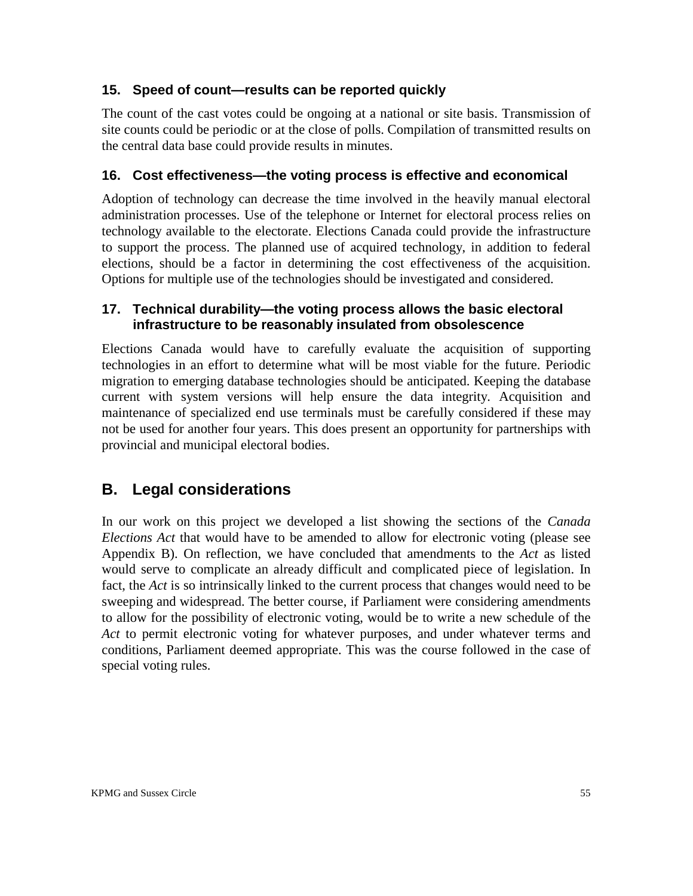### 15. Speed of count—results can be reported quickly

The count of the cast votes could be ongoing at a national or site basis. Transmission of site counts could be periodic or at the close of polls. Compilation of transmitted results on the central data base could provide results in minutes.

### 16. Cost effectiveness—the voting process is effective and economical

Adoption of technology can decrease the time involved in the heavily manual electoral administration processes. Use of the telephone or Internet for electoral process relies on technology available to the electorate. Elections Canada could provide the infrastructure to support the process. The planned use of acquired technology, in addition to federal elections, should be a factor in determining the cost effectiveness of the acquisition. Options for multiple use of the technologies should be investigated and considered.

### 17. Technical durability—the voting process allows the basic electoral infrastructure to be reasonably insulated from obsolescence

Elections Canada would have to carefully evaluate the acquisition of supporting technologies in an effort to determine what will be most viable for the future. Periodic migration to emerging database technologies should be anticipated. Keeping the database current with system versions will help ensure the data integrity. Acquisition and maintenance of specialized end use terminals must be carefully considered if these may not be used for another four years. This does present an opportunity for partnerships with provincial and municipal electoral bodies.

## B. Legal considerations

In our work on this project we developed a list showing the sections of the *Canada Elections Act* that would have to be amended to allow for electronic voting (please see Appendix B). On reflection, we have concluded that amendments to the *Act* as listed would serve to complicate an already difficult and complicated piece of legislation. In fact, the *Act* is so intrinsically linked to the current process that changes would need to be sweeping and widespread. The better course, if Parliament were considering amendments to allow for the possibility of electronic voting, would be to write a new schedule of the *Act* to permit electronic voting for whatever purposes, and under whatever terms and conditions, Parliament deemed appropriate. This was the course followed in the case of special voting rules.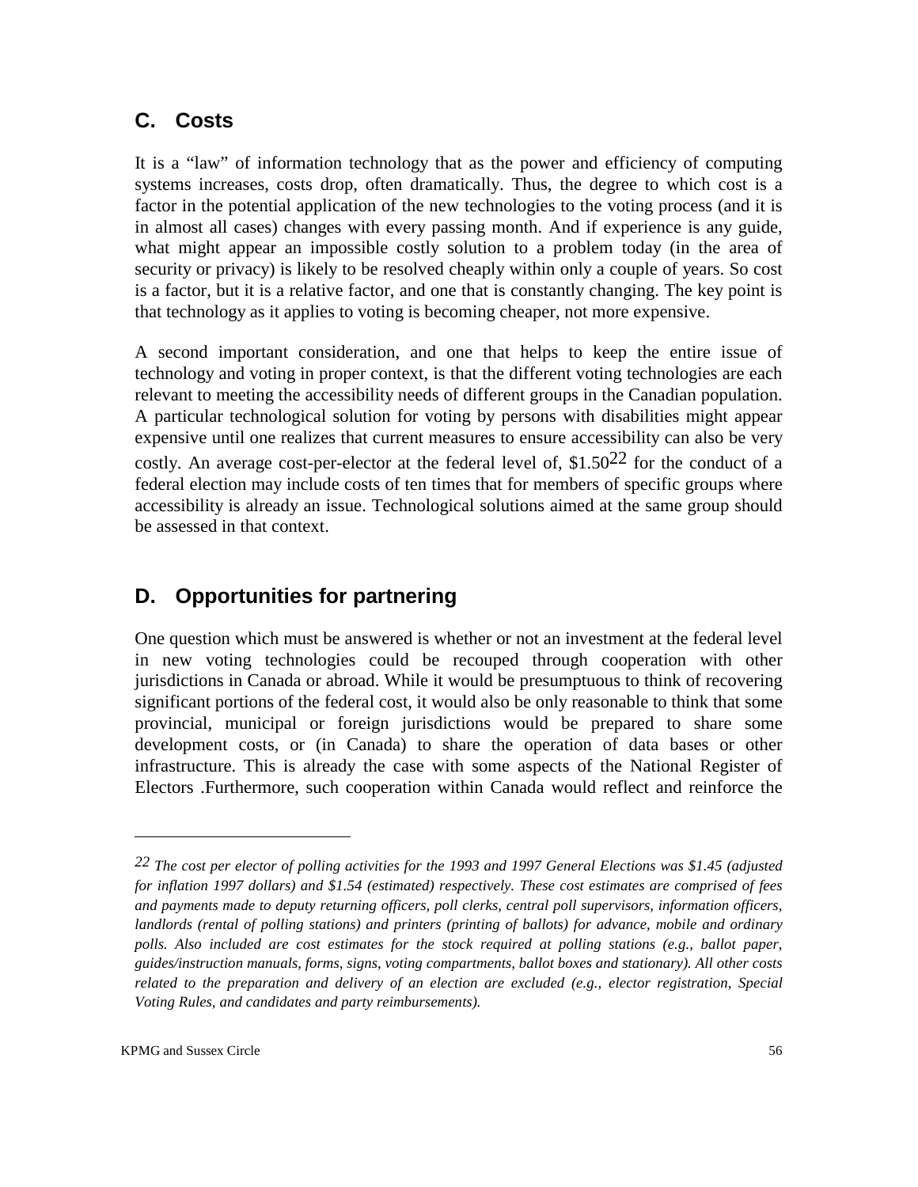## C. Costs

It is a "law" of information technology that as the power and efficiency of computing systems increases, costs drop, often dramatically. Thus, the degree to which cost is a factor in the potential application of the new technologies to the voting process (and it is in almost all cases) changes with every passing month. And if experience is any guide, what might appear an impossible costly solution to a problem today (in the area of security or privacy) is likely to be resolved cheaply within only a couple of years. So cost is a factor, but it is a relative factor, and one that is constantly changing. The key point is that technology as it applies to voting is becoming cheaper, not more expensive.

A second important consideration, and one that helps to keep the entire issue of technology and voting in proper context, is that the different voting technologies are each relevant to meeting the accessibility needs of different groups in the Canadian population. A particular technological solution for voting by persons with disabilities might appear expensive until one realizes that current measures to ensure accessibility can also be very costly. An average cost-per-elector at the federal level of, $1.50[22] for the conduct of a federal election may include costs of ten times that for members of specific groups where accessibility is already an issue. Technological solutions aimed at the same group should be assessed in that context.

## D. Opportunities for partnering

One question which must be answered is whether or not an investment at the federal level in new voting technologies could be recouped through cooperation with other jurisdictions in Canada or abroad. While it would be presumptuous to think of recovering significant portions of the federal cost, it would also be only reasonable to think that some provincial, municipal or foreign jurisdictions would be prepared to share some development costs, or (in Canada) to share the operation of data bases or other infrastructure. This is already the case with some aspects of the National Register of Electors .Furthermore, such cooperation within Canada would reflect and reinforce the

---

[22] *The cost per elector of polling activities for the 1993 and 1997 General Elections was $1.45 (adjusted for inflation 1997 dollars) and $1.54 (estimated) respectively. These cost estimates are comprised of fees and payments made to deputy returning officers, poll clerks, central poll supervisors, information officers, landlords (rental of polling stations) and printers (printing of ballots) for advance, mobile and ordinary polls. Also included are cost estimates for the stock required at polling stations (e.g., ballot paper, guides/instruction manuals, forms, signs, voting compartments, ballot boxes and stationary). All other costs related to the preparation and delivery of an election are excluded (e.g., elector registration, Special Voting Rules, and candidates and party reimbursements).*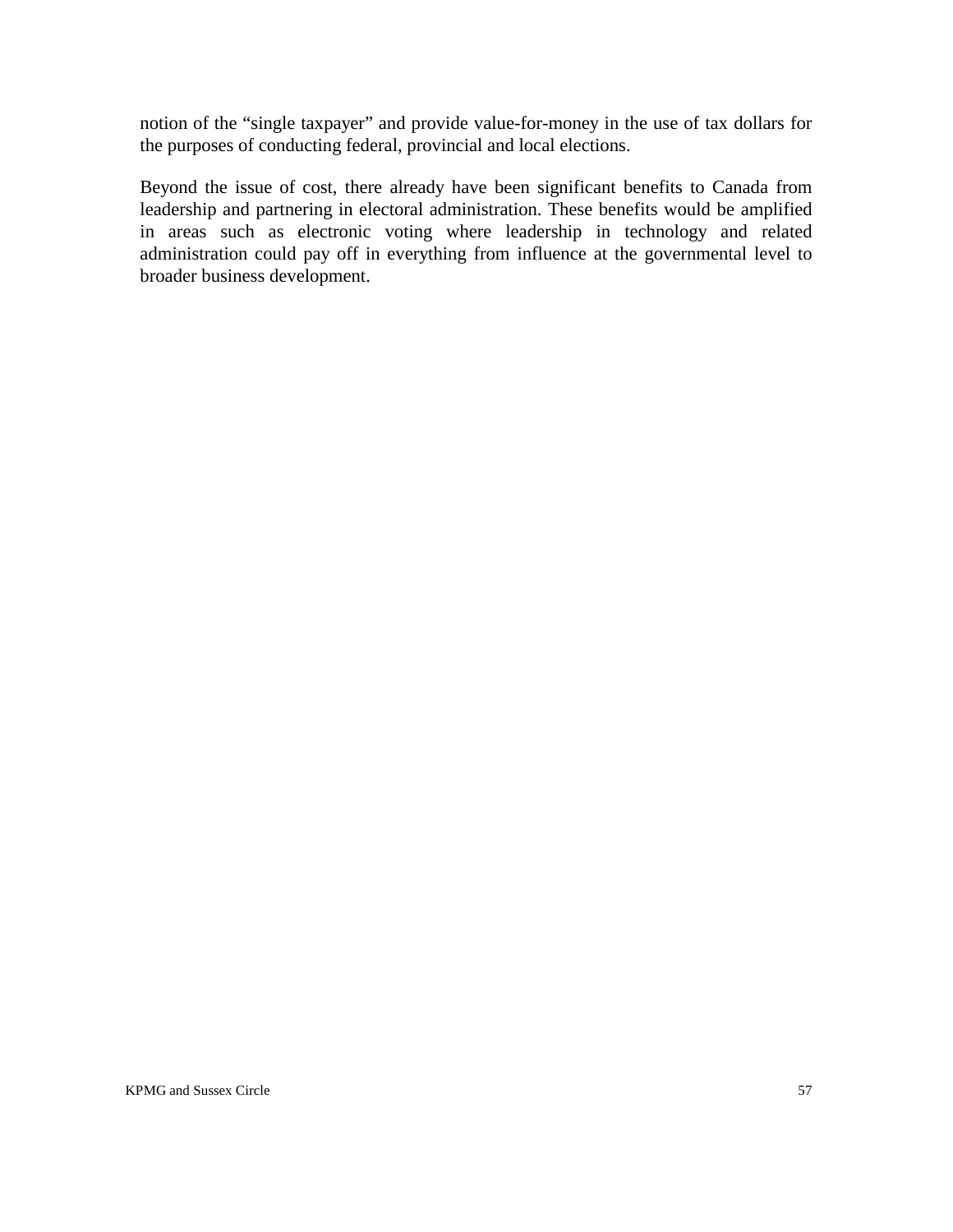notion of the "single taxpayer" and provide value-for-money in the use of tax dollars for the purposes of conducting federal, provincial and local elections.

Beyond the issue of cost, there already have been significant benefits to Canada from leadership and partnering in electoral administration. These benefits would be amplified in areas such as electronic voting where leadership in technology and related administration could pay off in everything from influence at the governmental level to broader business development.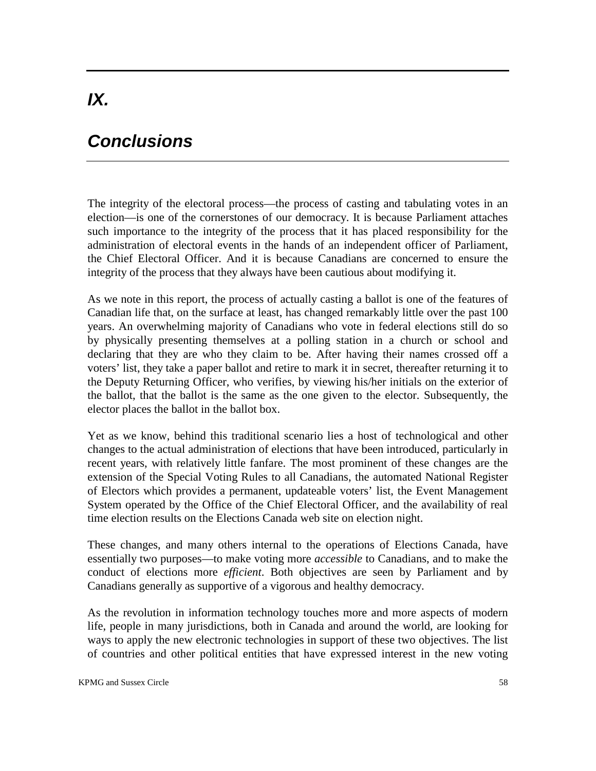# *IX.*

# *Conclusions*

The integrity of the electoral process—the process of casting and tabulating votes in an election—is one of the cornerstones of our democracy. It is because Parliament attaches such importance to the integrity of the process that it has placed responsibility for the administration of electoral events in the hands of an independent officer of Parliament, the Chief Electoral Officer. And it is because Canadians are concerned to ensure the integrity of the process that they always have been cautious about modifying it.

As we note in this report, the process of actually casting a ballot is one of the features of Canadian life that, on the surface at least, has changed remarkably little over the past 100 years. An overwhelming majority of Canadians who vote in federal elections still do so by physically presenting themselves at a polling station in a church or school and declaring that they are who they claim to be. After having their names crossed off a voters' list, they take a paper ballot and retire to mark it in secret, thereafter returning it to the Deputy Returning Officer, who verifies, by viewing his/her initials on the exterior of the ballot, that the ballot is the same as the one given to the elector. Subsequently, the elector places the ballot in the ballot box.

Yet as we know, behind this traditional scenario lies a host of technological and other changes to the actual administration of elections that have been introduced, particularly in recent years, with relatively little fanfare. The most prominent of these changes are the extension of the Special Voting Rules to all Canadians, the automated National Register of Electors which provides a permanent, updateable voters' list, the Event Management System operated by the Office of the Chief Electoral Officer, and the availability of real time election results on the Elections Canada web site on election night.

These changes, and many others internal to the operations of Elections Canada, have essentially two purposes—to make voting more *accessible* to Canadians, and to make the conduct of elections more *efficient*. Both objectives are seen by Parliament and by Canadians generally as supportive of a vigorous and healthy democracy.

As the revolution in information technology touches more and more aspects of modern life, people in many jurisdictions, both in Canada and around the world, are looking for ways to apply the new electronic technologies in support of these two objectives. The list of countries and other political entities that have expressed interest in the new voting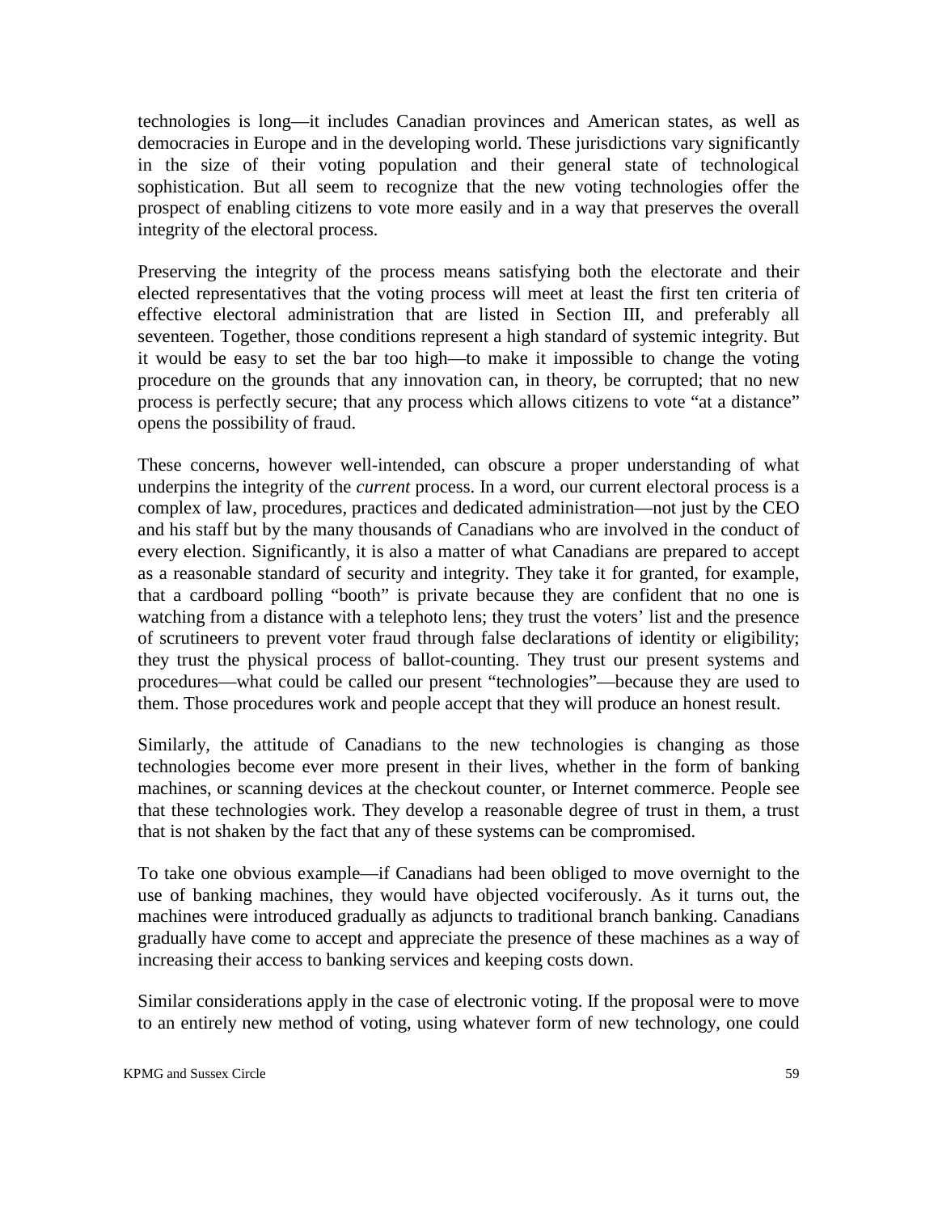technologies is long—it includes Canadian provinces and American states, as well as democracies in Europe and in the developing world. These jurisdictions vary significantly in the size of their voting population and their general state of technological sophistication. But all seem to recognize that the new voting technologies offer the prospect of enabling citizens to vote more easily and in a way that preserves the overall integrity of the electoral process.

Preserving the integrity of the process means satisfying both the electorate and their elected representatives that the voting process will meet at least the first ten criteria of effective electoral administration that are listed in Section III, and preferably all seventeen. Together, those conditions represent a high standard of systemic integrity. But it would be easy to set the bar too high—to make it impossible to change the voting procedure on the grounds that any innovation can, in theory, be corrupted; that no new process is perfectly secure; that any process which allows citizens to vote "at a distance" opens the possibility of fraud.

These concerns, however well-intended, can obscure a proper understanding of what underpins the integrity of the *current* process. In a word, our current electoral process is a complex of law, procedures, practices and dedicated administration—not just by the CEO and his staff but by the many thousands of Canadians who are involved in the conduct of every election. Significantly, it is also a matter of what Canadians are prepared to accept as a reasonable standard of security and integrity. They take it for granted, for example, that a cardboard polling "booth" is private because they are confident that no one is watching from a distance with a telephoto lens; they trust the voters' list and the presence of scrutineers to prevent voter fraud through false declarations of identity or eligibility; they trust the physical process of ballot-counting. They trust our present systems and procedures—what could be called our present "technologies"—because they are used to them. Those procedures work and people accept that they will produce an honest result.

Similarly, the attitude of Canadians to the new technologies is changing as those technologies become ever more present in their lives, whether in the form of banking machines, or scanning devices at the checkout counter, or Internet commerce. People see that these technologies work. They develop a reasonable degree of trust in them, a trust that is not shaken by the fact that any of these systems can be compromised.

To take one obvious example—if Canadians had been obliged to move overnight to the use of banking machines, they would have objected vociferously. As it turns out, the machines were introduced gradually as adjuncts to traditional branch banking. Canadians gradually have come to accept and appreciate the presence of these machines as a way of increasing their access to banking services and keeping costs down.

Similar considerations apply in the case of electronic voting. If the proposal were to move to an entirely new method of voting, using whatever form of new technology, one could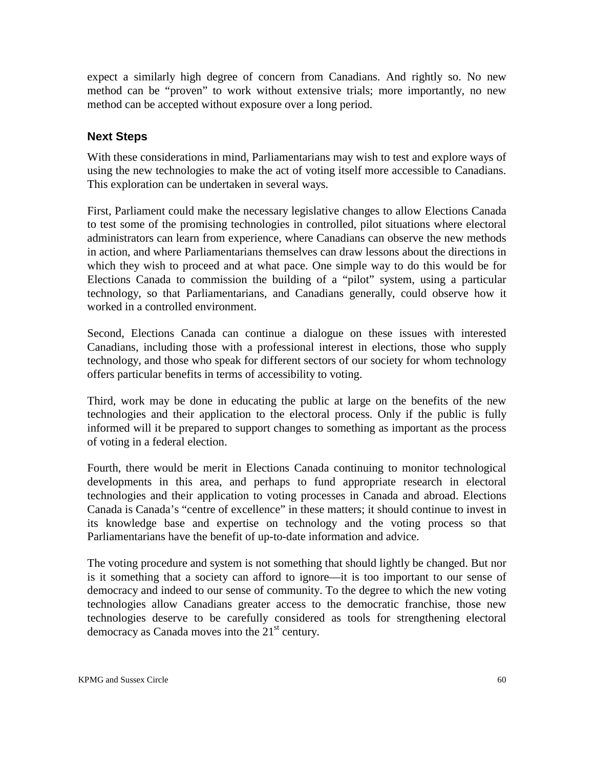expect a similarly high degree of concern from Canadians. And rightly so. No new method can be "proven" to work without extensive trials; more importantly, no new method can be accepted without exposure over a long period.

## Next Steps

With these considerations in mind, Parliamentarians may wish to test and explore ways of using the new technologies to make the act of voting itself more accessible to Canadians. This exploration can be undertaken in several ways.

First, Parliament could make the necessary legislative changes to allow Elections Canada to test some of the promising technologies in controlled, pilot situations where electoral administrators can learn from experience, where Canadians can observe the new methods in action, and where Parliamentarians themselves can draw lessons about the directions in which they wish to proceed and at what pace. One simple way to do this would be for Elections Canada to commission the building of a "pilot" system, using a particular technology, so that Parliamentarians, and Canadians generally, could observe how it worked in a controlled environment.

Second, Elections Canada can continue a dialogue on these issues with interested Canadians, including those with a professional interest in elections, those who supply technology, and those who speak for different sectors of our society for whom technology offers particular benefits in terms of accessibility to voting.

Third, work may be done in educating the public at large on the benefits of the new technologies and their application to the electoral process. Only if the public is fully informed will it be prepared to support changes to something as important as the process of voting in a federal election.

Fourth, there would be merit in Elections Canada continuing to monitor technological developments in this area, and perhaps to fund appropriate research in electoral technologies and their application to voting processes in Canada and abroad. Elections Canada is Canada's "centre of excellence" in these matters; it should continue to invest in its knowledge base and expertise on technology and the voting process so that Parliamentarians have the benefit of up-to-date information and advice.

The voting procedure and system is not something that should lightly be changed. But nor is it something that a society can afford to ignore—it is too important to our sense of democracy and indeed to our sense of community. To the degree to which the new voting technologies allow Canadians greater access to the democratic franchise, those new technologies deserve to be carefully considered as tools for strengthening electoral democracy as Canada moves into the 21st century.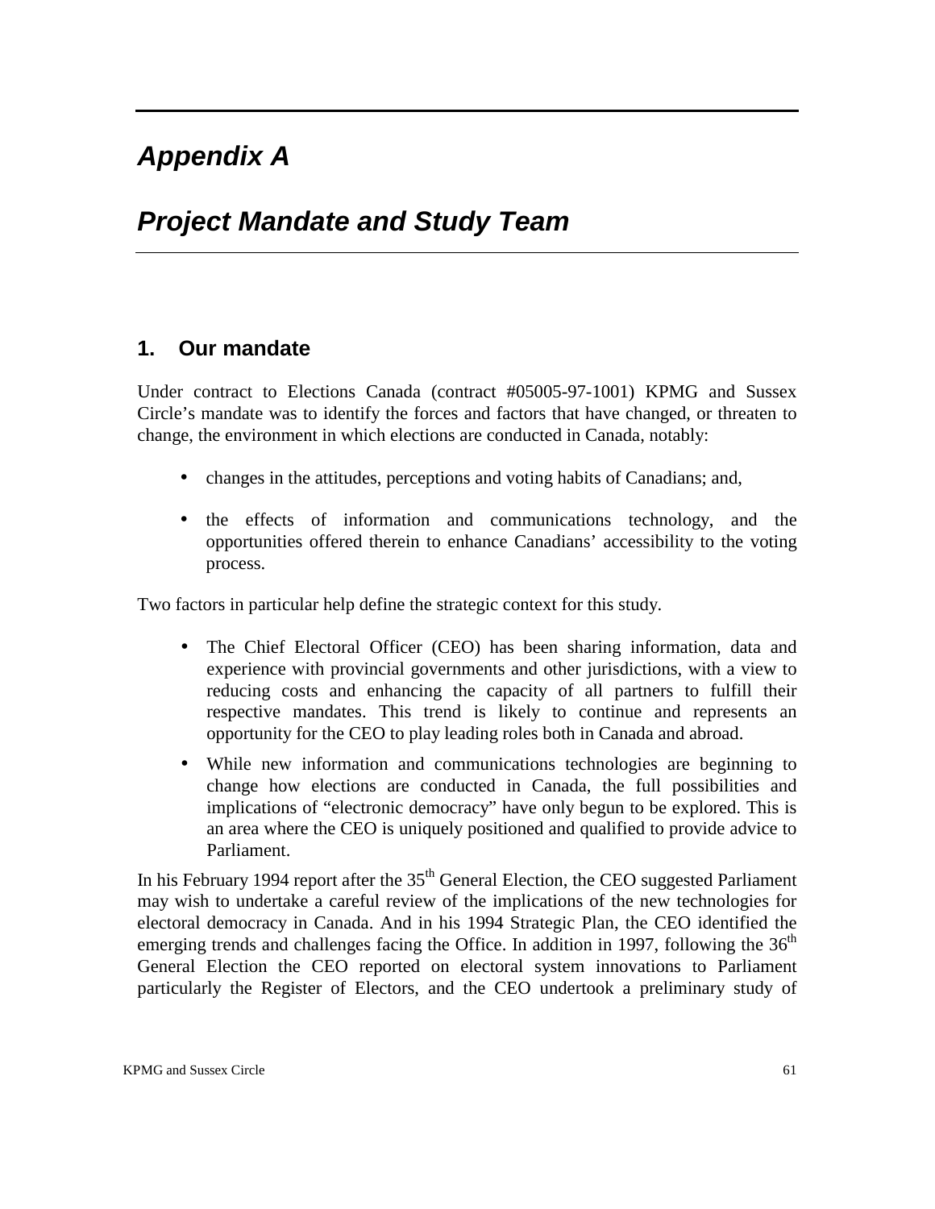# Appendix A

# Project Mandate and Study Team

## 1. Our mandate

Under contract to Elections Canada (contract #05005-97-1001) KPMG and Sussex Circle's mandate was to identify the forces and factors that have changed, or threaten to change, the environment in which elections are conducted in Canada, notably:

- changes in the attitudes, perceptions and voting habits of Canadians; and,
- the effects of information and communications technology, and the opportunities offered therein to enhance Canadians' accessibility to the voting process.

Two factors in particular help define the strategic context for this study.

- The Chief Electoral Officer (CEO) has been sharing information, data and experience with provincial governments and other jurisdictions, with a view to reducing costs and enhancing the capacity of all partners to fulfill their respective mandates. This trend is likely to continue and represents an opportunity for the CEO to play leading roles both in Canada and abroad.
- While new information and communications technologies are beginning to change how elections are conducted in Canada, the full possibilities and implications of "electronic democracy" have only begun to be explored. This is an area where the CEO is uniquely positioned and qualified to provide advice to Parliament.

In his February 1994 report after the 35th General Election, the CEO suggested Parliament may wish to undertake a careful review of the implications of the new technologies for electoral democracy in Canada. And in his 1994 Strategic Plan, the CEO identified the emerging trends and challenges facing the Office. In addition in 1997, following the 36th General Election the CEO reported on electoral system innovations to Parliament particularly the Register of Electors, and the CEO undertook a preliminary study of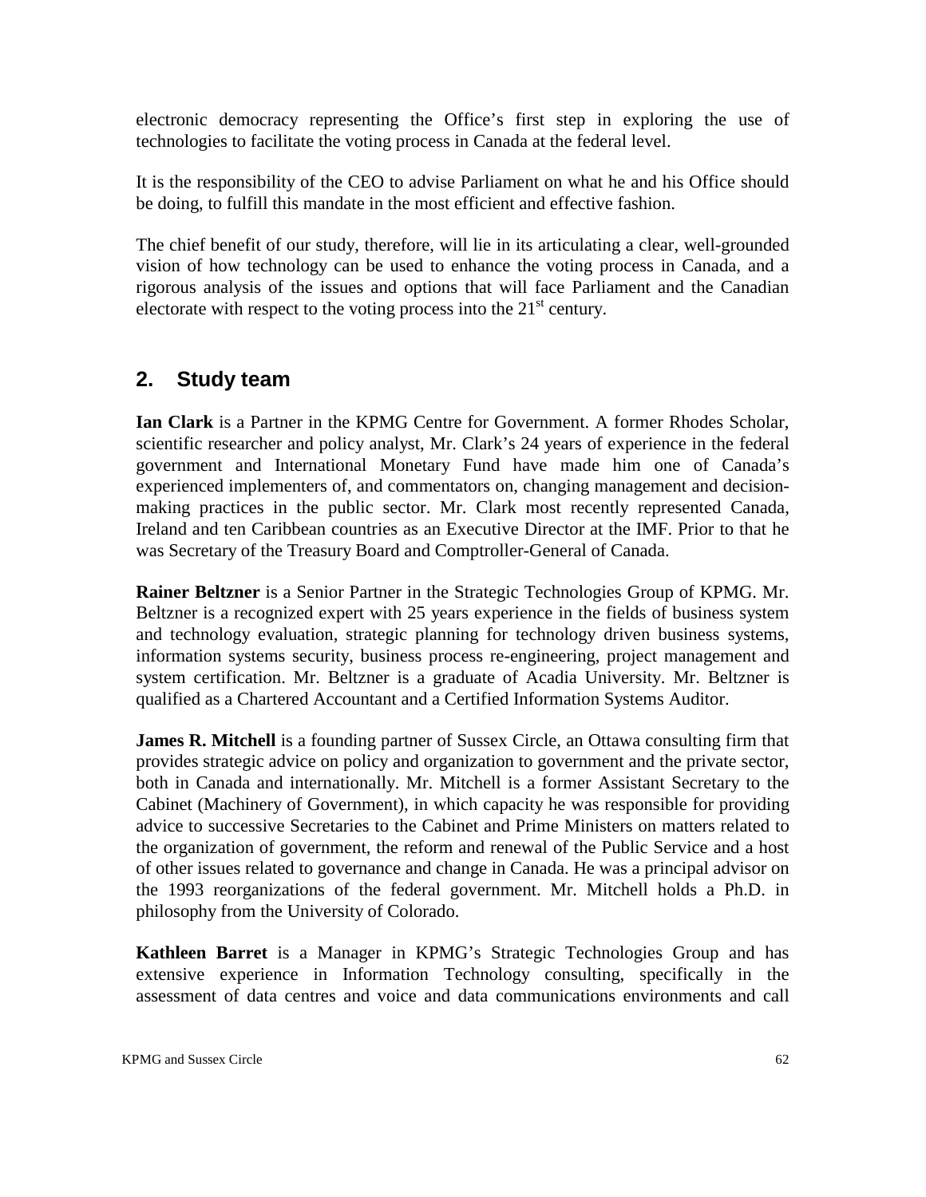electronic democracy representing the Office's first step in exploring the use of technologies to facilitate the voting process in Canada at the federal level.

It is the responsibility of the CEO to advise Parliament on what he and his Office should be doing, to fulfill this mandate in the most efficient and effective fashion.

The chief benefit of our study, therefore, will lie in its articulating a clear, well-grounded vision of how technology can be used to enhance the voting process in Canada, and a rigorous analysis of the issues and options that will face Parliament and the Canadian electorate with respect to the voting process into the 21st century.

## 2. Study team

**Ian Clark** is a Partner in the KPMG Centre for Government. A former Rhodes Scholar, scientific researcher and policy analyst, Mr. Clark's 24 years of experience in the federal government and International Monetary Fund have made him one of Canada's experienced implementers of, and commentators on, changing management and decision-making practices in the public sector. Mr. Clark most recently represented Canada, Ireland and ten Caribbean countries as an Executive Director at the IMF. Prior to that he was Secretary of the Treasury Board and Comptroller-General of Canada.

**Rainer Beltzner** is a Senior Partner in the Strategic Technologies Group of KPMG. Mr. Beltzner is a recognized expert with 25 years experience in the fields of business system and technology evaluation, strategic planning for technology driven business systems, information systems security, business process re-engineering, project management and system certification. Mr. Beltzner is a graduate of Acadia University. Mr. Beltzner is qualified as a Chartered Accountant and a Certified Information Systems Auditor.

**James R. Mitchell** is a founding partner of Sussex Circle, an Ottawa consulting firm that provides strategic advice on policy and organization to government and the private sector, both in Canada and internationally. Mr. Mitchell is a former Assistant Secretary to the Cabinet (Machinery of Government), in which capacity he was responsible for providing advice to successive Secretaries to the Cabinet and Prime Ministers on matters related to the organization of government, the reform and renewal of the Public Service and a host of other issues related to governance and change in Canada. He was a principal advisor on the 1993 reorganizations of the federal government. Mr. Mitchell holds a Ph.D. in philosophy from the University of Colorado.

**Kathleen Barret** is a Manager in KPMG's Strategic Technologies Group and has extensive experience in Information Technology consulting, specifically in the assessment of data centres and voice and data communications environments and call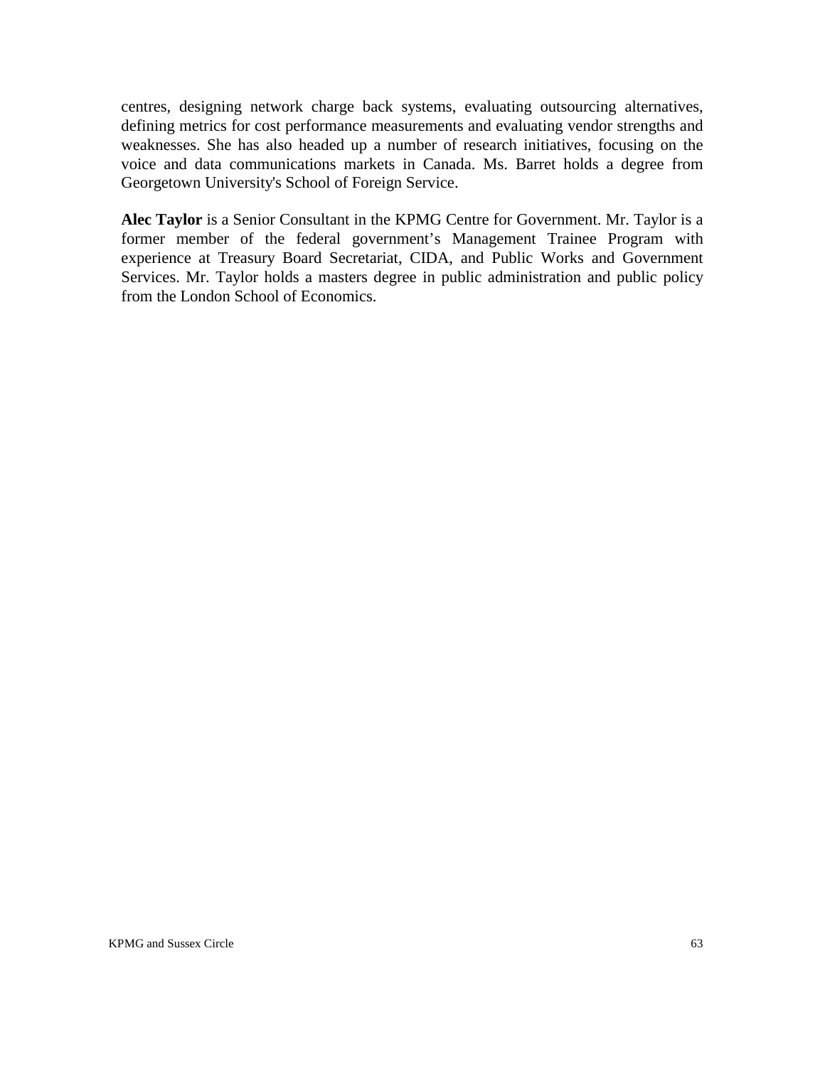centres, designing network charge back systems, evaluating outsourcing alternatives, defining metrics for cost performance measurements and evaluating vendor strengths and weaknesses. She has also headed up a number of research initiatives, focusing on the voice and data communications markets in Canada. Ms. Barret holds a degree from Georgetown University's School of Foreign Service.

**Alec Taylor** is a Senior Consultant in the KPMG Centre for Government. Mr. Taylor is a former member of the federal government's Management Trainee Program with experience at Treasury Board Secretariat, CIDA, and Public Works and Government Services. Mr. Taylor holds a masters degree in public administration and public policy from the London School of Economics.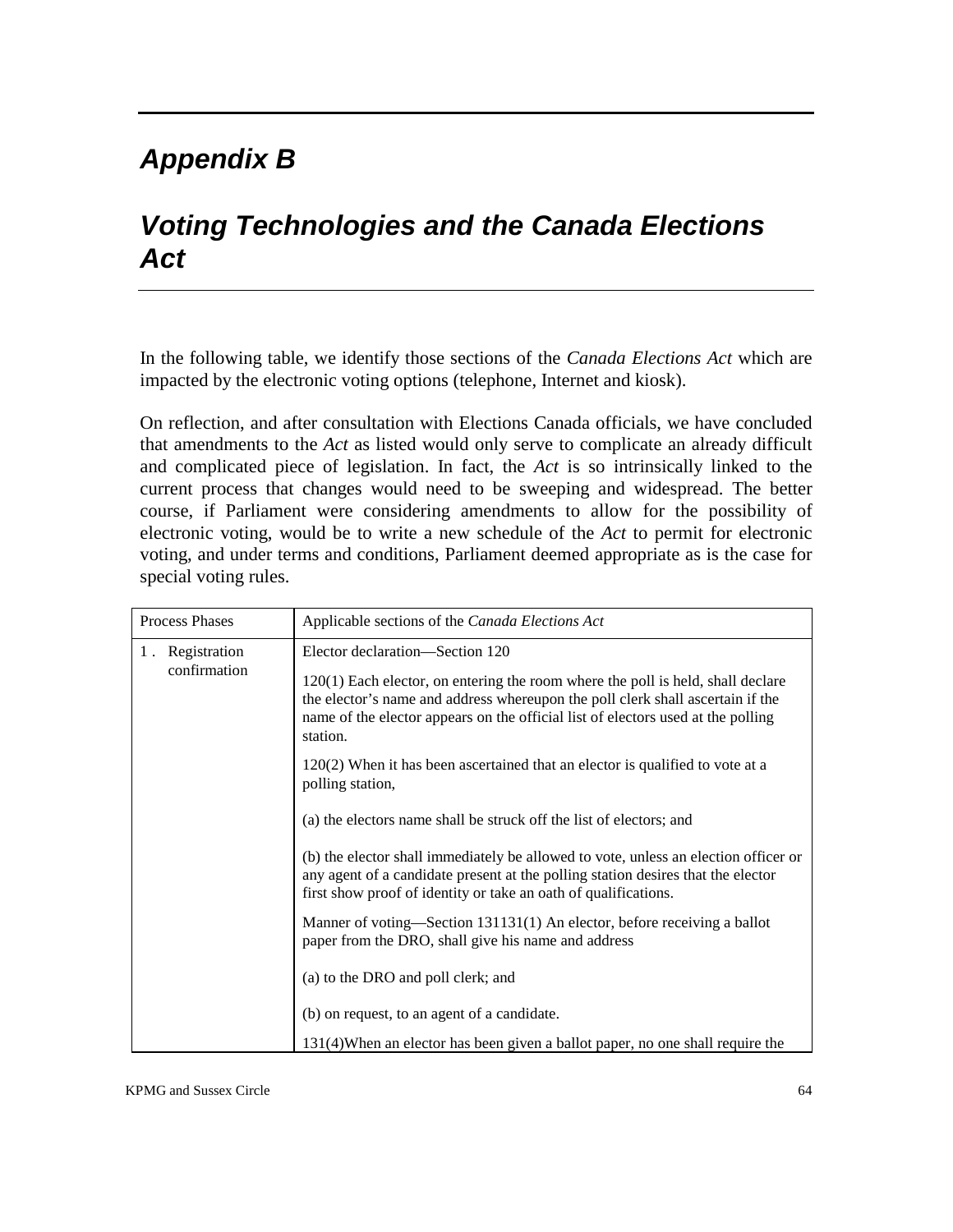# Appendix B

# Voting Technologies and the Canada Elections Act

In the following table, we identify those sections of the *Canada Elections Act* which are impacted by the electronic voting options (telephone, Internet and kiosk).

On reflection, and after consultation with Elections Canada officials, we have concluded that amendments to the *Act* as listed would only serve to complicate an already difficult and complicated piece of legislation. In fact, the *Act* is so intrinsically linked to the current process that changes would need to be sweeping and widespread. The better course, if Parliament were considering amendments to allow for the possibility of electronic voting, would be to write a new schedule of the *Act* to permit for electronic voting, and under terms and conditions, Parliament deemed appropriate as is the case for special voting rules.

| Process Phases | Applicable sections of the *Canada Elections Act* |
|---|---|
| 1. Registration confirmation | Elector declaration—Section 120<br><br>120(1) Each elector, on entering the room where the poll is held, shall declare the elector's name and address whereupon the poll clerk shall ascertain if the name of the elector appears on the official list of electors used at the polling station.<br><br>120(2) When it has been ascertained that an elector is qualified to vote at a polling station,<br><br>(a) the electors name shall be struck off the list of electors; and<br><br>(b) the elector shall immediately be allowed to vote, unless an election officer or any agent of a candidate present at the polling station desires that the elector first show proof of identity or take an oath of qualifications.<br><br>Manner of voting—Section 131131(1) An elector, before receiving a ballot paper from the DRO, shall give his name and address<br><br>(a) to the DRO and poll clerk; and<br><br>(b) on request, to an agent of a candidate.<br><br>131(4)When an elector has been given a ballot paper, no one shall require the |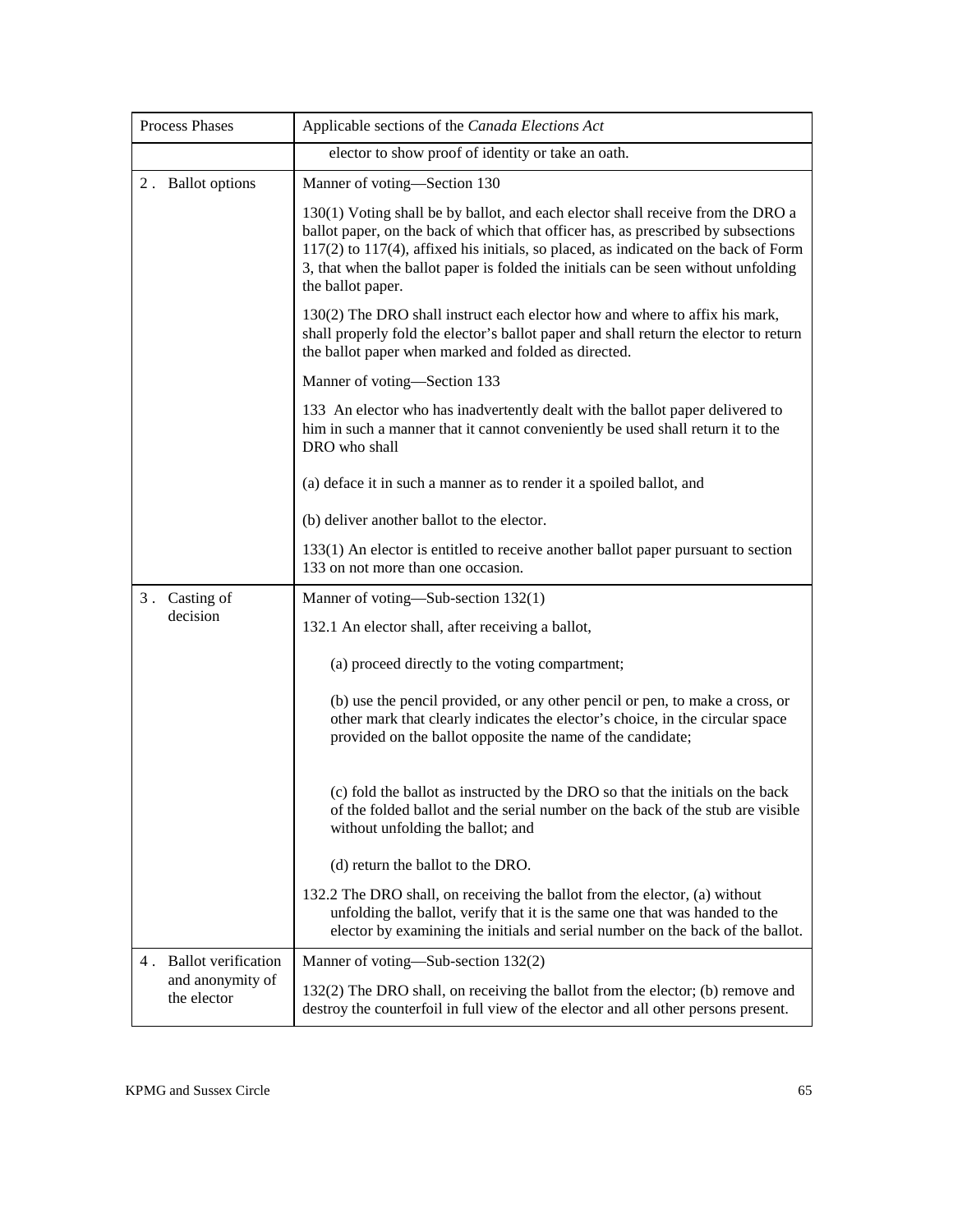| Process Phases | Applicable sections of the *Canada Elections Act* |
|---|---|
| | elector to show proof of identity or take an oath. |
| 2 . Ballot options | Manner of voting—Section 130<br><br>130(1) Voting shall be by ballot, and each elector shall receive from the DRO a ballot paper, on the back of which that officer has, as prescribed by subsections 117(2) to 117(4), affixed his initials, so placed, as indicated on the back of Form 3, that when the ballot paper is folded the initials can be seen without unfolding the ballot paper.<br><br>130(2) The DRO shall instruct each elector how and where to affix his mark, shall properly fold the elector's ballot paper and shall return the elector to return the ballot paper when marked and folded as directed.<br><br>Manner of voting—Section 133<br><br>133 An elector who has inadvertently dealt with the ballot paper delivered to him in such a manner that it cannot conveniently be used shall return it to the DRO who shall<br><br>(a) deface it in such a manner as to render it a spoiled ballot, and<br><br>(b) deliver another ballot to the elector.<br><br>133(1) An elector is entitled to receive another ballot paper pursuant to section 133 on not more than one occasion. |
| 3 . Casting of decision | Manner of voting—Sub-section 132(1)<br><br>132.1 An elector shall, after receiving a ballot,<br><br>(a) proceed directly to the voting compartment;<br><br>(b) use the pencil provided, or any other pencil or pen, to make a cross, or other mark that clearly indicates the elector's choice, in the circular space provided on the ballot opposite the name of the candidate;<br><br>(c) fold the ballot as instructed by the DRO so that the initials on the back of the folded ballot and the serial number on the back of the stub are visible without unfolding the ballot; and<br><br>(d) return the ballot to the DRO.<br><br>132.2 The DRO shall, on receiving the ballot from the elector, (a) without unfolding the ballot, verify that it is the same one that was handed to the elector by examining the initials and serial number on the back of the ballot. |
| 4 . Ballot verification and anonymity of the elector | Manner of voting—Sub-section 132(2)<br><br>132(2) The DRO shall, on receiving the ballot from the elector; (b) remove and destroy the counterfoil in full view of the elector and all other persons present. |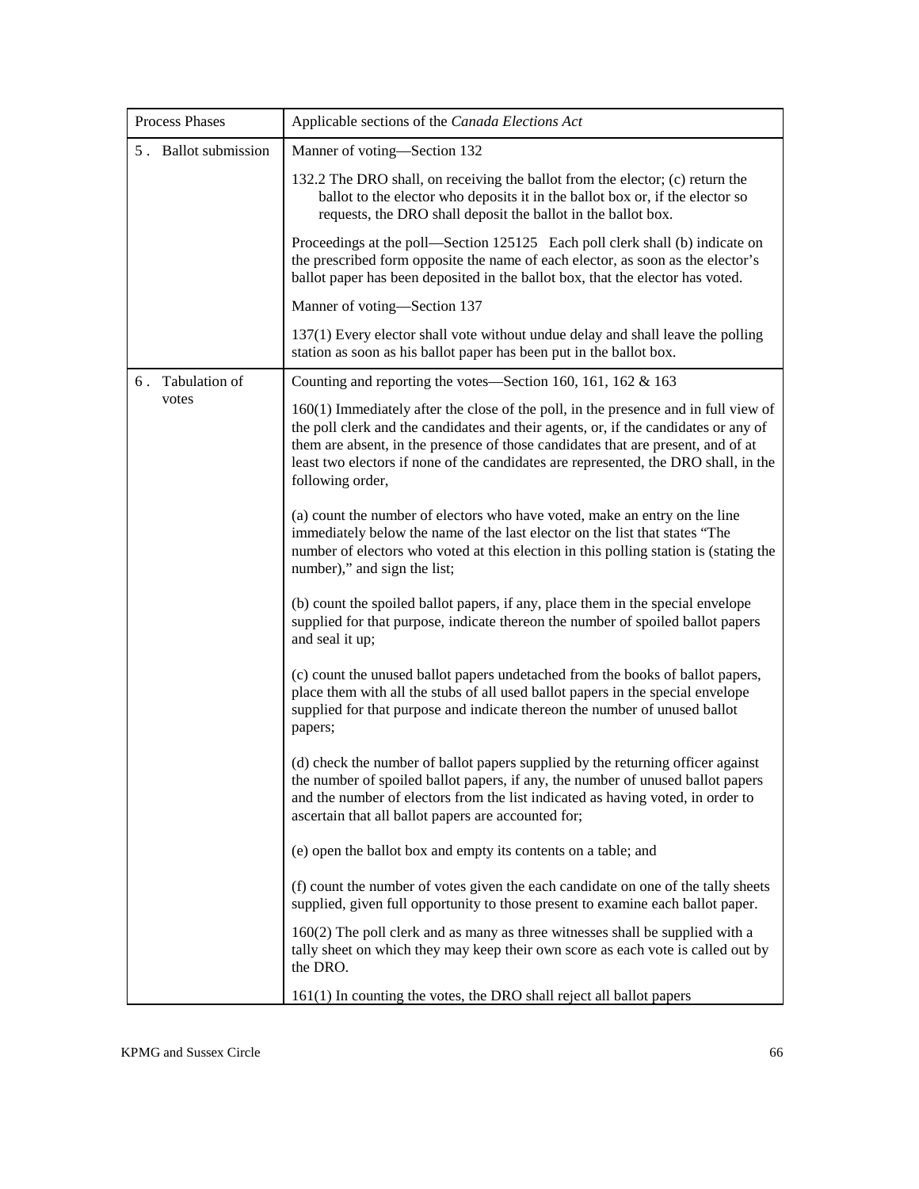| Process Phases | Applicable sections of the *Canada Elections Act* |
|---|---|
| 5 . Ballot submission | Manner of voting—Section 132<br><br>132.2 The DRO shall, on receiving the ballot from the elector; (c) return the ballot to the elector who deposits it in the ballot box or, if the elector so requests, the DRO shall deposit the ballot in the ballot box.<br><br>Proceedings at the poll—Section 125125 Each poll clerk shall (b) indicate on the prescribed form opposite the name of each elector, as soon as the elector's ballot paper has been deposited in the ballot box, that the elector has voted.<br><br>Manner of voting—Section 137<br><br>137(1) Every elector shall vote without undue delay and shall leave the polling station as soon as his ballot paper has been put in the ballot box. |
| 6 . Tabulation of votes | Counting and reporting the votes—Section 160, 161, 162 & 163<br><br>160(1) Immediately after the close of the poll, in the presence and in full view of the poll clerk and the candidates and their agents, or, if the candidates or any of them are absent, in the presence of those candidates that are present, and of at least two electors if none of the candidates are represented, the DRO shall, in the following order,<br><br>(a) count the number of electors who have voted, make an entry on the line immediately below the name of the last elector on the list that states "The number of electors who voted at this election in this polling station is (stating the number)," and sign the list;<br><br>(b) count the spoiled ballot papers, if any, place them in the special envelope supplied for that purpose, indicate thereon the number of spoiled ballot papers and seal it up;<br><br>(c) count the unused ballot papers undetached from the books of ballot papers, place them with all the stubs of all used ballot papers in the special envelope supplied for that purpose and indicate thereon the number of unused ballot papers;<br><br>(d) check the number of ballot papers supplied by the returning officer against the number of spoiled ballot papers, if any, the number of unused ballot papers and the number of electors from the list indicated as having voted, in order to ascertain that all ballot papers are accounted for;<br><br>(e) open the ballot box and empty its contents on a table; and<br><br>(f) count the number of votes given the each candidate on one of the tally sheets supplied, given full opportunity to those present to examine each ballot paper.<br><br>160(2) The poll clerk and as many as three witnesses shall be supplied with a tally sheet on which they may keep their own score as each vote is called out by the DRO.<br><br>161(1) In counting the votes, the DRO shall reject all ballot papers |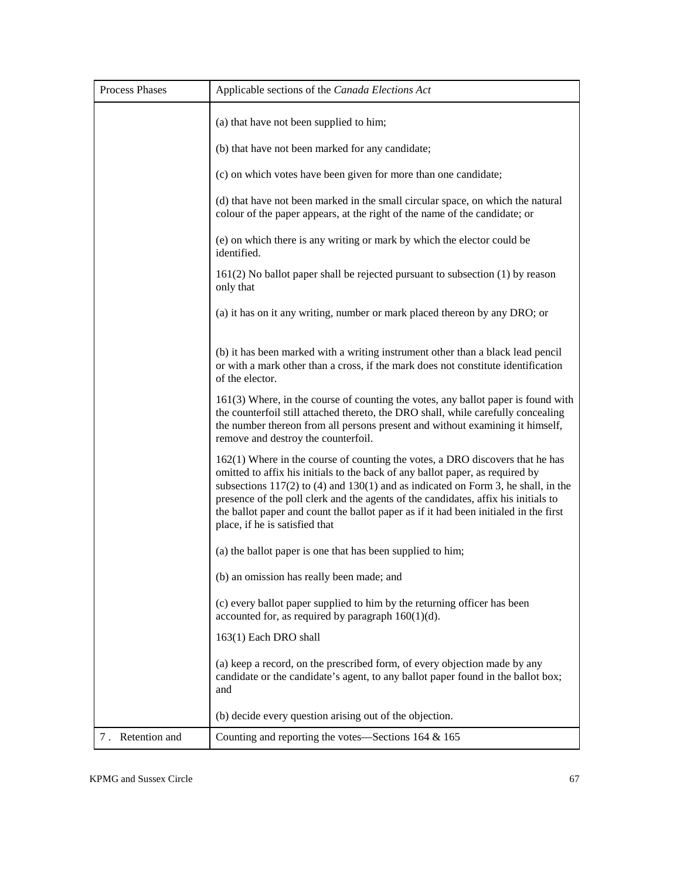| Process Phases | Applicable sections of the *Canada Elections Act* |
|---|---|
| | (a) that have not been supplied to him;<br><br>(b) that have not been marked for any candidate;<br><br>(c) on which votes have been given for more than one candidate;<br><br>(d) that have not been marked in the small circular space, on which the natural colour of the paper appears, at the right of the name of the candidate; or<br><br>(e) on which there is any writing or mark by which the elector could be identified.<br><br>161(2) No ballot paper shall be rejected pursuant to subsection (1) by reason only that<br><br>(a) it has on it any writing, number or mark placed thereon by any DRO; or<br><br>(b) it has been marked with a writing instrument other than a black lead pencil or with a mark other than a cross, if the mark does not constitute identification of the elector.<br><br>161(3) Where, in the course of counting the votes, any ballot paper is found with the counterfoil still attached thereto, the DRO shall, while carefully concealing the number thereon from all persons present and without examining it himself, remove and destroy the counterfoil.<br><br>162(1) Where in the course of counting the votes, a DRO discovers that he has omitted to affix his initials to the back of any ballot paper, as required by subsections 117(2) to (4) and 130(1) and as indicated on Form 3, he shall, in the presence of the poll clerk and the agents of the candidates, affix his initials to the ballot paper and count the ballot paper as if it had been initialed in the first place, if he is satisfied that<br><br>(a) the ballot paper is one that has been supplied to him;<br><br>(b) an omission has really been made; and<br><br>(c) every ballot paper supplied to him by the returning officer has been accounted for, as required by paragraph 160(1)(d).<br><br>163(1) Each DRO shall<br><br>(a) keep a record, on the prescribed form, of every objection made by any candidate or the candidate's agent, to any ballot paper found in the ballot box; and<br><br>(b) decide every question arising out of the objection. |
| 7. Retention and | Counting and reporting the votes—Sections 164 & 165 |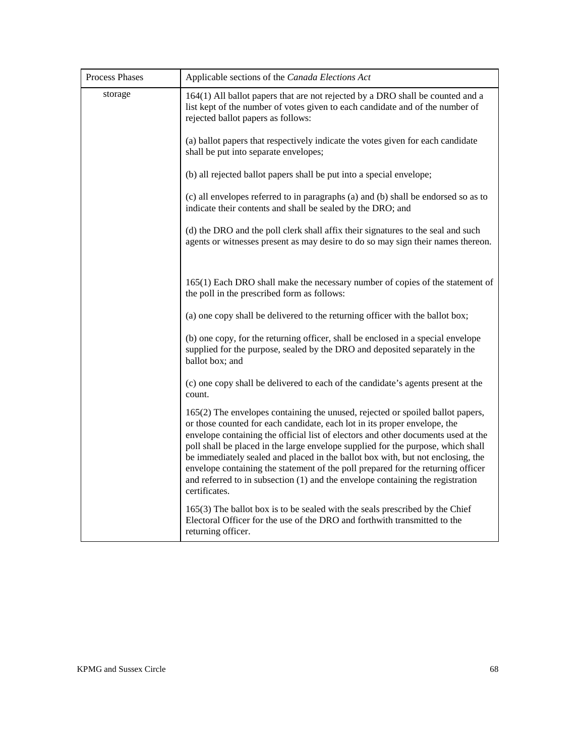| Process Phases | Applicable sections of the *Canada Elections Act* |
|---|---|
| storage | 164(1) All ballot papers that are not rejected by a DRO shall be counted and a list kept of the number of votes given to each candidate and of the number of rejected ballot papers as follows:<br><br>(a) ballot papers that respectively indicate the votes given for each candidate shall be put into separate envelopes;<br><br>(b) all rejected ballot papers shall be put into a special envelope;<br><br>(c) all envelopes referred to in paragraphs (a) and (b) shall be endorsed so as to indicate their contents and shall be sealed by the DRO; and<br><br>(d) the DRO and the poll clerk shall affix their signatures to the seal and such agents or witnesses present as may desire to do so may sign their names thereon.<br><br>165(1) Each DRO shall make the necessary number of copies of the statement of the poll in the prescribed form as follows:<br><br>(a) one copy shall be delivered to the returning officer with the ballot box;<br><br>(b) one copy, for the returning officer, shall be enclosed in a special envelope supplied for the purpose, sealed by the DRO and deposited separately in the ballot box; and<br><br>(c) one copy shall be delivered to each of the candidate's agents present at the count.<br><br>165(2) The envelopes containing the unused, rejected or spoiled ballot papers, or those counted for each candidate, each lot in its proper envelope, the envelope containing the official list of electors and other documents used at the poll shall be placed in the large envelope supplied for the purpose, which shall be immediately sealed and placed in the ballot box with, but not enclosing, the envelope containing the statement of the poll prepared for the returning officer and referred to in subsection (1) and the envelope containing the registration certificates.<br><br>165(3) The ballot box is to be sealed with the seals prescribed by the Chief Electoral Officer for the use of the DRO and forthwith transmitted to the returning officer. |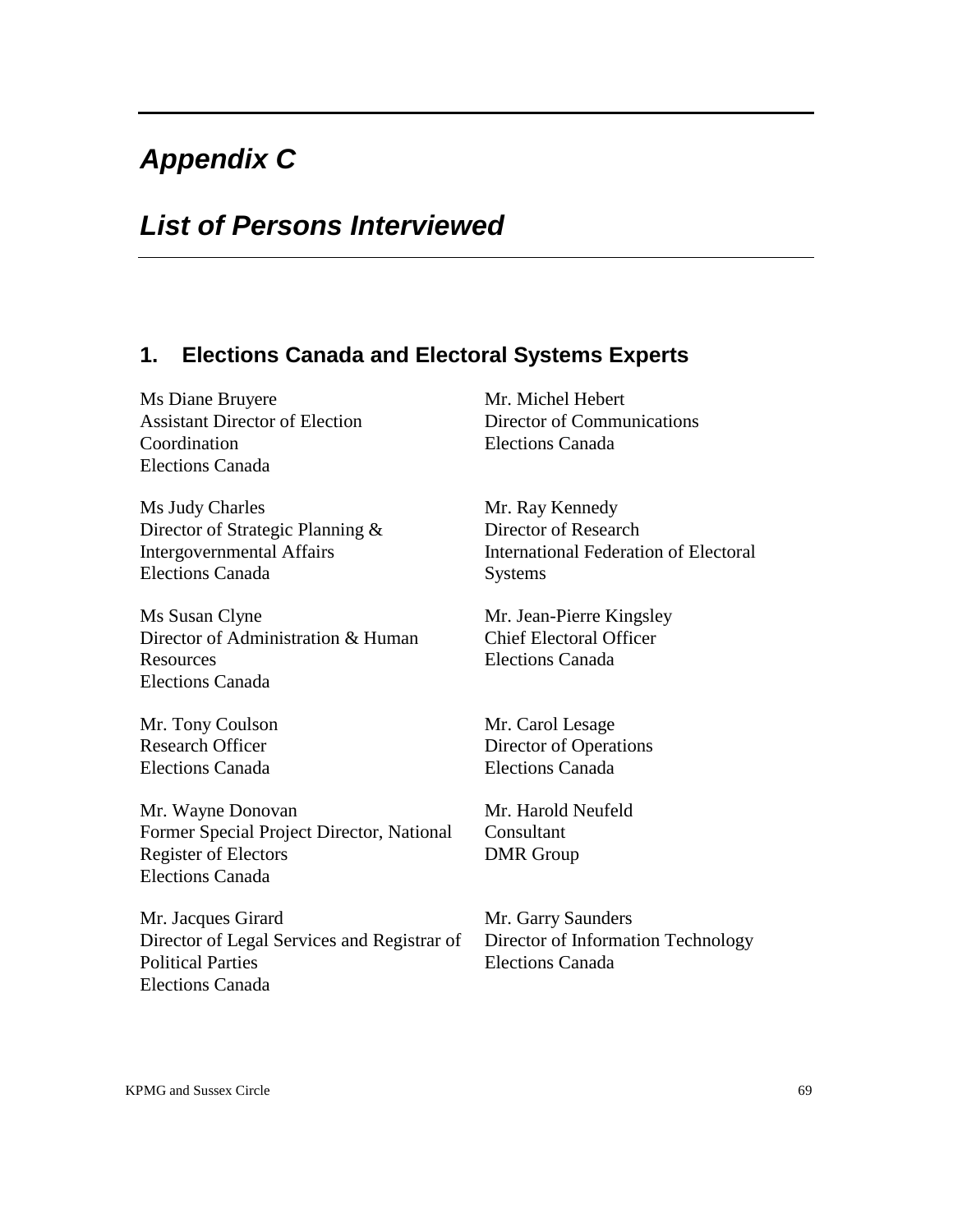# Appendix C

# List of Persons Interviewed

## 1. Elections Canada and Electoral Systems Experts

Ms Diane Bruyere
Assistant Director of Election Coordination
Elections Canada

Ms Judy Charles
Director of Strategic Planning & Intergovernmental Affairs
Elections Canada

Ms Susan Clyne
Director of Administration & Human Resources
Elections Canada

Mr. Tony Coulson
Research Officer
Elections Canada

Mr. Wayne Donovan
Former Special Project Director, National Register of Electors
Elections Canada

Mr. Jacques Girard
Director of Legal Services and Registrar of Political Parties
Elections Canada

Mr. Michel Hebert
Director of Communications
Elections Canada

Mr. Ray Kennedy
Director of Research
International Federation of Electoral Systems

Mr. Jean-Pierre Kingsley
Chief Electoral Officer
Elections Canada

Mr. Carol Lesage
Director of Operations
Elections Canada

Mr. Harold Neufeld
Consultant
DMR Group

Mr. Garry Saunders
Director of Information Technology
Elections Canada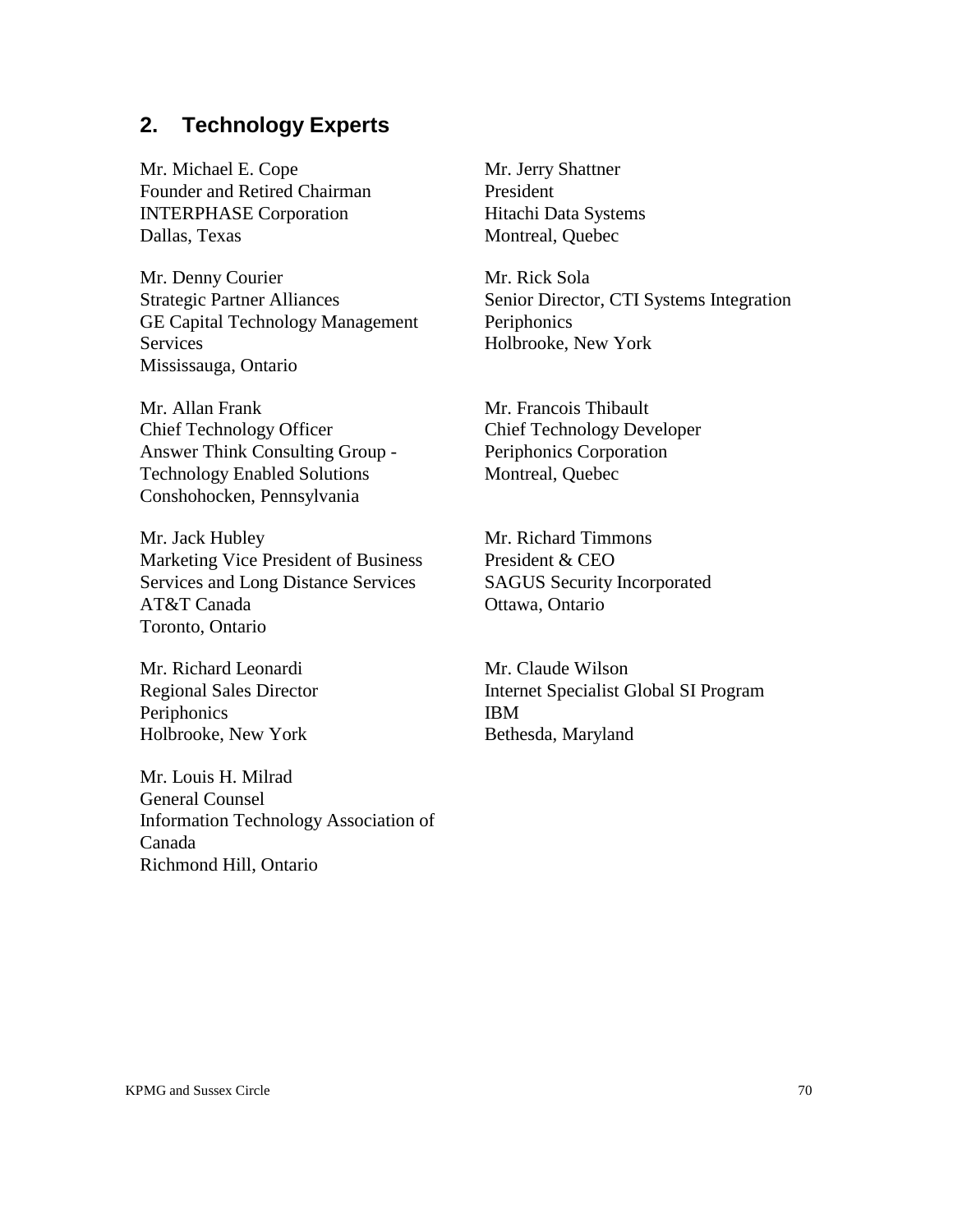## 2. Technology Experts

Mr. Michael E. Cope
Founder and Retired Chairman
INTERPHASE Corporation
Dallas, Texas

Mr. Denny Courier
Strategic Partner Alliances
GE Capital Technology Management Services
Mississauga, Ontario

Mr. Allan Frank
Chief Technology Officer
Answer Think Consulting Group - Technology Enabled Solutions
Conshohocken, Pennsylvania

Mr. Jack Hubley
Marketing Vice President of Business Services and Long Distance Services
AT&T Canada
Toronto, Ontario

Mr. Richard Leonardi
Regional Sales Director
Periphonics
Holbrooke, New York

Mr. Louis H. Milrad
General Counsel
Information Technology Association of Canada
Richmond Hill, Ontario

Mr. Jerry Shattner
President
Hitachi Data Systems
Montreal, Quebec

Mr. Rick Sola
Senior Director, CTI Systems Integration
Periphonics
Holbrooke, New York

Mr. Francois Thibault
Chief Technology Developer
Periphonics Corporation
Montreal, Quebec

Mr. Richard Timmons
President & CEO
SAGUS Security Incorporated
Ottawa, Ontario

Mr. Claude Wilson
Internet Specialist Global SI Program
IBM
Bethesda, Maryland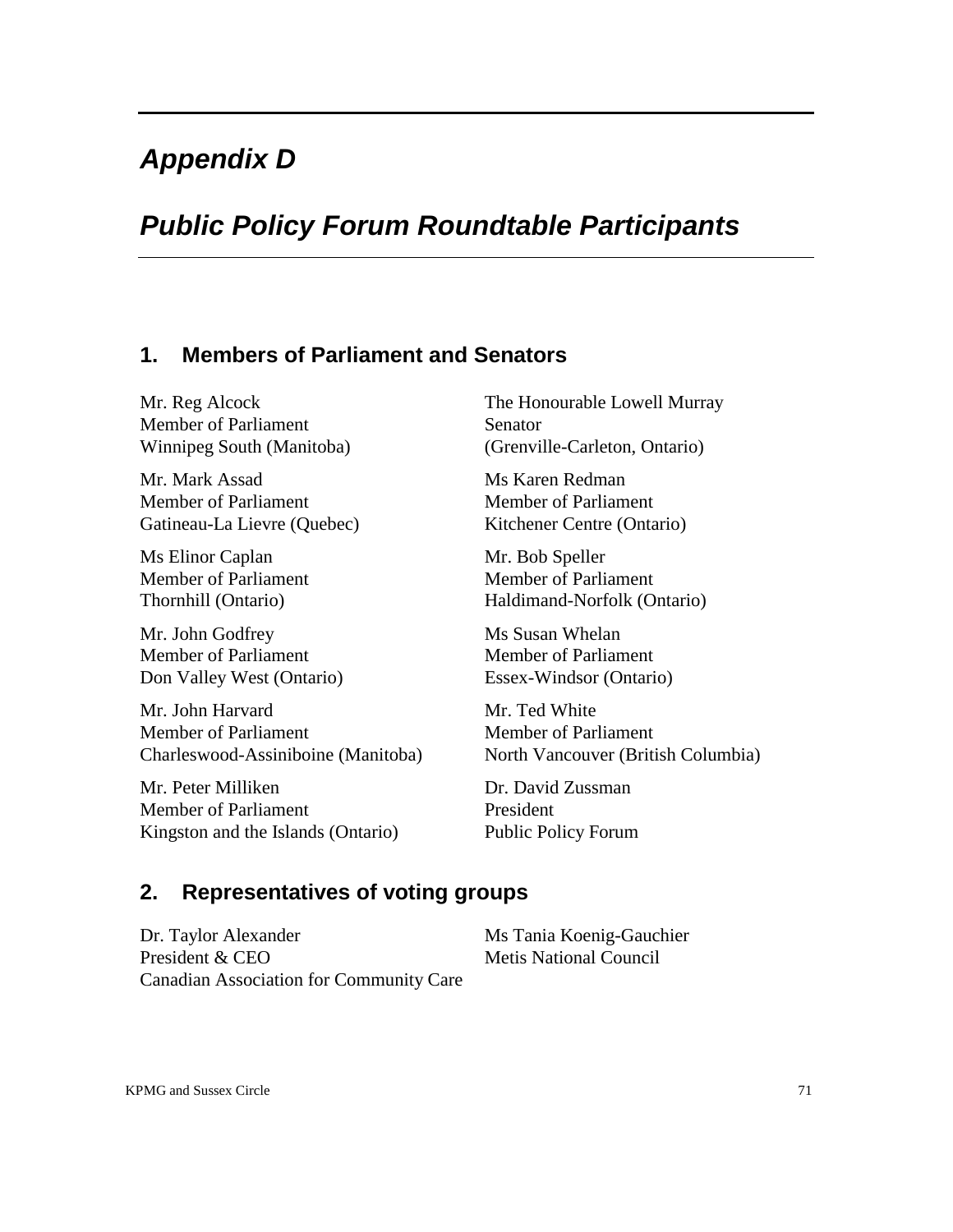# *Appendix D*

# *Public Policy Forum Roundtable Participants*

## 1. Members of Parliament and Senators

Mr. Reg Alcock
Member of Parliament
Winnipeg South (Manitoba)

Mr. Mark Assad
Member of Parliament
Gatineau-La Lievre (Quebec)

Ms Elinor Caplan
Member of Parliament
Thornhill (Ontario)

Mr. John Godfrey
Member of Parliament
Don Valley West (Ontario)

Mr. John Harvard
Member of Parliament
Charleswood-Assiniboine (Manitoba)

Mr. Peter Milliken
Member of Parliament
Kingston and the Islands (Ontario)

The Honourable Lowell Murray
Senator
(Grenville-Carleton, Ontario)

Ms Karen Redman
Member of Parliament
Kitchener Centre (Ontario)

Mr. Bob Speller
Member of Parliament
Haldimand-Norfolk (Ontario)

Ms Susan Whelan
Member of Parliament
Essex-Windsor (Ontario)

Mr. Ted White
Member of Parliament
North Vancouver (British Columbia)

Dr. David Zussman
President
Public Policy Forum

## 2. Representatives of voting groups

Dr. Taylor Alexander
President & CEO
Canadian Association for Community Care

Ms Tania Koenig-Gauchier
Metis National Council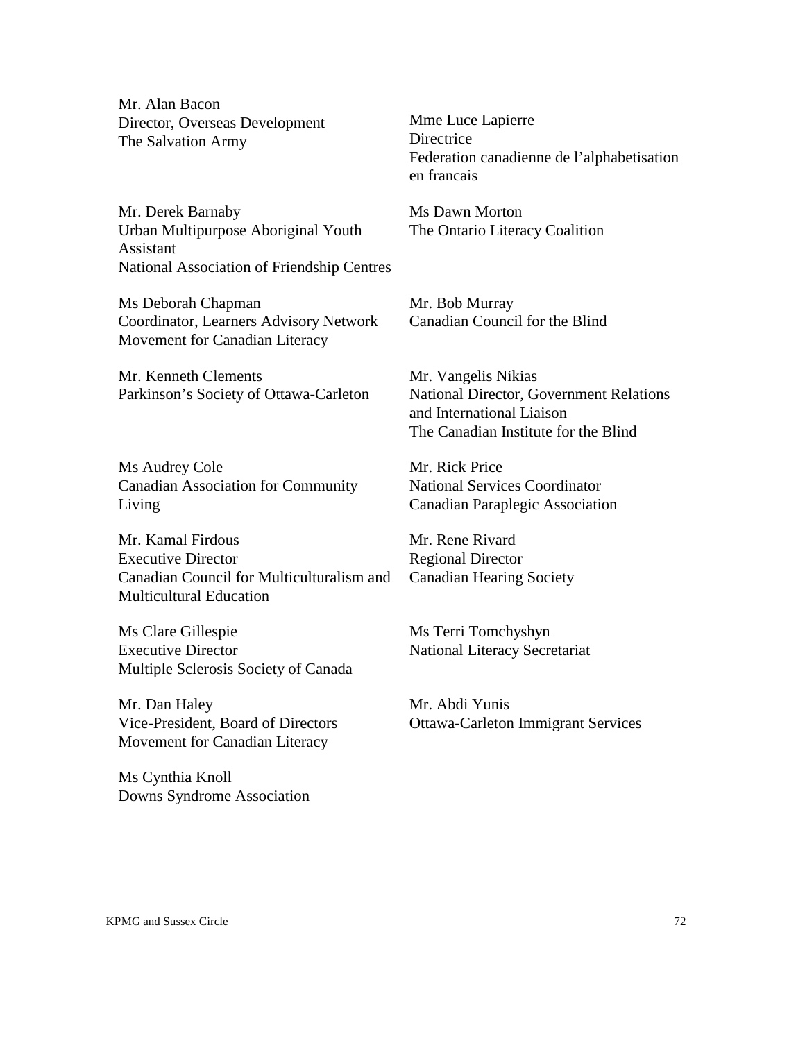Mr. Alan Bacon
Director, Overseas Development
The Salvation Army

Mr. Derek Barnaby
Urban Multipurpose Aboriginal Youth Assistant
National Association of Friendship Centres

Ms Deborah Chapman
Coordinator, Learners Advisory Network
Movement for Canadian Literacy

Mr. Kenneth Clements
Parkinson's Society of Ottawa-Carleton

Ms Audrey Cole
Canadian Association for Community Living

Mr. Kamal Firdous
Executive Director
Canadian Council for Multiculturalism and Multicultural Education

Ms Clare Gillespie
Executive Director
Multiple Sclerosis Society of Canada

Mr. Dan Haley
Vice-President, Board of Directors
Movement for Canadian Literacy

Ms Cynthia Knoll
Downs Syndrome Association

Mme Luce Lapierre
Directrice
Federation canadienne de l'alphabetisation en francais

Ms Dawn Morton
The Ontario Literacy Coalition

Mr. Bob Murray
Canadian Council for the Blind

Mr. Vangelis Nikias
National Director, Government Relations and International Liaison
The Canadian Institute for the Blind

Mr. Rick Price
National Services Coordinator
Canadian Paraplegic Association

Mr. Rene Rivard
Regional Director
Canadian Hearing Society

Ms Terri Tomchyshyn
National Literacy Secretariat

Mr. Abdi Yunis
Ottawa-Carleton Immigrant Services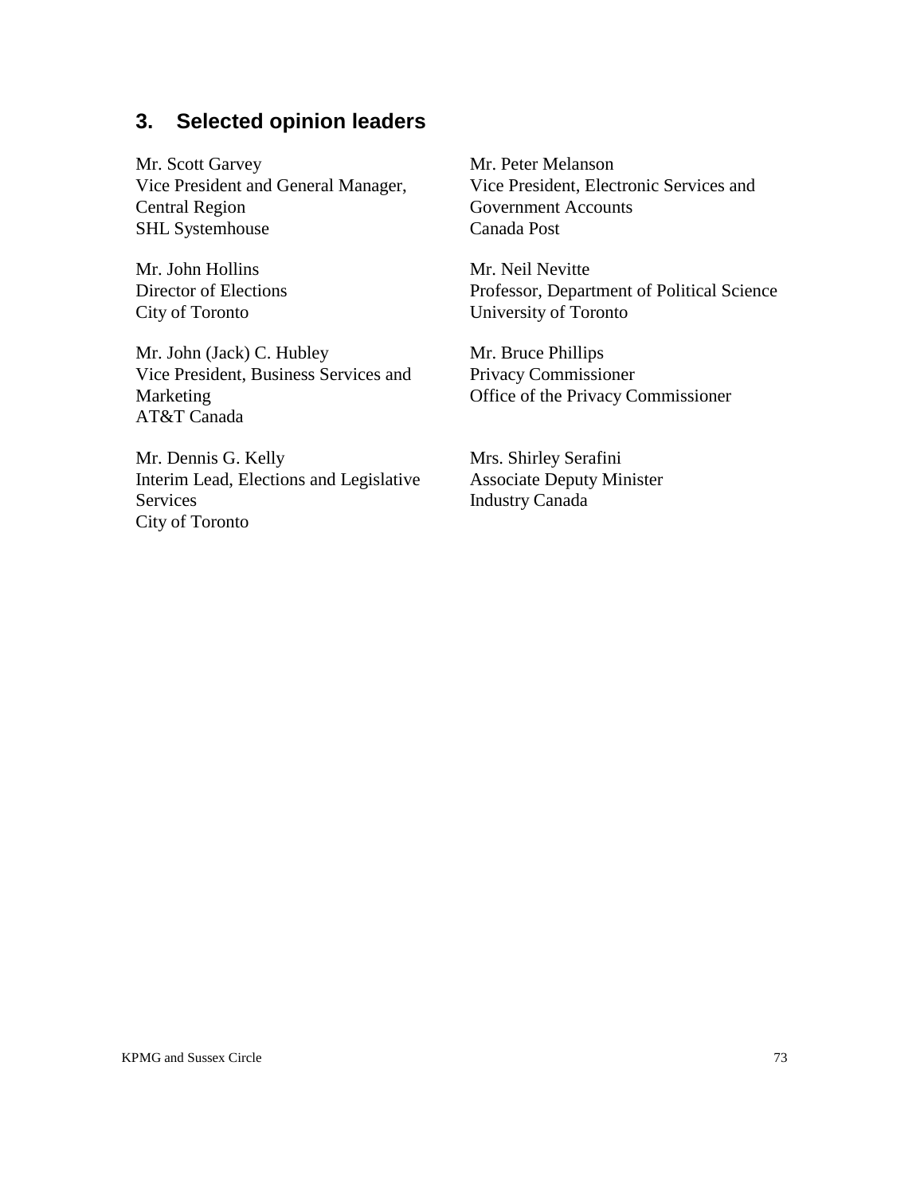## 3. Selected opinion leaders

Mr. Scott Garvey
Vice President and General Manager, Central Region
SHL Systemhouse

Mr. John Hollins
Director of Elections
City of Toronto

Mr. John (Jack) C. Hubley
Vice President, Business Services and Marketing
AT&T Canada

Mr. Dennis G. Kelly
Interim Lead, Elections and Legislative Services
City of Toronto

Mr. Peter Melanson
Vice President, Electronic Services and Government Accounts
Canada Post

Mr. Neil Nevitte
Professor, Department of Political Science
University of Toronto

Mr. Bruce Phillips
Privacy Commissioner
Office of the Privacy Commissioner

Mrs. Shirley Serafini
Associate Deputy Minister
Industry Canada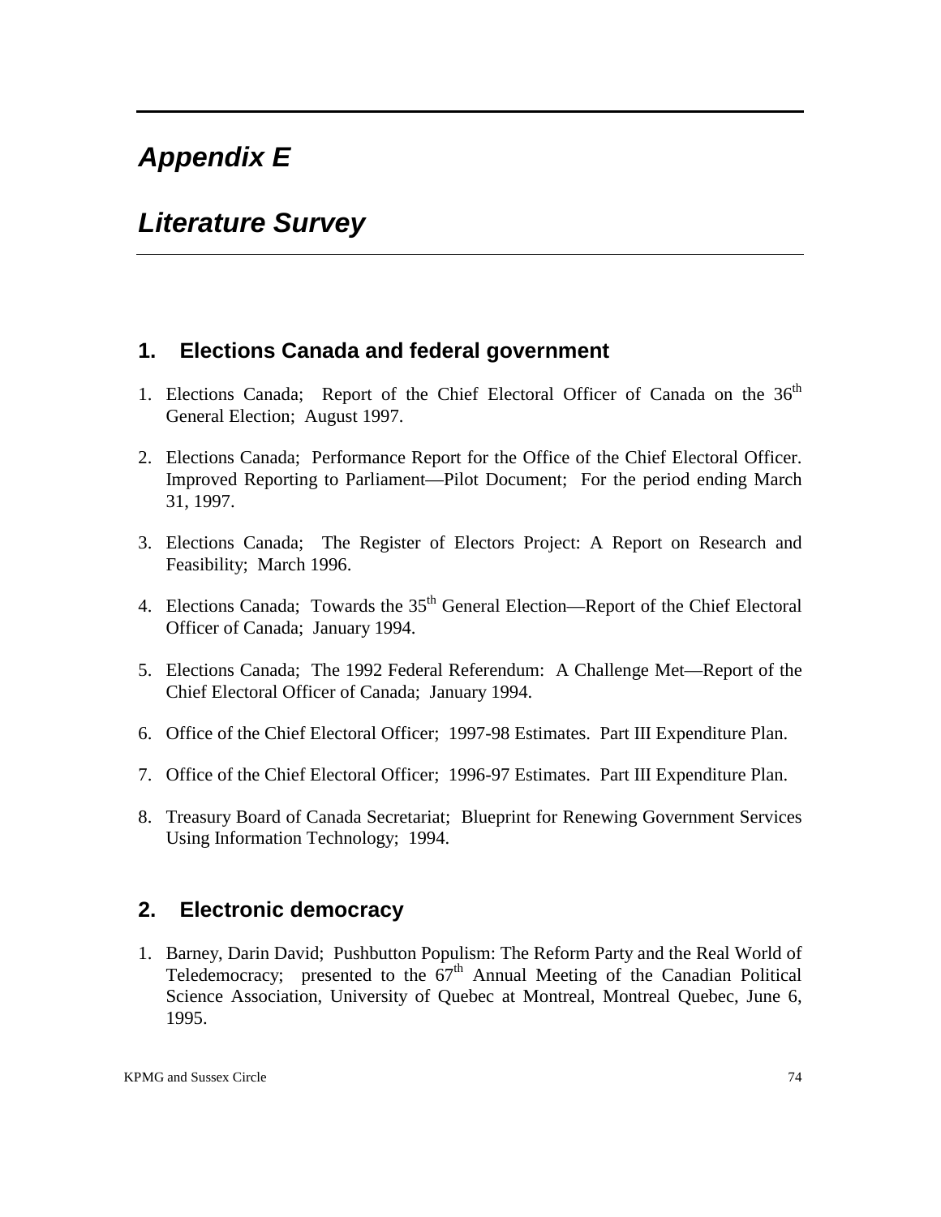# Appendix E

# Literature Survey

## 1. Elections Canada and federal government

1. Elections Canada; Report of the Chief Electoral Officer of Canada on the 36th General Election; August 1997.

2. Elections Canada; Performance Report for the Office of the Chief Electoral Officer. Improved Reporting to Parliament—Pilot Document; For the period ending March 31, 1997.

3. Elections Canada; The Register of Electors Project: A Report on Research and Feasibility; March 1996.

4. Elections Canada; Towards the 35th General Election—Report of the Chief Electoral Officer of Canada; January 1994.

5. Elections Canada; The 1992 Federal Referendum: A Challenge Met—Report of the Chief Electoral Officer of Canada; January 1994.

6. Office of the Chief Electoral Officer; 1997-98 Estimates. Part III Expenditure Plan.

7. Office of the Chief Electoral Officer; 1996-97 Estimates. Part III Expenditure Plan.

8. Treasury Board of Canada Secretariat; Blueprint for Renewing Government Services Using Information Technology; 1994.

## 2. Electronic democracy

1. Barney, Darin David; Pushbutton Populism: The Reform Party and the Real World of Teledemocracy; presented to the 67th Annual Meeting of the Canadian Political Science Association, University of Quebec at Montreal, Montreal Quebec, June 6, 1995.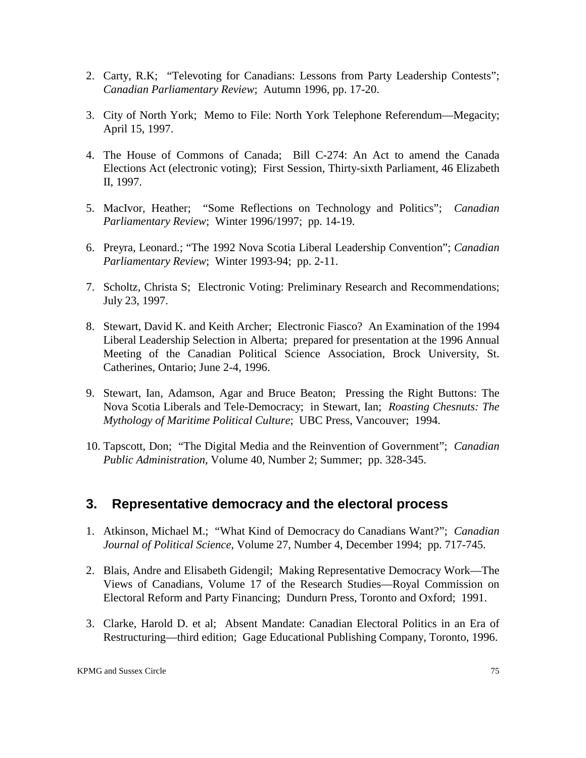2. Carty, R.K; "Televoting for Canadians: Lessons from Party Leadership Contests"; *Canadian Parliamentary Review*; Autumn 1996, pp. 17-20.

3. City of North York; Memo to File: North York Telephone Referendum—Megacity; April 15, 1997.

4. The House of Commons of Canada; Bill C-274: An Act to amend the Canada Elections Act (electronic voting); First Session, Thirty-sixth Parliament, 46 Elizabeth II, 1997.

5. MacIvor, Heather; "Some Reflections on Technology and Politics"; *Canadian Parliamentary Review*; Winter 1996/1997; pp. 14-19.

6. Preyra, Leonard.; "The 1992 Nova Scotia Liberal Leadership Convention"; *Canadian Parliamentary Review*; Winter 1993-94; pp. 2-11.

7. Scholtz, Christa S; Electronic Voting: Preliminary Research and Recommendations; July 23, 1997.

8. Stewart, David K. and Keith Archer; Electronic Fiasco? An Examination of the 1994 Liberal Leadership Selection in Alberta; prepared for presentation at the 1996 Annual Meeting of the Canadian Political Science Association, Brock University, St. Catherines, Ontario; June 2-4, 1996.

9. Stewart, Ian, Adamson, Agar and Bruce Beaton; Pressing the Right Buttons: The Nova Scotia Liberals and Tele-Democracy; in Stewart, Ian; *Roasting Chesnuts: The Mythology of Maritime Political Culture*; UBC Press, Vancouver; 1994.

10. Tapscott, Don; "The Digital Media and the Reinvention of Government"; *Canadian Public Administration*, Volume 40, Number 2; Summer; pp. 328-345.

## 3. Representative democracy and the electoral process

1. Atkinson, Michael M.; "What Kind of Democracy do Canadians Want?"; *Canadian Journal of Political Science*, Volume 27, Number 4, December 1994; pp. 717-745.

2. Blais, Andre and Elisabeth Gidengil; Making Representative Democracy Work—The Views of Canadians, Volume 17 of the Research Studies—Royal Commission on Electoral Reform and Party Financing; Dundurn Press, Toronto and Oxford; 1991.

3. Clarke, Harold D. et al; Absent Mandate: Canadian Electoral Politics in an Era of Restructuring—third edition; Gage Educational Publishing Company, Toronto, 1996.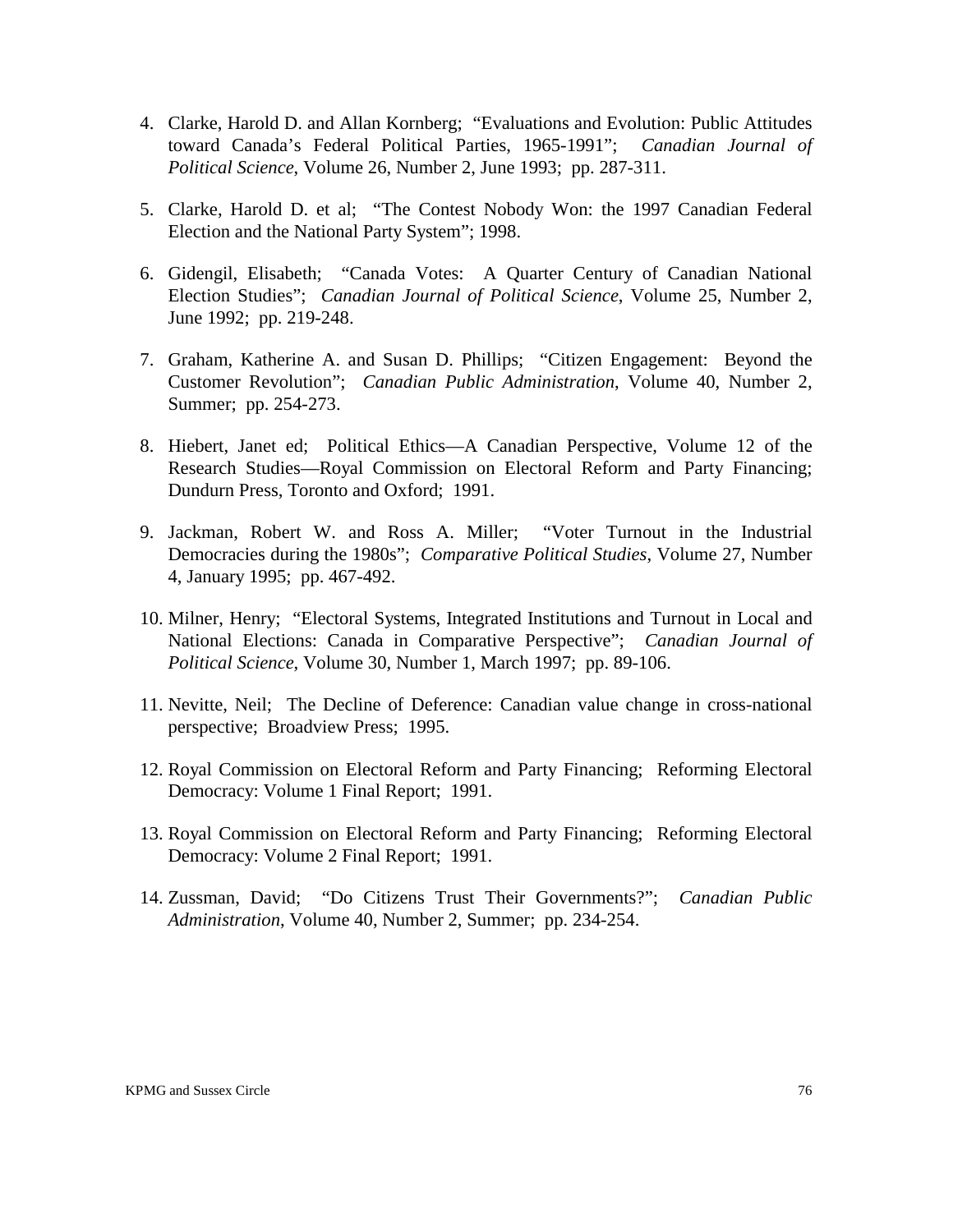4. Clarke, Harold D. and Allan Kornberg; "Evaluations and Evolution: Public Attitudes toward Canada's Federal Political Parties, 1965-1991"; *Canadian Journal of Political Science*, Volume 26, Number 2, June 1993; pp. 287-311.

5. Clarke, Harold D. et al; "The Contest Nobody Won: the 1997 Canadian Federal Election and the National Party System"; 1998.

6. Gidengil, Elisabeth; "Canada Votes: A Quarter Century of Canadian National Election Studies"; *Canadian Journal of Political Science*, Volume 25, Number 2, June 1992; pp. 219-248.

7. Graham, Katherine A. and Susan D. Phillips; "Citizen Engagement: Beyond the Customer Revolution"; *Canadian Public Administration*, Volume 40, Number 2, Summer; pp. 254-273.

8. Hiebert, Janet ed; Political Ethics—A Canadian Perspective, Volume 12 of the Research Studies—Royal Commission on Electoral Reform and Party Financing; Dundurn Press, Toronto and Oxford; 1991.

9. Jackman, Robert W. and Ross A. Miller; "Voter Turnout in the Industrial Democracies during the 1980s"; *Comparative Political Studies*, Volume 27, Number 4, January 1995; pp. 467-492.

10. Milner, Henry; "Electoral Systems, Integrated Institutions and Turnout in Local and National Elections: Canada in Comparative Perspective"; *Canadian Journal of Political Science*, Volume 30, Number 1, March 1997; pp. 89-106.

11. Nevitte, Neil; The Decline of Deference: Canadian value change in cross-national perspective; Broadview Press; 1995.

12. Royal Commission on Electoral Reform and Party Financing; Reforming Electoral Democracy: Volume 1 Final Report; 1991.

13. Royal Commission on Electoral Reform and Party Financing; Reforming Electoral Democracy: Volume 2 Final Report; 1991.

14. Zussman, David; "Do Citizens Trust Their Governments?"; *Canadian Public Administration*, Volume 40, Number 2, Summer; pp. 234-254.